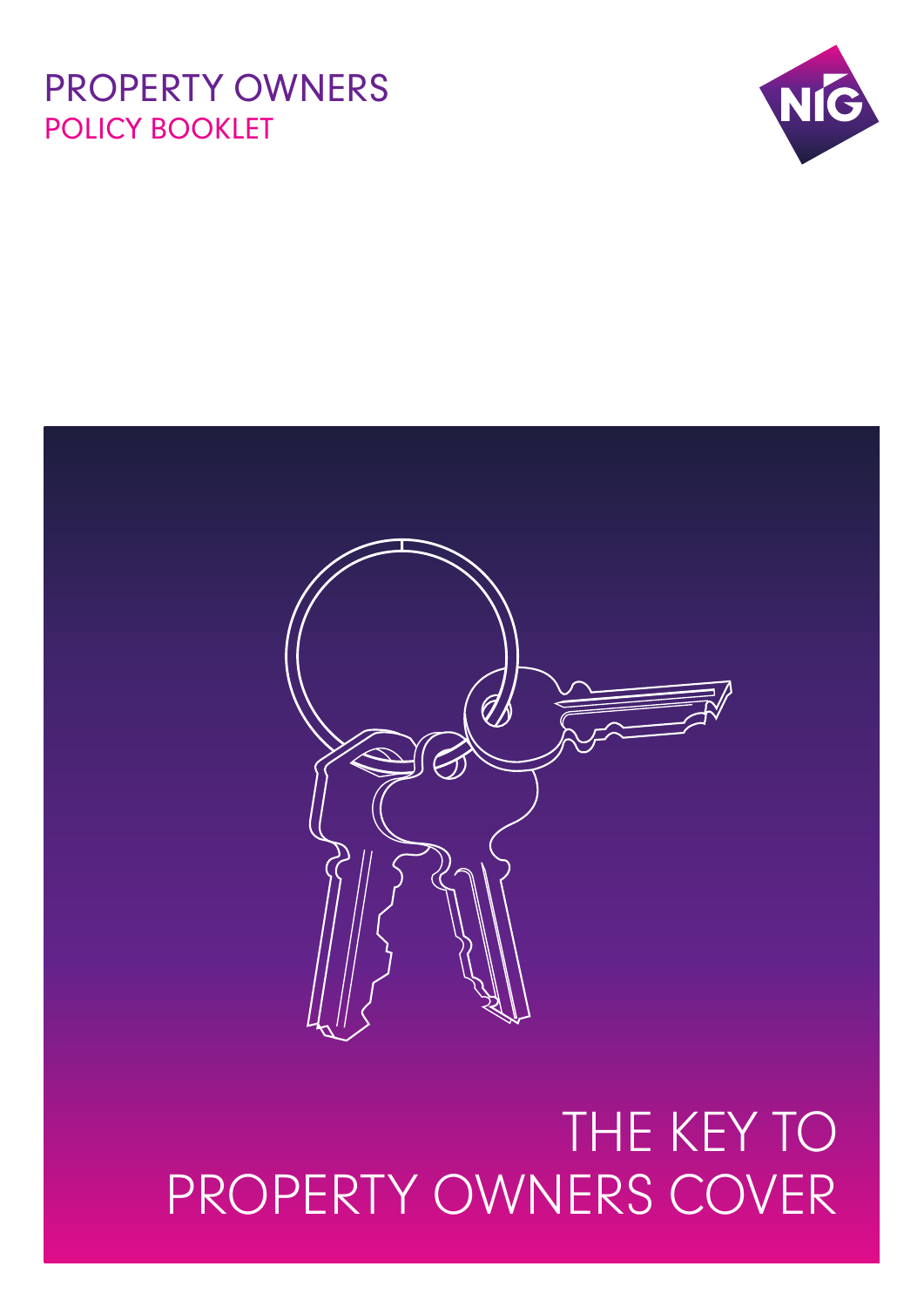# PROPERTY OWNERS

## POLICY BOOKLET

NIG

THE KEY TO
PROPERTY OWNERS COVER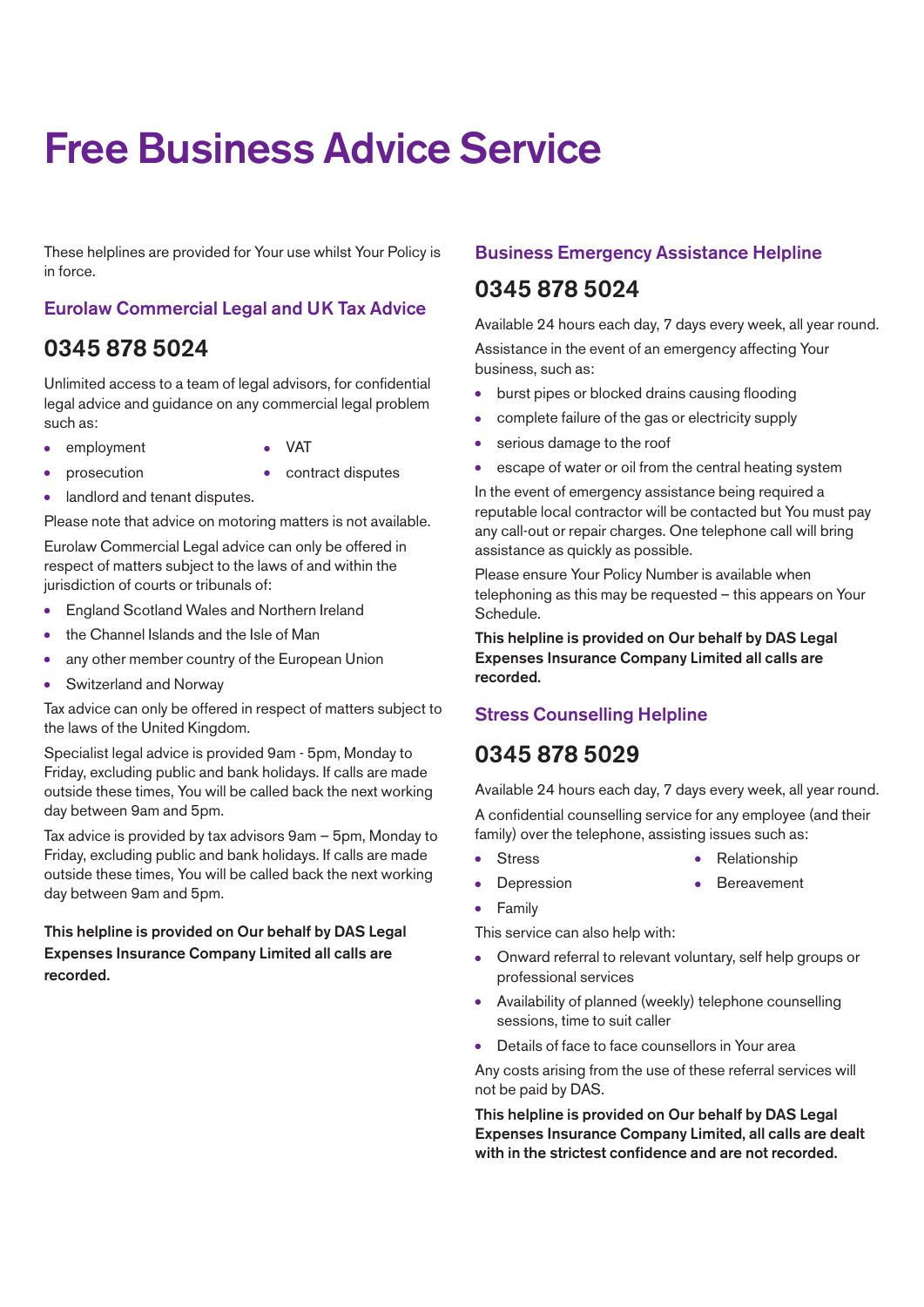# Free Business Advice Service

These helplines are provided for Your use whilst Your Policy is in force.

## Eurolaw Commercial Legal and UK Tax Advice

### 0345 878 5024

Unlimited access to a team of legal advisors, for confidential legal advice and guidance on any commercial legal problem such as:

- employment
- VAT
- prosecution
- contract disputes
- landlord and tenant disputes.

Please note that advice on motoring matters is not available.

Eurolaw Commercial Legal advice can only be offered in respect of matters subject to the laws of and within the jurisdiction of courts or tribunals of:

- England Scotland Wales and Northern Ireland
- the Channel Islands and the Isle of Man
- any other member country of the European Union
- Switzerland and Norway

Tax advice can only be offered in respect of matters subject to the laws of the United Kingdom.

Specialist legal advice is provided 9am - 5pm, Monday to Friday, excluding public and bank holidays. If calls are made outside these times, You will be called back the next working day between 9am and 5pm.

Tax advice is provided by tax advisors 9am – 5pm, Monday to Friday, excluding public and bank holidays. If calls are made outside these times, You will be called back the next working day between 9am and 5pm.

**This helpline is provided on Our behalf by DAS Legal Expenses Insurance Company Limited all calls are recorded.**

## Business Emergency Assistance Helpline

### 0345 878 5024

Available 24 hours each day, 7 days every week, all year round.

Assistance in the event of an emergency affecting Your business, such as:

- burst pipes or blocked drains causing flooding
- complete failure of the gas or electricity supply
- serious damage to the roof
- escape of water or oil from the central heating system

In the event of emergency assistance being required a reputable local contractor will be contacted but You must pay any call-out or repair charges. One telephone call will bring assistance as quickly as possible.

Please ensure Your Policy Number is available when telephoning as this may be requested – this appears on Your Schedule.

**This helpline is provided on Our behalf by DAS Legal Expenses Insurance Company Limited all calls are recorded.**

## Stress Counselling Helpline

### 0345 878 5029

Available 24 hours each day, 7 days every week, all year round.

A confidential counselling service for any employee (and their family) over the telephone, assisting issues such as:

- Stress
- Relationship
- Depression
- Bereavement
- Family

This service can also help with:

- Onward referral to relevant voluntary, self help groups or professional services
- Availability of planned (weekly) telephone counselling sessions, time to suit caller
- Details of face to face counsellors in Your area

Any costs arising from the use of these referral services will not be paid by DAS.

**This helpline is provided on Our behalf by DAS Legal Expenses Insurance Company Limited, all calls are dealt with in the strictest confidence and are not recorded.**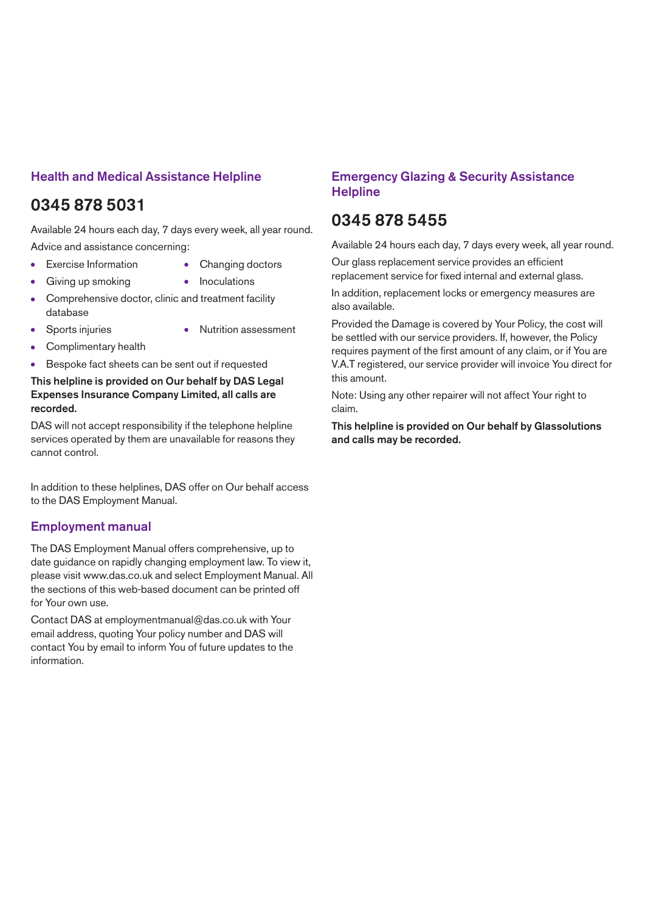## Health and Medical Assistance Helpline

## 0345 878 5031

Available 24 hours each day, 7 days every week, all year round.

Advice and assistance concerning:

- Exercise Information
- Changing doctors
- Giving up smoking
- Inoculations
- Comprehensive doctor, clinic and treatment facility database
- Sports injuries
- Nutrition assessment
- Complimentary health
- Bespoke fact sheets can be sent out if requested

**This helpline is provided on Our behalf by DAS Legal Expenses Insurance Company Limited, all calls are recorded.**

DAS will not accept responsibility if the telephone helpline services operated by them are unavailable for reasons they cannot control.

In addition to these helplines, DAS offer on Our behalf access to the DAS Employment Manual.

## Employment manual

The DAS Employment Manual offers comprehensive, up to date guidance on rapidly changing employment law. To view it, please visit www.das.co.uk and select Employment Manual. All the sections of this web-based document can be printed off for Your own use.

Contact DAS at employmentmanual@das.co.uk with Your email address, quoting Your policy number and DAS will contact You by email to inform You of future updates to the information.

## Emergency Glazing & Security Assistance Helpline

## 0345 878 5455

Available 24 hours each day, 7 days every week, all year round.

Our glass replacement service provides an efficient replacement service for fixed internal and external glass.

In addition, replacement locks or emergency measures are also available.

Provided the Damage is covered by Your Policy, the cost will be settled with our service providers. If, however, the Policy requires payment of the first amount of any claim, or if You are V.A.T registered, our service provider will invoice You direct for this amount.

Note: Using any other repairer will not affect Your right to claim.

**This helpline is provided on Our behalf by Glassolutions and calls may be recorded.**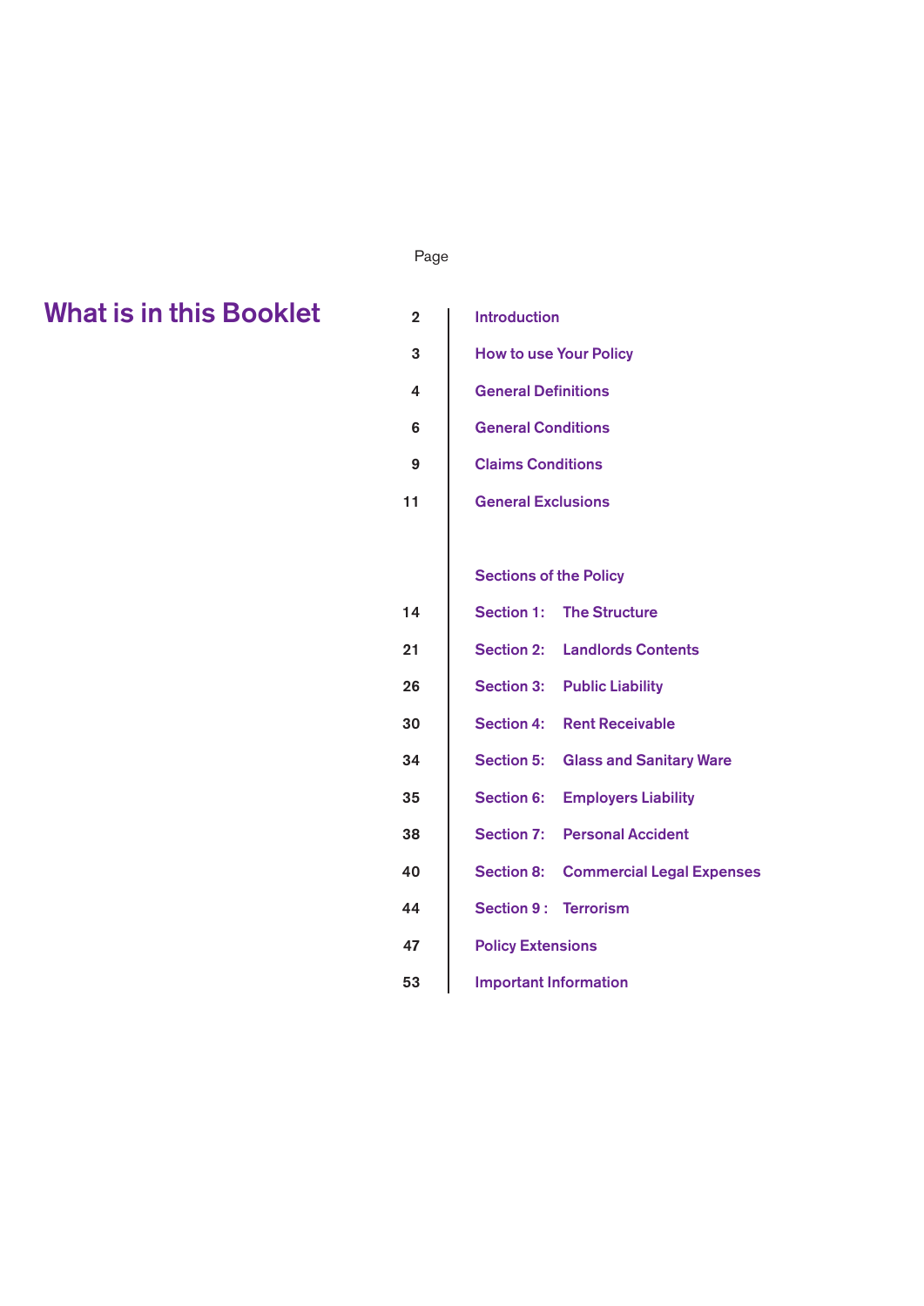# What is in this Booklet

| Page | |
|---|---|
| 2 | Introduction |
| 3 | How to use Your Policy |
| 4 | General Definitions |
| 6 | General Conditions |
| 9 | Claims Conditions |
| 11 | General Exclusions |
| | **Sections of the Policy** |
| 14 | Section 1: The Structure |
| 21 | Section 2: Landlords Contents |
| 26 | Section 3: Public Liability |
| 30 | Section 4: Rent Receivable |
| 34 | Section 5: Glass and Sanitary Ware |
| 35 | Section 6: Employers Liability |
| 38 | Section 7: Personal Accident |
| 40 | Section 8: Commercial Legal Expenses |
| 44 | Section 9 : Terrorism |
| 47 | Policy Extensions |
| 53 | Important Information |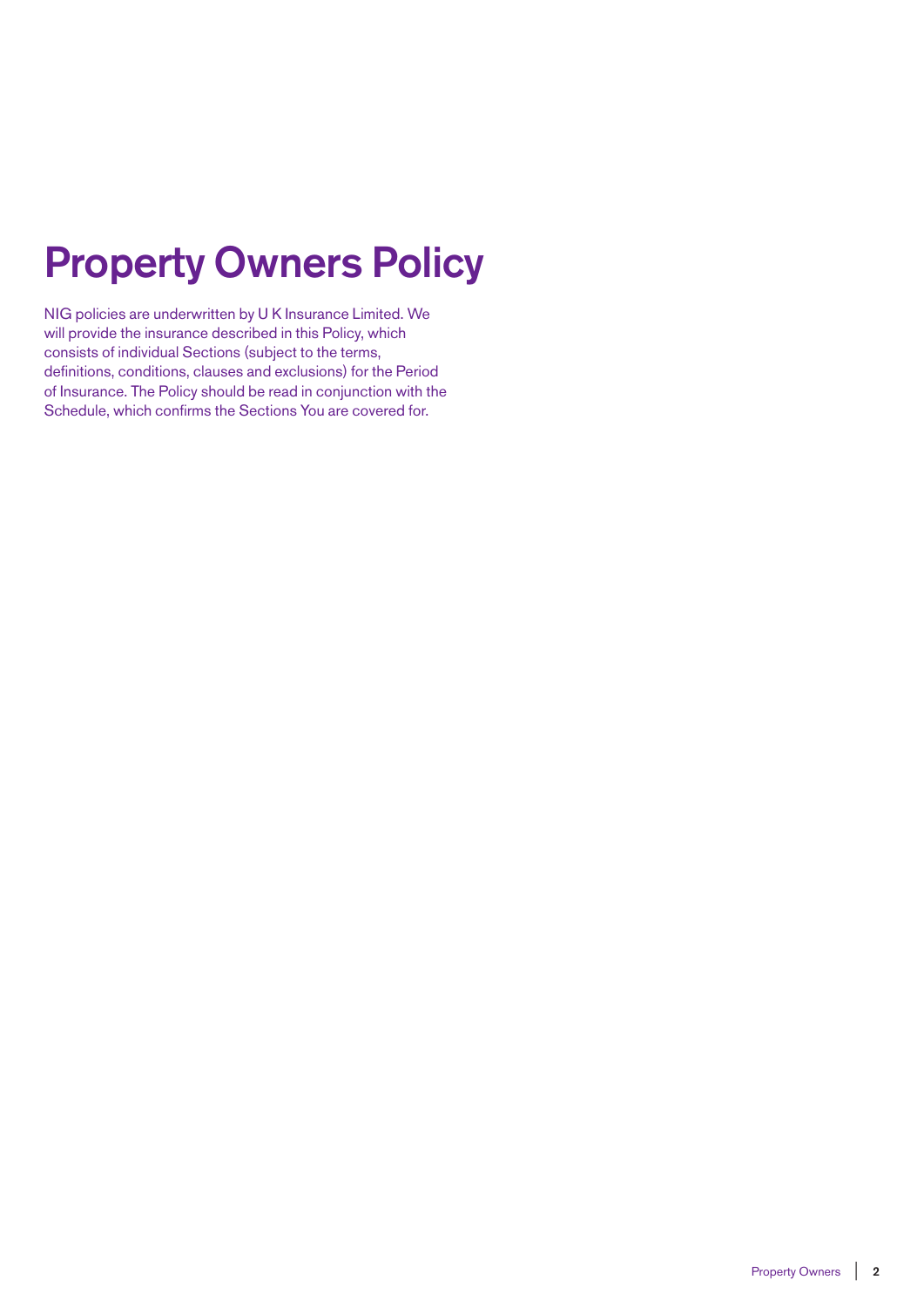# Property Owners Policy

NIG policies are underwritten by U K Insurance Limited. We will provide the insurance described in this Policy, which consists of individual Sections (subject to the terms, definitions, conditions, clauses and exclusions) for the Period of Insurance. The Policy should be read in conjunction with the Schedule, which confirms the Sections You are covered for.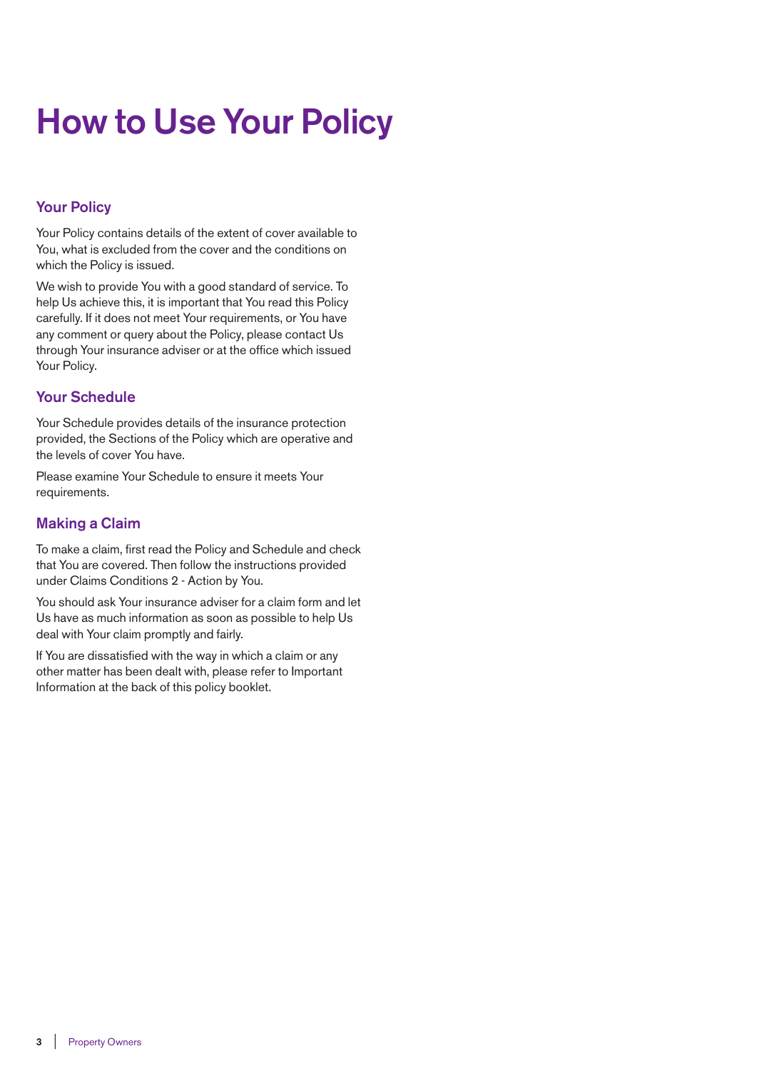# How to Use Your Policy

## Your Policy

Your Policy contains details of the extent of cover available to You, what is excluded from the cover and the conditions on which the Policy is issued.

We wish to provide You with a good standard of service. To help Us achieve this, it is important that You read this Policy carefully. If it does not meet Your requirements, or You have any comment or query about the Policy, please contact Us through Your insurance adviser or at the office which issued Your Policy.

## Your Schedule

Your Schedule provides details of the insurance protection provided, the Sections of the Policy which are operative and the levels of cover You have.

Please examine Your Schedule to ensure it meets Your requirements.

## Making a Claim

To make a claim, first read the Policy and Schedule and check that You are covered. Then follow the instructions provided under Claims Conditions 2 - Action by You.

You should ask Your insurance adviser for a claim form and let Us have as much information as soon as possible to help Us deal with Your claim promptly and fairly.

If You are dissatisfied with the way in which a claim or any other matter has been dealt with, please refer to Important Information at the back of this policy booklet.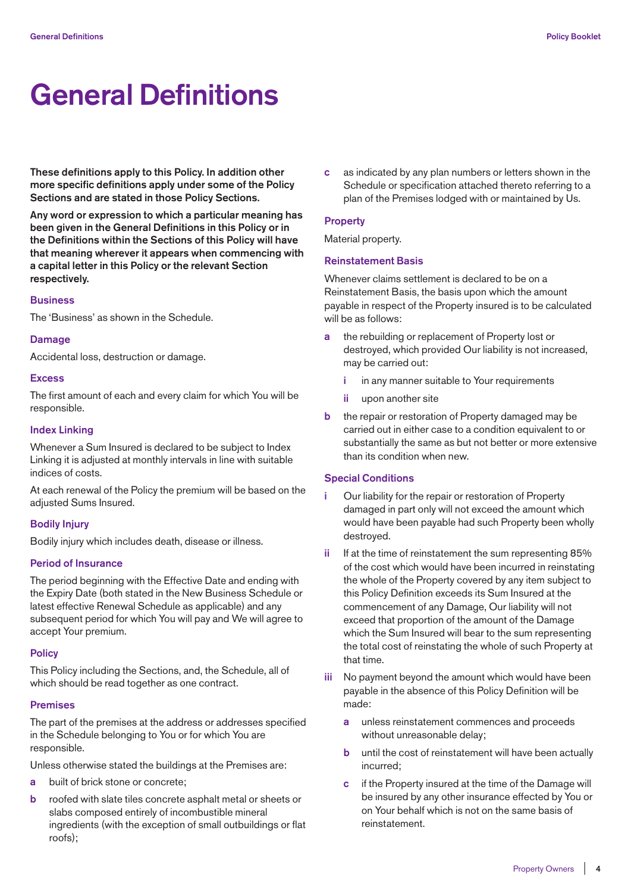# General Definitions

**These definitions apply to this Policy. In addition other more specific definitions apply under some of the Policy Sections and are stated in those Policy Sections.**

**Any word or expression to which a particular meaning has been given in the General Definitions in this Policy or in the Definitions within the Sections of this Policy will have that meaning wherever it appears when commencing with a capital letter in this Policy or the relevant Section respectively.**

### Business

The 'Business' as shown in the Schedule.

### Damage

Accidental loss, destruction or damage.

### Excess

The first amount of each and every claim for which You will be responsible.

### Index Linking

Whenever a Sum Insured is declared to be subject to Index Linking it is adjusted at monthly intervals in line with suitable indices of costs.

At each renewal of the Policy the premium will be based on the adjusted Sums Insured.

### Bodily Injury

Bodily injury which includes death, disease or illness.

### Period of Insurance

The period beginning with the Effective Date and ending with the Expiry Date (both stated in the New Business Schedule or latest effective Renewal Schedule as applicable) and any subsequent period for which You will pay and We will agree to accept Your premium.

### Policy

This Policy including the Sections, and, the Schedule, all of which should be read together as one contract.

### Premises

The part of the premises at the address or addresses specified in the Schedule belonging to You or for which You are responsible.

Unless otherwise stated the buildings at the Premises are:

- **a** built of brick stone or concrete;
- **b** roofed with slate tiles concrete asphalt metal or sheets or slabs composed entirely of incombustible mineral ingredients (with the exception of small outbuildings or flat roofs);
- **c** as indicated by any plan numbers or letters shown in the Schedule or specification attached thereto referring to a plan of the Premises lodged with or maintained by Us.

### Property

Material property.

### Reinstatement Basis

Whenever claims settlement is declared to be on a Reinstatement Basis, the basis upon which the amount payable in respect of the Property insured is to be calculated will be as follows:

- **a** the rebuilding or replacement of Property lost or destroyed, which provided Our liability is not increased, may be carried out:
  - **i** in any manner suitable to Your requirements
  - **ii** upon another site
- **b** the repair or restoration of Property damaged may be carried out in either case to a condition equivalent to or substantially the same as but not better or more extensive than its condition when new.

### Special Conditions

- **i** Our liability for the repair or restoration of Property damaged in part only will not exceed the amount which would have been payable had such Property been wholly destroyed.
- **ii** If at the time of reinstatement the sum representing 85% of the cost which would have been incurred in reinstating the whole of the Property covered by any item subject to this Policy Definition exceeds its Sum Insured at the commencement of any Damage, Our liability will not exceed that proportion of the amount of the Damage which the Sum Insured will bear to the sum representing the total cost of reinstating the whole of such Property at that time.
- **iii** No payment beyond the amount which would have been payable in the absence of this Policy Definition will be made:
  - **a** unless reinstatement commences and proceeds without unreasonable delay;
  - **b** until the cost of reinstatement will have been actually incurred;
  - **c** if the Property insured at the time of the Damage will be insured by any other insurance effected by You or on Your behalf which is not on the same basis of reinstatement.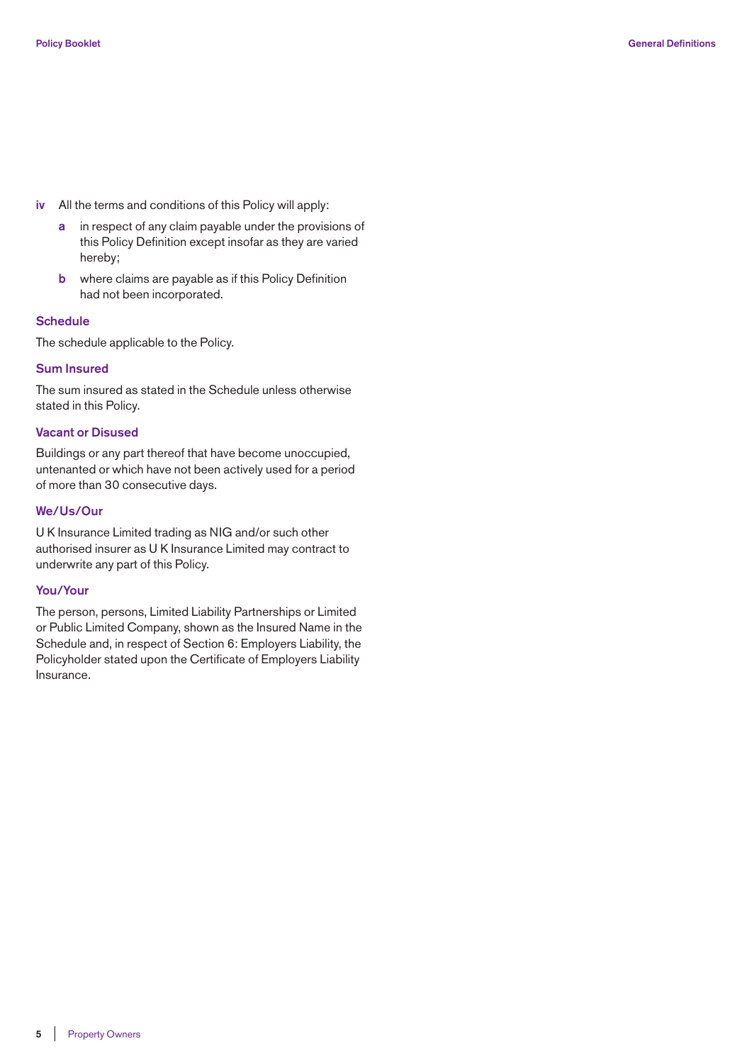- **iv** All the terms and conditions of this Policy will apply:
  - **a** in respect of any claim payable under the provisions of this Policy Definition except insofar as they are varied hereby;
  - **b** where claims are payable as if this Policy Definition had not been incorporated.

### Schedule

The schedule applicable to the Policy.

### Sum Insured

The sum insured as stated in the Schedule unless otherwise stated in this Policy.

### Vacant or Disused

Buildings or any part thereof that have become unoccupied, untenanted or which have not been actively used for a period of more than 30 consecutive days.

### We/Us/Our

U K Insurance Limited trading as NIG and/or such other authorised insurer as U K Insurance Limited may contract to underwrite any part of this Policy.

### You/Your

The person, persons, Limited Liability Partnerships or Limited or Public Limited Company, shown as the Insured Name in the Schedule and, in respect of Section 6: Employers Liability, the Policyholder stated upon the Certificate of Employers Liability Insurance.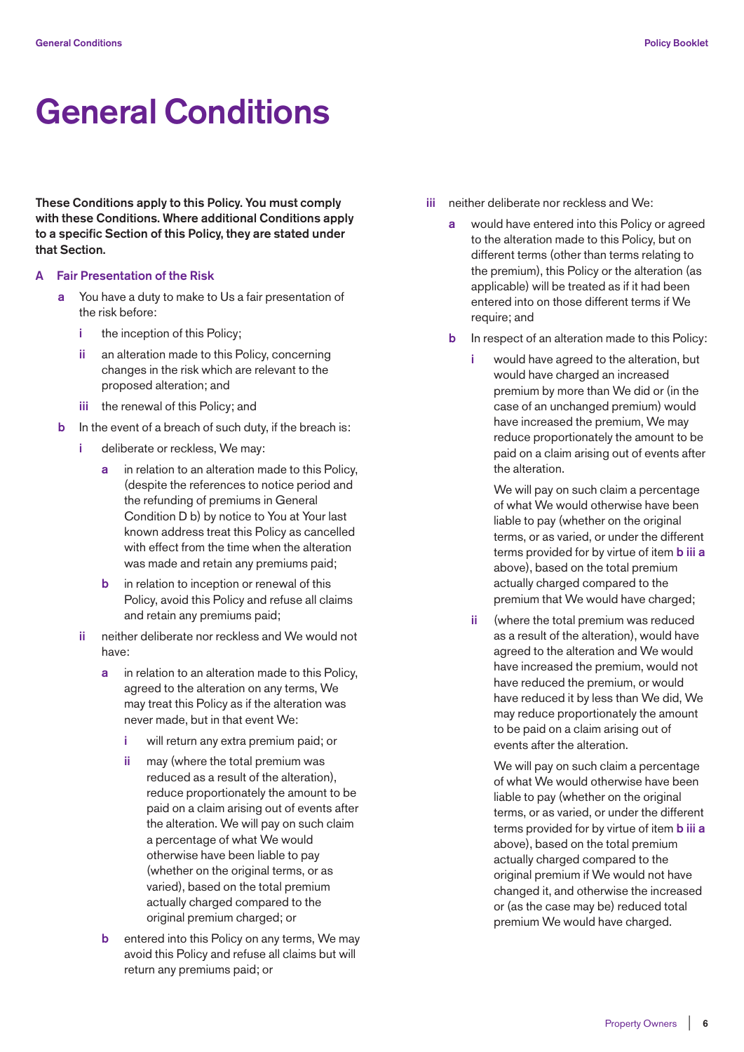# General Conditions

**These Conditions apply to this Policy. You must comply with these Conditions. Where additional Conditions apply to a specific Section of this Policy, they are stated under that Section.**

## A Fair Presentation of the Risk

- **a** You have a duty to make to Us a fair presentation of the risk before:
  - **i** the inception of this Policy;
  - **ii** an alteration made to this Policy, concerning changes in the risk which are relevant to the proposed alteration; and
  - **iii** the renewal of this Policy; and
- **b** In the event of a breach of such duty, if the breach is:
  - **i** deliberate or reckless, We may:
    - **a** in relation to an alteration made to this Policy, (despite the references to notice period and the refunding of premiums in General Condition D b) by notice to You at Your last known address treat this Policy as cancelled with effect from the time when the alteration was made and retain any premiums paid;
    - **b** in relation to inception or renewal of this Policy, avoid this Policy and refuse all claims and retain any premiums paid;
  - **ii** neither deliberate nor reckless and We would not have:
    - **a** in relation to an alteration made to this Policy, agreed to the alteration on any terms, We may treat this Policy as if the alteration was never made, but in that event We:
      - **i** will return any extra premium paid; or
      - **ii** may (where the total premium was reduced as a result of the alteration), reduce proportionately the amount to be paid on a claim arising out of events after the alteration. We will pay on such claim a percentage of what We would otherwise have been liable to pay (whether on the original terms, or as varied), based on the total premium actually charged compared to the original premium charged; or
    - **b** entered into this Policy on any terms, We may avoid this Policy and refuse all claims but will return any premiums paid; or
  - **iii** neither deliberate nor reckless and We:
    - **a** would have entered into this Policy or agreed to the alteration made to this Policy, but on different terms (other than terms relating to the premium), this Policy or the alteration (as applicable) will be treated as if it had been entered into on those different terms if We require; and
    - **b** In respect of an alteration made to this Policy:
      - **i** would have agreed to the alteration, but would have charged an increased premium by more than We did or (in the case of an unchanged premium) would have increased the premium, We may reduce proportionately the amount to be paid on a claim arising out of events after the alteration.

        We will pay on such claim a percentage of what We would otherwise have been liable to pay (whether on the original terms, or as varied, or under the different terms provided for by virtue of item **b iii a** above), based on the total premium actually charged compared to the premium that We would have charged;
      - **ii** (where the total premium was reduced as a result of the alteration), would have agreed to the alteration and We would have increased the premium, would not have reduced the premium, or would have reduced it by less than We did, We may reduce proportionately the amount to be paid on a claim arising out of events after the alteration.

        We will pay on such claim a percentage of what We would otherwise have been liable to pay (whether on the original terms, or as varied, or under the different terms provided for by virtue of item **b iii a** above), based on the total premium actually charged compared to the original premium if We would not have changed it, and otherwise the increased or (as the case may be) reduced total premium We would have charged.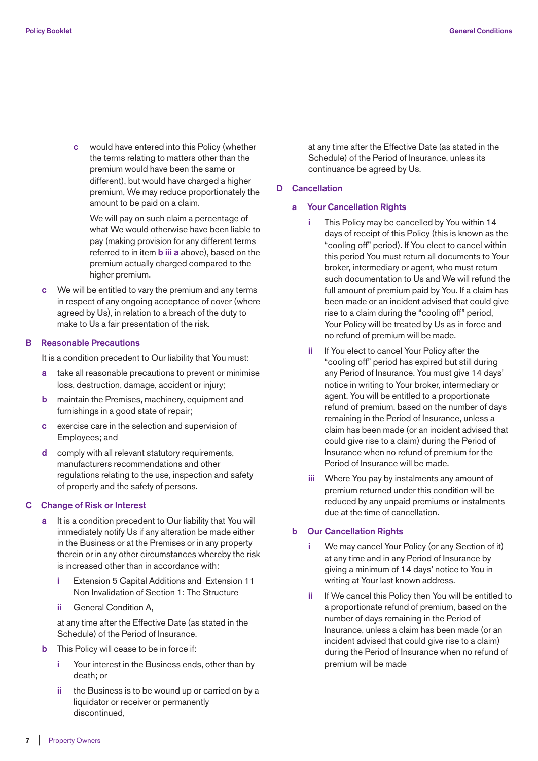c would have entered into this Policy (whether the terms relating to matters other than the premium would have been the same or different), but would have charged a higher premium, We may reduce proportionately the amount to be paid on a claim.

We will pay on such claim a percentage of what We would otherwise have been liable to pay (making provision for any different terms referred to in item **b iii a** above), based on the premium actually charged compared to the higher premium.

c We will be entitled to vary the premium and any terms in respect of any ongoing acceptance of cover (where agreed by Us), in relation to a breach of the duty to make to Us a fair presentation of the risk.

## B Reasonable Precautions

It is a condition precedent to Our liability that You must:

a take all reasonable precautions to prevent or minimise loss, destruction, damage, accident or injury;

b maintain the Premises, machinery, equipment and furnishings in a good state of repair;

c exercise care in the selection and supervision of Employees; and

d comply with all relevant statutory requirements, manufacturers recommendations and other regulations relating to the use, inspection and safety of property and the safety of persons.

## C Change of Risk or Interest

a It is a condition precedent to Our liability that You will immediately notify Us if any alteration be made either in the Business or at the Premises or in any property therein or in any other circumstances whereby the risk is increased other than in accordance with:

i Extension 5 Capital Additions and Extension 11 Non Invalidation of Section 1: The Structure

ii General Condition A,

at any time after the Effective Date (as stated in the Schedule) of the Period of Insurance.

b This Policy will cease to be in force if:

i Your interest in the Business ends, other than by death; or

ii the Business is to be wound up or carried on by a liquidator or receiver or permanently discontinued,

at any time after the Effective Date (as stated in the Schedule) of the Period of Insurance, unless its continuance be agreed by Us.

## D Cancellation

### a Your Cancellation Rights

i This Policy may be cancelled by You within 14 days of receipt of this Policy (this is known as the "cooling off" period). If You elect to cancel within this period You must return all documents to Your broker, intermediary or agent, who must return such documentation to Us and We will refund the full amount of premium paid by You. If a claim has been made or an incident advised that could give rise to a claim during the "cooling off" period, Your Policy will be treated by Us as in force and no refund of premium will be made.

ii If You elect to cancel Your Policy after the "cooling off" period has expired but still during any Period of Insurance. You must give 14 days' notice in writing to Your broker, intermediary or agent. You will be entitled to a proportionate refund of premium, based on the number of days remaining in the Period of Insurance, unless a claim has been made (or an incident advised that could give rise to a claim) during the Period of Insurance when no refund of premium for the Period of Insurance will be made.

iii Where You pay by instalments any amount of premium returned under this condition will be reduced by any unpaid premiums or instalments due at the time of cancellation.

### b Our Cancellation Rights

i We may cancel Your Policy (or any Section of it) at any time and in any Period of Insurance by giving a minimum of 14 days' notice to You in writing at Your last known address.

ii If We cancel this Policy then You will be entitled to a proportionate refund of premium, based on the number of days remaining in the Period of Insurance, unless a claim has been made (or an incident advised that could give rise to a claim) during the Period of Insurance when no refund of premium will be made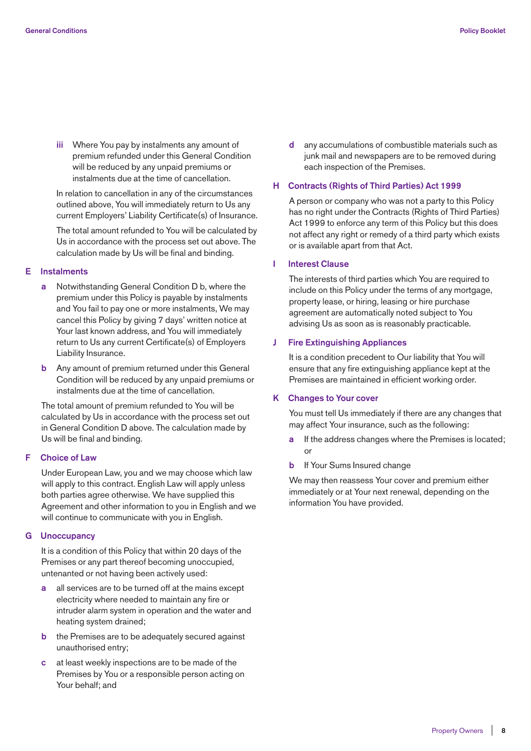iii Where You pay by instalments any amount of premium refunded under this General Condition will be reduced by any unpaid premiums or instalments due at the time of cancellation.

In relation to cancellation in any of the circumstances outlined above, You will immediately return to Us any current Employers' Liability Certificate(s) of Insurance.

The total amount refunded to You will be calculated by Us in accordance with the process set out above. The calculation made by Us will be final and binding.

## E Instalments

a Notwithstanding General Condition D b, where the premium under this Policy is payable by instalments and You fail to pay one or more instalments, We may cancel this Policy by giving 7 days' written notice at Your last known address, and You will immediately return to Us any current Certificate(s) of Employers Liability Insurance.

b Any amount of premium returned under this General Condition will be reduced by any unpaid premiums or instalments due at the time of cancellation.

The total amount of premium refunded to You will be calculated by Us in accordance with the process set out in General Condition D above. The calculation made by Us will be final and binding.

## F Choice of Law

Under European Law, you and we may choose which law will apply to this contract. English Law will apply unless both parties agree otherwise. We have supplied this Agreement and other information to you in English and we will continue to communicate with you in English.

## G Unoccupancy

It is a condition of this Policy that within 20 days of the Premises or any part thereof becoming unoccupied, untenanted or not having been actively used:

a all services are to be turned off at the mains except electricity where needed to maintain any fire or intruder alarm system in operation and the water and heating system drained;

b the Premises are to be adequately secured against unauthorised entry;

c at least weekly inspections are to be made of the Premises by You or a responsible person acting on Your behalf; and

d any accumulations of combustible materials such as junk mail and newspapers are to be removed during each inspection of the Premises.

## H Contracts (Rights of Third Parties) Act 1999

A person or company who was not a party to this Policy has no right under the Contracts (Rights of Third Parties) Act 1999 to enforce any term of this Policy but this does not affect any right or remedy of a third party which exists or is available apart from that Act.

## I Interest Clause

The interests of third parties which You are required to include on this Policy under the terms of any mortgage, property lease, or hiring, leasing or hire purchase agreement are automatically noted subject to You advising Us as soon as is reasonably practicable.

## J Fire Extinguishing Appliances

It is a condition precedent to Our liability that You will ensure that any fire extinguishing appliance kept at the Premises are maintained in efficient working order.

## K Changes to Your cover

You must tell Us immediately if there are any changes that may affect Your insurance, such as the following:

a If the address changes where the Premises is located; or

b If Your Sums Insured change

We may then reassess Your cover and premium either immediately or at Your next renewal, depending on the information You have provided.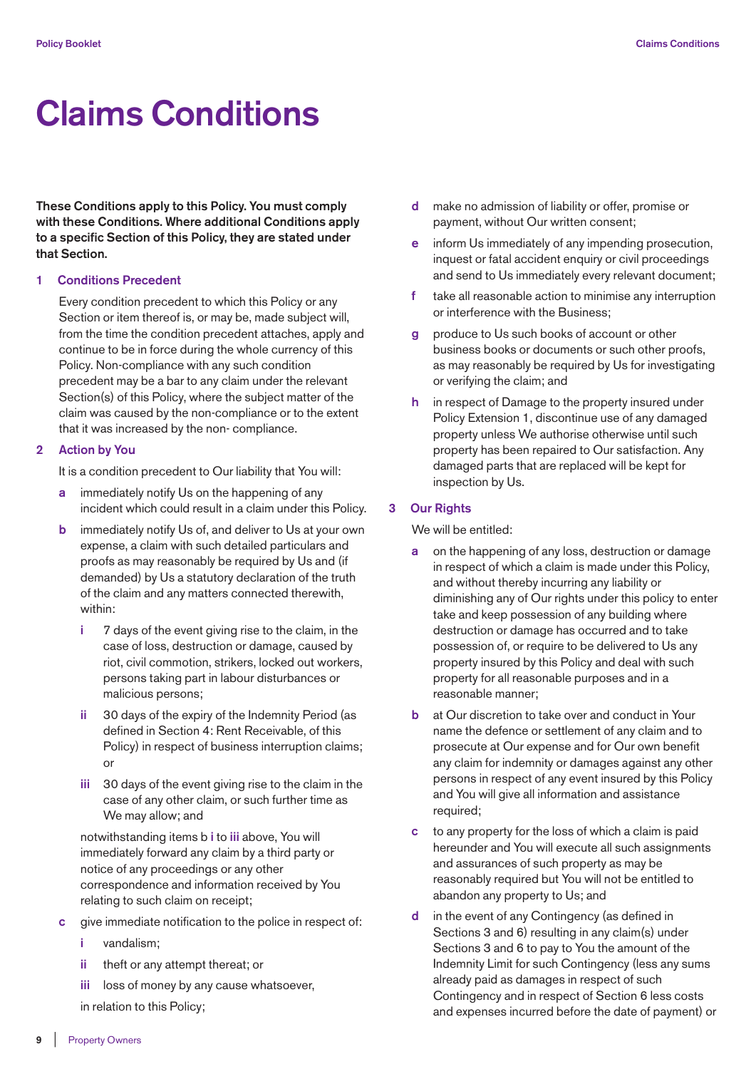# Claims Conditions

**These Conditions apply to this Policy. You must comply with these Conditions. Where additional Conditions apply to a specific Section of this Policy, they are stated under that Section.**

## 1 Conditions Precedent

Every condition precedent to which this Policy or any Section or item thereof is, or may be, made subject will, from the time the condition precedent attaches, apply and continue to be in force during the whole currency of this Policy. Non-compliance with any such condition precedent may be a bar to any claim under the relevant Section(s) of this Policy, where the subject matter of the claim was caused by the non-compliance or to the extent that it was increased by the non- compliance.

## 2 Action by You

It is a condition precedent to Our liability that You will:

- **a** immediately notify Us on the happening of any incident which could result in a claim under this Policy.
- **b** immediately notify Us of, and deliver to Us at your own expense, a claim with such detailed particulars and proofs as may reasonably be required by Us and (if demanded) by Us a statutory declaration of the truth of the claim and any matters connected therewith, within:
  - **i** 7 days of the event giving rise to the claim, in the case of loss, destruction or damage, caused by riot, civil commotion, strikers, locked out workers, persons taking part in labour disturbances or malicious persons;
  - **ii** 30 days of the expiry of the Indemnity Period (as defined in Section 4: Rent Receivable, of this Policy) in respect of business interruption claims; or
  - **iii** 30 days of the event giving rise to the claim in the case of any other claim, or such further time as We may allow; and

  notwithstanding items b **i** to **iii** above, You will immediately forward any claim by a third party or notice of any proceedings or any other correspondence and information received by You relating to such claim on receipt;
- **c** give immediate notification to the police in respect of:
  - **i** vandalism;
  - **ii** theft or any attempt thereat; or
  - **iii** loss of money by any cause whatsoever,

  in relation to this Policy;
- **d** make no admission of liability or offer, promise or payment, without Our written consent;
- **e** inform Us immediately of any impending prosecution, inquest or fatal accident enquiry or civil proceedings and send to Us immediately every relevant document;
- **f** take all reasonable action to minimise any interruption or interference with the Business;
- **g** produce to Us such books of account or other business books or documents or such other proofs, as may reasonably be required by Us for investigating or verifying the claim; and
- **h** in respect of Damage to the property insured under Policy Extension 1, discontinue use of any damaged property unless We authorise otherwise until such property has been repaired to Our satisfaction. Any damaged parts that are replaced will be kept for inspection by Us.

## 3 Our Rights

We will be entitled:

- **a** on the happening of any loss, destruction or damage in respect of which a claim is made under this Policy, and without thereby incurring any liability or diminishing any of Our rights under this policy to enter take and keep possession of any building where destruction or damage has occurred and to take possession of, or require to be delivered to Us any property insured by this Policy and deal with such property for all reasonable purposes and in a reasonable manner;
- **b** at Our discretion to take over and conduct in Your name the defence or settlement of any claim and to prosecute at Our expense and for Our own benefit any claim for indemnity or damages against any other persons in respect of any event insured by this Policy and You will give all information and assistance required;
- **c** to any property for the loss of which a claim is paid hereunder and You will execute all such assignments and assurances of such property as may be reasonably required but You will not be entitled to abandon any property to Us; and
- **d** in the event of any Contingency (as defined in Sections 3 and 6) resulting in any claim(s) under Sections 3 and 6 to pay to You the amount of the Indemnity Limit for such Contingency (less any sums already paid as damages in respect of such Contingency and in respect of Section 6 less costs and expenses incurred before the date of payment) or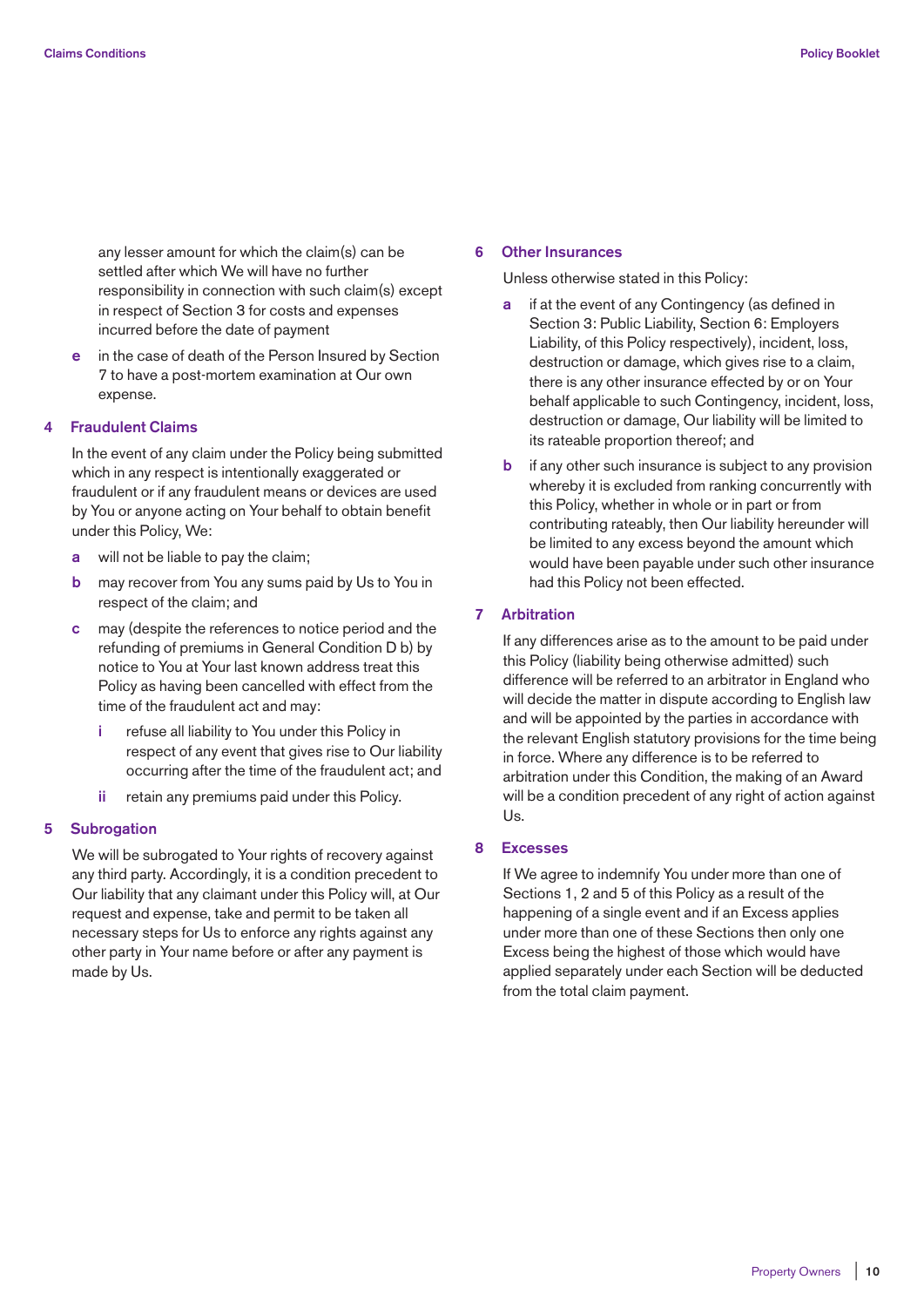any lesser amount for which the claim(s) can be settled after which We will have no further responsibility in connection with such claim(s) except in respect of Section 3 for costs and expenses incurred before the date of payment

**e** in the case of death of the Person Insured by Section 7 to have a post-mortem examination at Our own expense.

## 4 Fraudulent Claims

In the event of any claim under the Policy being submitted which in any respect is intentionally exaggerated or fraudulent or if any fraudulent means or devices are used by You or anyone acting on Your behalf to obtain benefit under this Policy, We:

**a** will not be liable to pay the claim;

**b** may recover from You any sums paid by Us to You in respect of the claim; and

**c** may (despite the references to notice period and the refunding of premiums in General Condition D b) by notice to You at Your last known address treat this Policy as having been cancelled with effect from the time of the fraudulent act and may:

- **i** refuse all liability to You under this Policy in respect of any event that gives rise to Our liability occurring after the time of the fraudulent act; and
- **ii** retain any premiums paid under this Policy.

## 5 Subrogation

We will be subrogated to Your rights of recovery against any third party. Accordingly, it is a condition precedent to Our liability that any claimant under this Policy will, at Our request and expense, take and permit to be taken all necessary steps for Us to enforce any rights against any other party in Your name before or after any payment is made by Us.

## 6 Other Insurances

Unless otherwise stated in this Policy:

**a** if at the event of any Contingency (as defined in Section 3: Public Liability, Section 6: Employers Liability, of this Policy respectively), incident, loss, destruction or damage, which gives rise to a claim, there is any other insurance effected by or on Your behalf applicable to such Contingency, incident, loss, destruction or damage, Our liability will be limited to its rateable proportion thereof; and

**b** if any other such insurance is subject to any provision whereby it is excluded from ranking concurrently with this Policy, whether in whole or in part or from contributing rateably, then Our liability hereunder will be limited to any excess beyond the amount which would have been payable under such other insurance had this Policy not been effected.

## 7 Arbitration

If any differences arise as to the amount to be paid under this Policy (liability being otherwise admitted) such difference will be referred to an arbitrator in England who will decide the matter in dispute according to English law and will be appointed by the parties in accordance with the relevant English statutory provisions for the time being in force. Where any difference is to be referred to arbitration under this Condition, the making of an Award will be a condition precedent of any right of action against Us.

## 8 Excesses

If We agree to indemnify You under more than one of Sections 1, 2 and 5 of this Policy as a result of the happening of a single event and if an Excess applies under more than one of these Sections then only one Excess being the highest of those which would have applied separately under each Section will be deducted from the total claim payment.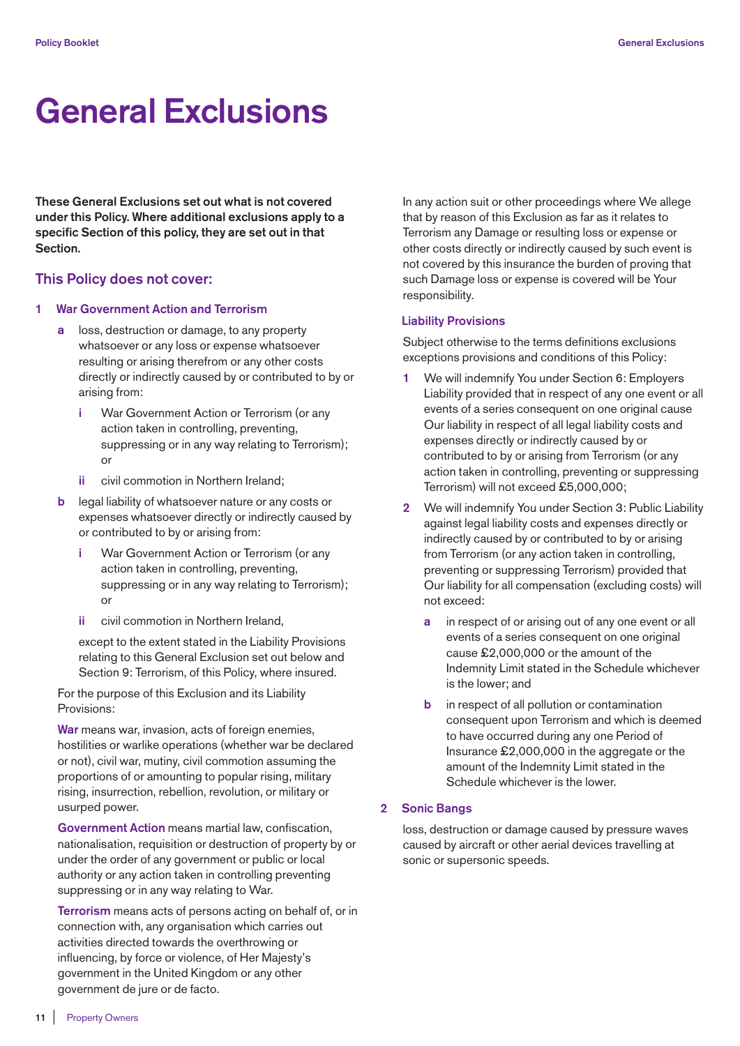# General Exclusions

**These General Exclusions set out what is not covered under this Policy. Where additional exclusions apply to a specific Section of this policy, they are set out in that Section.**

## This Policy does not cover:

### 1 War Government Action and Terrorism

- **a** loss, destruction or damage, to any property whatsoever or any loss or expense whatsoever resulting or arising therefrom or any other costs directly or indirectly caused by or contributed to by or arising from:
  - **i** War Government Action or Terrorism (or any action taken in controlling, preventing, suppressing or in any way relating to Terrorism); or
  - **ii** civil commotion in Northern Ireland;
- **b** legal liability of whatsoever nature or any costs or expenses whatsoever directly or indirectly caused by or contributed to by or arising from:
  - **i** War Government Action or Terrorism (or any action taken in controlling, preventing, suppressing or in any way relating to Terrorism); or
  - **ii** civil commotion in Northern Ireland,

  except to the extent stated in the Liability Provisions relating to this General Exclusion set out below and Section 9: Terrorism, of this Policy, where insured.

For the purpose of this Exclusion and its Liability Provisions:

**War** means war, invasion, acts of foreign enemies, hostilities or warlike operations (whether war be declared or not), civil war, mutiny, civil commotion assuming the proportions of or amounting to popular rising, military rising, insurrection, rebellion, revolution, or military or usurped power.

**Government Action** means martial law, confiscation, nationalisation, requisition or destruction of property by or under the order of any government or public or local authority or any action taken in controlling preventing suppressing or in any way relating to War.

**Terrorism** means acts of persons acting on behalf of, or in connection with, any organisation which carries out activities directed towards the overthrowing or influencing, by force or violence, of Her Majesty's government in the United Kingdom or any other government de jure or de facto.

In any action suit or other proceedings where We allege that by reason of this Exclusion as far as it relates to Terrorism any Damage or resulting loss or expense or other costs directly or indirectly caused by such event is not covered by this insurance the burden of proving that such Damage loss or expense is covered will be Your responsibility.

#### Liability Provisions

Subject otherwise to the terms definitions exclusions exceptions provisions and conditions of this Policy:

1. We will indemnify You under Section 6: Employers Liability provided that in respect of any one event or all events of a series consequent on one original cause Our liability in respect of all legal liability costs and expenses directly or indirectly caused by or contributed to by or arising from Terrorism (or any action taken in controlling, preventing or suppressing Terrorism) will not exceed £5,000,000;
2. We will indemnify You under Section 3: Public Liability against legal liability costs and expenses directly or indirectly caused by or contributed to by or arising from Terrorism (or any action taken in controlling, preventing or suppressing Terrorism) provided that Our liability for all compensation (excluding costs) will not exceed:
   - **a** in respect of or arising out of any one event or all events of a series consequent on one original cause £2,000,000 or the amount of the Indemnity Limit stated in the Schedule whichever is the lower; and
   - **b** in respect of all pollution or contamination consequent upon Terrorism and which is deemed to have occurred during any one Period of Insurance £2,000,000 in the aggregate or the amount of the Indemnity Limit stated in the Schedule whichever is the lower.

### 2 Sonic Bangs

loss, destruction or damage caused by pressure waves caused by aircraft or other aerial devices travelling at sonic or supersonic speeds.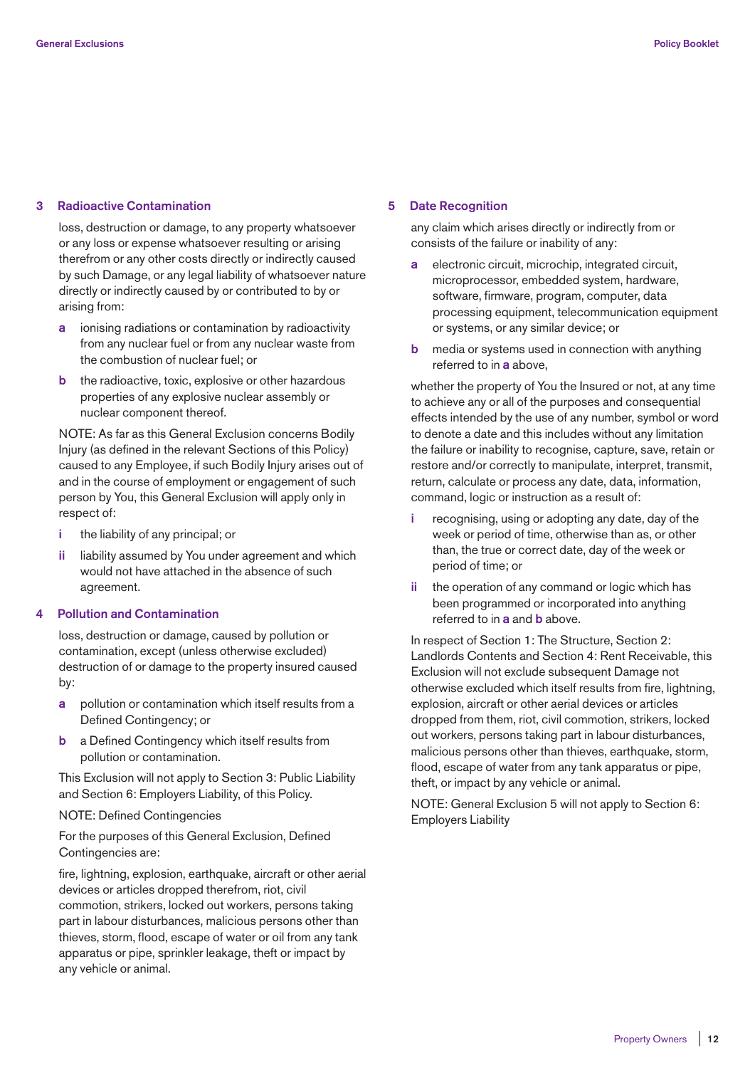## 3 Radioactive Contamination

loss, destruction or damage, to any property whatsoever or any loss or expense whatsoever resulting or arising therefrom or any other costs directly or indirectly caused by such Damage, or any legal liability of whatsoever nature directly or indirectly caused by or contributed to by or arising from:

- **a** ionising radiations or contamination by radioactivity from any nuclear fuel or from any nuclear waste from the combustion of nuclear fuel; or
- **b** the radioactive, toxic, explosive or other hazardous properties of any explosive nuclear assembly or nuclear component thereof.

NOTE: As far as this General Exclusion concerns Bodily Injury (as defined in the relevant Sections of this Policy) caused to any Employee, if such Bodily Injury arises out of and in the course of employment or engagement of such person by You, this General Exclusion will apply only in respect of:

- **i** the liability of any principal; or
- **ii** liability assumed by You under agreement and which would not have attached in the absence of such agreement.

## 4 Pollution and Contamination

loss, destruction or damage, caused by pollution or contamination, except (unless otherwise excluded) destruction of or damage to the property insured caused by:

- **a** pollution or contamination which itself results from a Defined Contingency; or
- **b** a Defined Contingency which itself results from pollution or contamination.

This Exclusion will not apply to Section 3: Public Liability and Section 6: Employers Liability, of this Policy.

NOTE: Defined Contingencies

For the purposes of this General Exclusion, Defined Contingencies are:

fire, lightning, explosion, earthquake, aircraft or other aerial devices or articles dropped therefrom, riot, civil commotion, strikers, locked out workers, persons taking part in labour disturbances, malicious persons other than thieves, storm, flood, escape of water or oil from any tank apparatus or pipe, sprinkler leakage, theft or impact by any vehicle or animal.

## 5 Date Recognition

any claim which arises directly or indirectly from or consists of the failure or inability of any:

- **a** electronic circuit, microchip, integrated circuit, microprocessor, embedded system, hardware, software, firmware, program, computer, data processing equipment, telecommunication equipment or systems, or any similar device; or
- **b** media or systems used in connection with anything referred to in **a** above,

whether the property of You the Insured or not, at any time to achieve any or all of the purposes and consequential effects intended by the use of any number, symbol or word to denote a date and this includes without any limitation the failure or inability to recognise, capture, save, retain or restore and/or correctly to manipulate, interpret, transmit, return, calculate or process any date, data, information, command, logic or instruction as a result of:

- **i** recognising, using or adopting any date, day of the week or period of time, otherwise than as, or other than, the true or correct date, day of the week or period of time; or
- **ii** the operation of any command or logic which has been programmed or incorporated into anything referred to in **a** and **b** above.

In respect of Section 1: The Structure, Section 2: Landlords Contents and Section 4: Rent Receivable, this Exclusion will not exclude subsequent Damage not otherwise excluded which itself results from fire, lightning, explosion, aircraft or other aerial devices or articles dropped from them, riot, civil commotion, strikers, locked out workers, persons taking part in labour disturbances, malicious persons other than thieves, earthquake, storm, flood, escape of water from any tank apparatus or pipe, theft, or impact by any vehicle or animal.

NOTE: General Exclusion 5 will not apply to Section 6: Employers Liability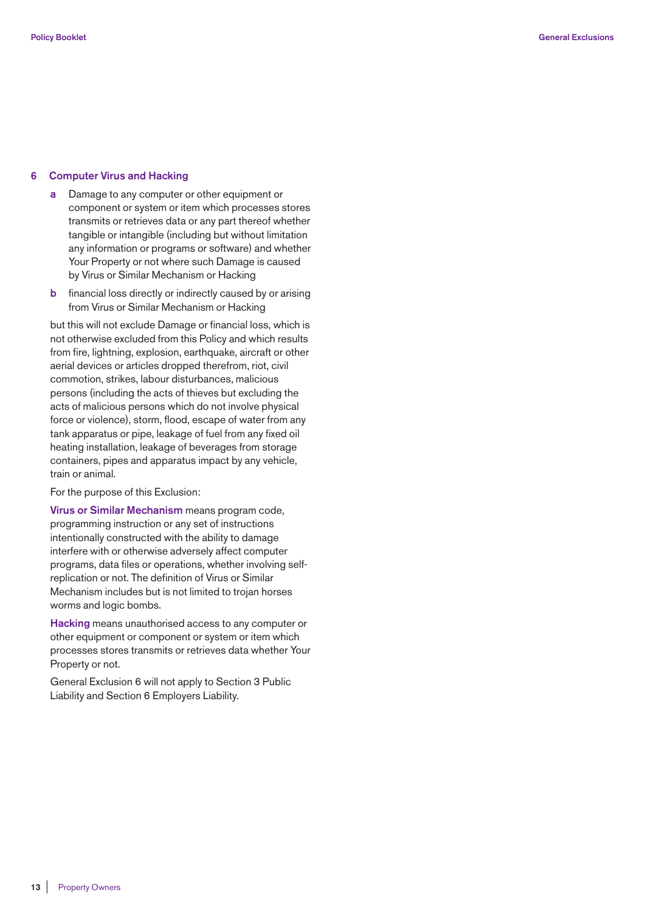## 6 Computer Virus and Hacking

**a** Damage to any computer or other equipment or component or system or item which processes stores transmits or retrieves data or any part thereof whether tangible or intangible (including but without limitation any information or programs or software) and whether Your Property or not where such Damage is caused by Virus or Similar Mechanism or Hacking

**b** financial loss directly or indirectly caused by or arising from Virus or Similar Mechanism or Hacking

but this will not exclude Damage or financial loss, which is not otherwise excluded from this Policy and which results from fire, lightning, explosion, earthquake, aircraft or other aerial devices or articles dropped therefrom, riot, civil commotion, strikes, labour disturbances, malicious persons (including the acts of thieves but excluding the acts of malicious persons which do not involve physical force or violence), storm, flood, escape of water from any tank apparatus or pipe, leakage of fuel from any fixed oil heating installation, leakage of beverages from storage containers, pipes and apparatus impact by any vehicle, train or animal.

For the purpose of this Exclusion:

**Virus or Similar Mechanism** means program code, programming instruction or any set of instructions intentionally constructed with the ability to damage interfere with or otherwise adversely affect computer programs, data files or operations, whether involving self-replication or not. The definition of Virus or Similar Mechanism includes but is not limited to trojan horses worms and logic bombs.

**Hacking** means unauthorised access to any computer or other equipment or component or system or item which processes stores transmits or retrieves data whether Your Property or not.

General Exclusion 6 will not apply to Section 3 Public Liability and Section 6 Employers Liability.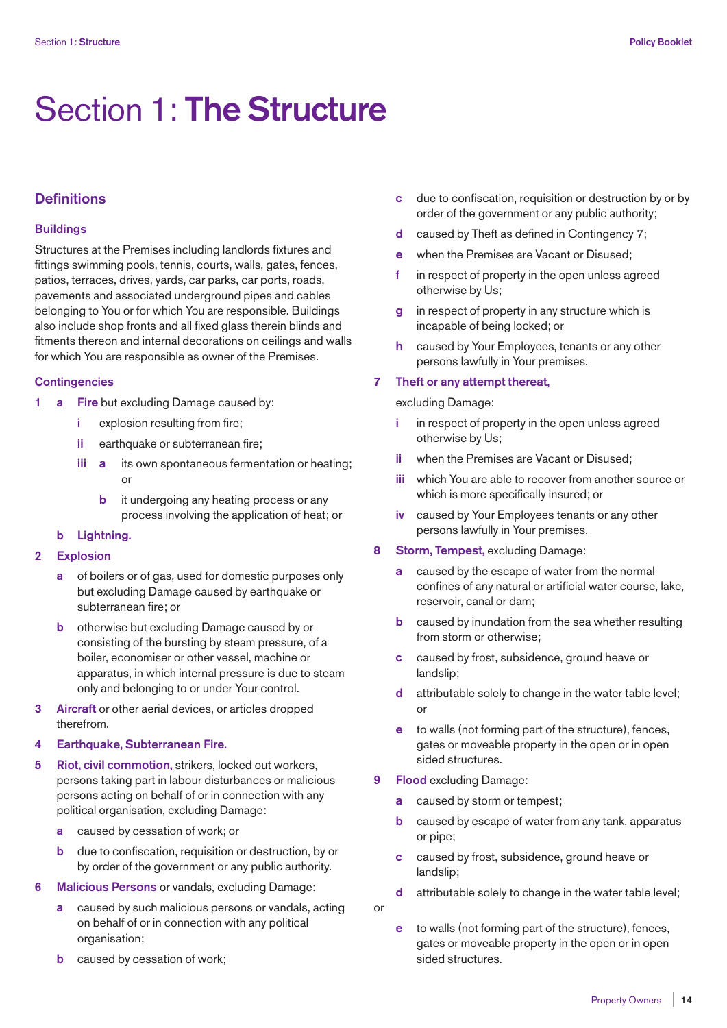# Section 1: **The Structure**

## Definitions

### Buildings

Structures at the Premises including landlords fixtures and fittings swimming pools, tennis, courts, walls, gates, fences, patios, terraces, drives, yards, car parks, car ports, roads, pavements and associated underground pipes and cables belonging to You or for which You are responsible. Buildings also include shop fronts and all fixed glass therein blinds and fitments thereon and internal decorations on ceilings and walls for which You are responsible as owner of the Premises.

### Contingencies

1. **a** **Fire** but excluding Damage caused by:
   - **i** explosion resulting from fire;
   - **ii** earthquake or subterranean fire;
   - **iii** **a** its own spontaneous fermentation or heating; or
     - **b** it undergoing any heating process or any process involving the application of heat; or

   **b** **Lightning.**

2. **Explosion**
   - **a** of boilers or of gas, used for domestic purposes only but excluding Damage caused by earthquake or subterranean fire; or
   - **b** otherwise but excluding Damage caused by or consisting of the bursting by steam pressure, of a boiler, economiser or other vessel, machine or apparatus, in which internal pressure is due to steam only and belonging to or under Your control.

3. **Aircraft** or other aerial devices, or articles dropped therefrom.

4. **Earthquake, Subterranean Fire.**

5. **Riot, civil commotion,** strikers, locked out workers, persons taking part in labour disturbances or malicious persons acting on behalf of or in connection with any political organisation, excluding Damage:
   - **a** caused by cessation of work; or
   - **b** due to confiscation, requisition or destruction, by or by order of the government or any public authority.

6. **Malicious Persons** or vandals, excluding Damage:
   - **a** caused by such malicious persons or vandals, acting on behalf of or in connection with any political organisation;
   - **b** caused by cessation of work;
   - **c** due to confiscation, requisition or destruction by or by order of the government or any public authority;
   - **d** caused by Theft as defined in Contingency 7;
   - **e** when the Premises are Vacant or Disused;
   - **f** in respect of property in the open unless agreed otherwise by Us;
   - **g** in respect of property in any structure which is incapable of being locked; or
   - **h** caused by Your Employees, tenants or any other persons lawfully in Your premises.

7. **Theft or any attempt thereat,**

   excluding Damage:
   - **i** in respect of property in the open unless agreed otherwise by Us;
   - **ii** when the Premises are Vacant or Disused;
   - **iii** which You are able to recover from another source or which is more specifically insured; or
   - **iv** caused by Your Employees tenants or any other persons lawfully in Your premises.

8. **Storm, Tempest,** excluding Damage:
   - **a** caused by the escape of water from the normal confines of any natural or artificial water course, lake, reservoir, canal or dam;
   - **b** caused by inundation from the sea whether resulting from storm or otherwise;
   - **c** caused by frost, subsidence, ground heave or landslip;
   - **d** attributable solely to change in the water table level; or
   - **e** to walls (not forming part of the structure), fences, gates or moveable property in the open or in open sided structures.

9. **Flood** excluding Damage:
   - **a** caused by storm or tempest;
   - **b** caused by escape of water from any tank, apparatus or pipe;
   - **c** caused by frost, subsidence, ground heave or landslip;
   - **d** attributable solely to change in the water table level;

   or

   - **e** to walls (not forming part of the structure), fences, gates or moveable property in the open or in open sided structures.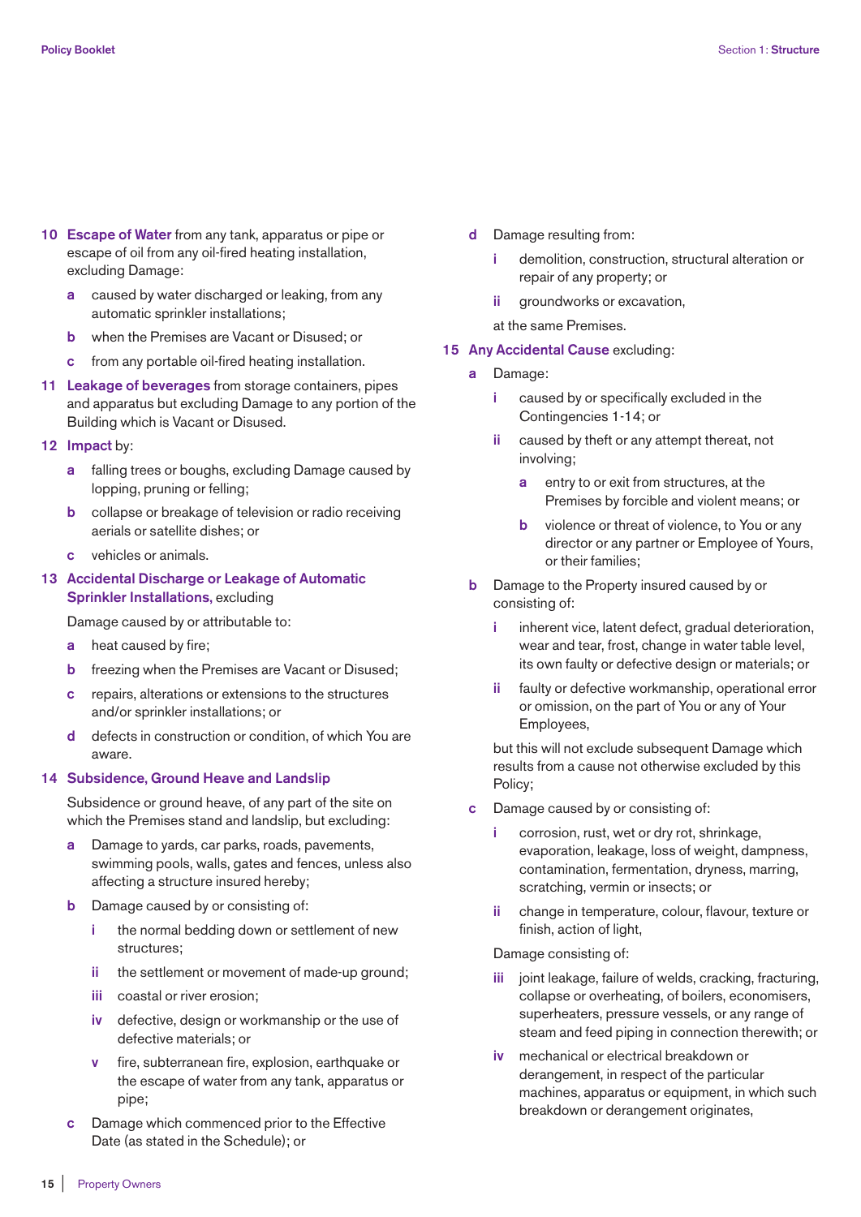**10 Escape of Water** from any tank, apparatus or pipe or escape of oil from any oil-fired heating installation, excluding Damage:

- **a** caused by water discharged or leaking, from any automatic sprinkler installations;
- **b** when the Premises are Vacant or Disused; or
- **c** from any portable oil-fired heating installation.

**11 Leakage of beverages** from storage containers, pipes and apparatus but excluding Damage to any portion of the Building which is Vacant or Disused.

**12 Impact** by:

- **a** falling trees or boughs, excluding Damage caused by lopping, pruning or felling;
- **b** collapse or breakage of television or radio receiving aerials or satellite dishes; or
- **c** vehicles or animals.

**13 Accidental Discharge or Leakage of Automatic Sprinkler Installations,** excluding

Damage caused by or attributable to:

- **a** heat caused by fire;
- **b** freezing when the Premises are Vacant or Disused;
- **c** repairs, alterations or extensions to the structures and/or sprinkler installations; or
- **d** defects in construction or condition, of which You are aware.

**14 Subsidence, Ground Heave and Landslip**

Subsidence or ground heave, of any part of the site on which the Premises stand and landslip, but excluding:

- **a** Damage to yards, car parks, roads, pavements, swimming pools, walls, gates and fences, unless also affecting a structure insured hereby;
- **b** Damage caused by or consisting of:
  - **i** the normal bedding down or settlement of new structures;
  - **ii** the settlement or movement of made-up ground;
  - **iii** coastal or river erosion;
  - **iv** defective, design or workmanship or the use of defective materials; or
  - **v** fire, subterranean fire, explosion, earthquake or the escape of water from any tank, apparatus or pipe;
- **c** Damage which commenced prior to the Effective Date (as stated in the Schedule); or
- **d** Damage resulting from:
  - **i** demolition, construction, structural alteration or repair of any property; or
  - **ii** groundworks or excavation,

  at the same Premises.

**15 Any Accidental Cause** excluding:

- **a** Damage:
  - **i** caused by or specifically excluded in the Contingencies 1-14; or
  - **ii** caused by theft or any attempt thereat, not involving;
    - **a** entry to or exit from structures, at the Premises by forcible and violent means; or
    - **b** violence or threat of violence, to You or any director or any partner or Employee of Yours, or their families;
- **b** Damage to the Property insured caused by or consisting of:
  - **i** inherent vice, latent defect, gradual deterioration, wear and tear, frost, change in water table level, its own faulty or defective design or materials; or
  - **ii** faulty or defective workmanship, operational error or omission, on the part of You or any of Your Employees,

  but this will not exclude subsequent Damage which results from a cause not otherwise excluded by this Policy;
- **c** Damage caused by or consisting of:
  - **i** corrosion, rust, wet or dry rot, shrinkage, evaporation, leakage, loss of weight, dampness, contamination, fermentation, dryness, marring, scratching, vermin or insects; or
  - **ii** change in temperature, colour, flavour, texture or finish, action of light,

  Damage consisting of:

  - **iii** joint leakage, failure of welds, cracking, fracturing, collapse or overheating, of boilers, economisers, superheaters, pressure vessels, or any range of steam and feed piping in connection therewith; or
  - **iv** mechanical or electrical breakdown or derangement, in respect of the particular machines, apparatus or equipment, in which such breakdown or derangement originates,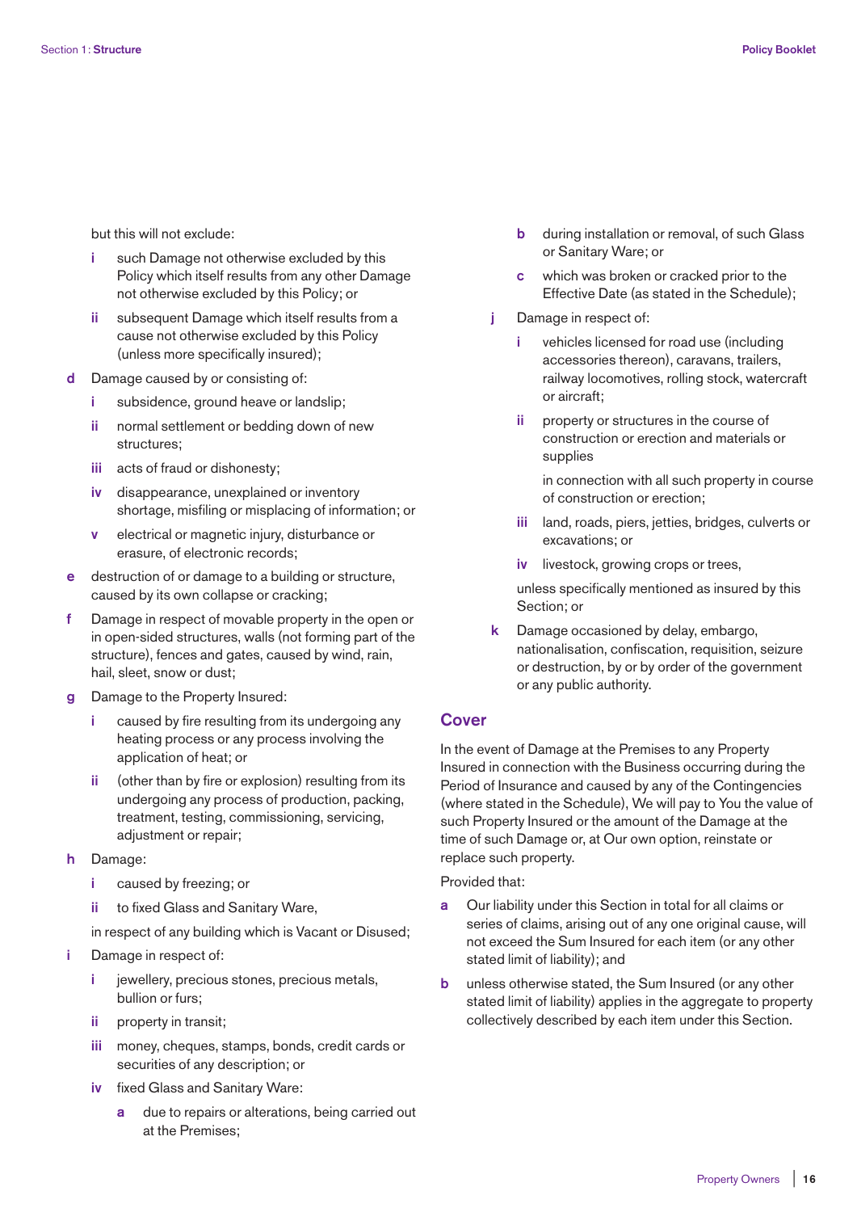but this will not exclude:

- **i** such Damage not otherwise excluded by this Policy which itself results from any other Damage not otherwise excluded by this Policy; or
- **ii** subsequent Damage which itself results from a cause not otherwise excluded by this Policy (unless more specifically insured);

**d** Damage caused by or consisting of:

- **i** subsidence, ground heave or landslip;
- **ii** normal settlement or bedding down of new structures;
- **iii** acts of fraud or dishonesty;
- **iv** disappearance, unexplained or inventory shortage, misfiling or misplacing of information; or
- **v** electrical or magnetic injury, disturbance or erasure, of electronic records;

**e** destruction of or damage to a building or structure, caused by its own collapse or cracking;

**f** Damage in respect of movable property in the open or in open-sided structures, walls (not forming part of the structure), fences and gates, caused by wind, rain, hail, sleet, snow or dust;

**g** Damage to the Property Insured:

- **i** caused by fire resulting from its undergoing any heating process or any process involving the application of heat; or
- **ii** (other than by fire or explosion) resulting from its undergoing any process of production, packing, treatment, testing, commissioning, servicing, adjustment or repair;

**h** Damage:

- **i** caused by freezing; or
- **ii** to fixed Glass and Sanitary Ware,

in respect of any building which is Vacant or Disused;

**i** Damage in respect of:

- **i** jewellery, precious stones, precious metals, bullion or furs;
- **ii** property in transit;
- **iii** money, cheques, stamps, bonds, credit cards or securities of any description; or
- **iv** fixed Glass and Sanitary Ware:
  - **a** due to repairs or alterations, being carried out at the Premises;
  - **b** during installation or removal, of such Glass or Sanitary Ware; or
  - **c** which was broken or cracked prior to the Effective Date (as stated in the Schedule);

**j** Damage in respect of:

- **i** vehicles licensed for road use (including accessories thereon), caravans, trailers, railway locomotives, rolling stock, watercraft or aircraft;
- **ii** property or structures in the course of construction or erection and materials or supplies

  in connection with all such property in course of construction or erection;
- **iii** land, roads, piers, jetties, bridges, culverts or excavations; or
- **iv** livestock, growing crops or trees,

unless specifically mentioned as insured by this Section; or

**k** Damage occasioned by delay, embargo, nationalisation, confiscation, requisition, seizure or destruction, by or by order of the government or any public authority.

## Cover

In the event of Damage at the Premises to any Property Insured in connection with the Business occurring during the Period of Insurance and caused by any of the Contingencies (where stated in the Schedule), We will pay to You the value of such Property Insured or the amount of the Damage at the time of such Damage or, at Our own option, reinstate or replace such property.

Provided that:

**a** Our liability under this Section in total for all claims or series of claims, arising out of any one original cause, will not exceed the Sum Insured for each item (or any other stated limit of liability); and

**b** unless otherwise stated, the Sum Insured (or any other stated limit of liability) applies in the aggregate to property collectively described by each item under this Section.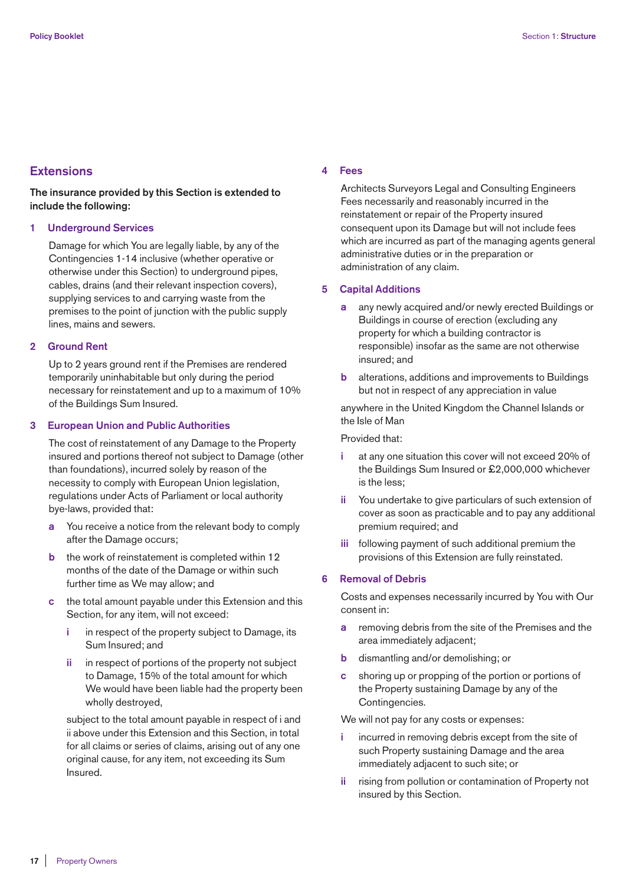## Extensions

**The insurance provided by this Section is extended to include the following:**

### 1 Underground Services

Damage for which You are legally liable, by any of the Contingencies 1-14 inclusive (whether operative or otherwise under this Section) to underground pipes, cables, drains (and their relevant inspection covers), supplying services to and carrying waste from the premises to the point of junction with the public supply lines, mains and sewers.

### 2 Ground Rent

Up to 2 years ground rent if the Premises are rendered temporarily uninhabitable but only during the period necessary for reinstatement and up to a maximum of 10% of the Buildings Sum Insured.

### 3 European Union and Public Authorities

The cost of reinstatement of any Damage to the Property insured and portions thereof not subject to Damage (other than foundations), incurred solely by reason of the necessity to comply with European Union legislation, regulations under Acts of Parliament or local authority bye-laws, provided that:

- **a** You receive a notice from the relevant body to comply after the Damage occurs;
- **b** the work of reinstatement is completed within 12 months of the date of the Damage or within such further time as We may allow; and
- **c** the total amount payable under this Extension and this Section, for any item, will not exceed:
  - **i** in respect of the property subject to Damage, its Sum Insured; and
  - **ii** in respect of portions of the property not subject to Damage, 15% of the total amount for which We would have been liable had the property been wholly destroyed,

  subject to the total amount payable in respect of i and ii above under this Extension and this Section, in total for all claims or series of claims, arising out of any one original cause, for any item, not exceeding its Sum Insured.

### 4 Fees

Architects Surveyors Legal and Consulting Engineers Fees necessarily and reasonably incurred in the reinstatement or repair of the Property insured consequent upon its Damage but will not include fees which are incurred as part of the managing agents general administrative duties or in the preparation or administration of any claim.

### 5 Capital Additions

- **a** any newly acquired and/or newly erected Buildings or Buildings in course of erection (excluding any property for which a building contractor is responsible) insofar as the same are not otherwise insured; and
- **b** alterations, additions and improvements to Buildings but not in respect of any appreciation in value

anywhere in the United Kingdom the Channel Islands or the Isle of Man

Provided that:

- **i** at any one situation this cover will not exceed 20% of the Buildings Sum Insured or £2,000,000 whichever is the less;
- **ii** You undertake to give particulars of such extension of cover as soon as practicable and to pay any additional premium required; and
- **iii** following payment of such additional premium the provisions of this Extension are fully reinstated.

### 6 Removal of Debris

Costs and expenses necessarily incurred by You with Our consent in:

- **a** removing debris from the site of the Premises and the area immediately adjacent;
- **b** dismantling and/or demolishing; or
- **c** shoring up or propping of the portion or portions of the Property sustaining Damage by any of the Contingencies.

We will not pay for any costs or expenses:

- **i** incurred in removing debris except from the site of such Property sustaining Damage and the area immediately adjacent to such site; or
- **ii** rising from pollution or contamination of Property not insured by this Section.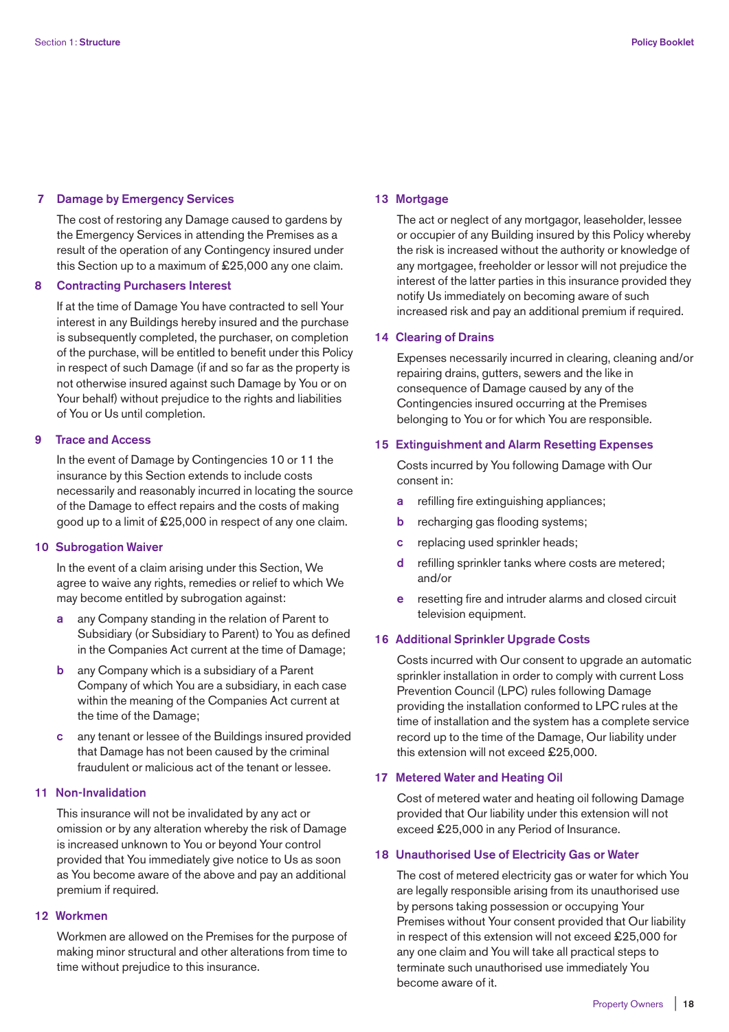### 7 Damage by Emergency Services

The cost of restoring any Damage caused to gardens by the Emergency Services in attending the Premises as a result of the operation of any Contingency insured under this Section up to a maximum of £25,000 any one claim.

### 8 Contracting Purchasers Interest

If at the time of Damage You have contracted to sell Your interest in any Buildings hereby insured and the purchase is subsequently completed, the purchaser, on completion of the purchase, will be entitled to benefit under this Policy in respect of such Damage (if and so far as the property is not otherwise insured against such Damage by You or on Your behalf) without prejudice to the rights and liabilities of You or Us until completion.

### 9 Trace and Access

In the event of Damage by Contingencies 10 or 11 the insurance by this Section extends to include costs necessarily and reasonably incurred in locating the source of the Damage to effect repairs and the costs of making good up to a limit of £25,000 in respect of any one claim.

### 10 Subrogation Waiver

In the event of a claim arising under this Section, We agree to waive any rights, remedies or relief to which We may become entitled by subrogation against:

- **a** any Company standing in the relation of Parent to Subsidiary (or Subsidiary to Parent) to You as defined in the Companies Act current at the time of Damage;
- **b** any Company which is a subsidiary of a Parent Company of which You are a subsidiary, in each case within the meaning of the Companies Act current at the time of the Damage;
- **c** any tenant or lessee of the Buildings insured provided that Damage has not been caused by the criminal fraudulent or malicious act of the tenant or lessee.

### 11 Non-Invalidation

This insurance will not be invalidated by any act or omission or by any alteration whereby the risk of Damage is increased unknown to You or beyond Your control provided that You immediately give notice to Us as soon as You become aware of the above and pay an additional premium if required.

### 12 Workmen

Workmen are allowed on the Premises for the purpose of making minor structural and other alterations from time to time without prejudice to this insurance.

### 13 Mortgage

The act or neglect of any mortgagor, leaseholder, lessee or occupier of any Building insured by this Policy whereby the risk is increased without the authority or knowledge of any mortgagee, freeholder or lessor will not prejudice the interest of the latter parties in this insurance provided they notify Us immediately on becoming aware of such increased risk and pay an additional premium if required.

### 14 Clearing of Drains

Expenses necessarily incurred in clearing, cleaning and/or repairing drains, gutters, sewers and the like in consequence of Damage caused by any of the Contingencies insured occurring at the Premises belonging to You or for which You are responsible.

### 15 Extinguishment and Alarm Resetting Expenses

Costs incurred by You following Damage with Our consent in:

- **a** refilling fire extinguishing appliances;
- **b** recharging gas flooding systems;
- **c** replacing used sprinkler heads;
- **d** refilling sprinkler tanks where costs are metered; and/or
- **e** resetting fire and intruder alarms and closed circuit television equipment.

### 16 Additional Sprinkler Upgrade Costs

Costs incurred with Our consent to upgrade an automatic sprinkler installation in order to comply with current Loss Prevention Council (LPC) rules following Damage providing the installation conformed to LPC rules at the time of installation and the system has a complete service record up to the time of the Damage, Our liability under this extension will not exceed £25,000.

### 17 Metered Water and Heating Oil

Cost of metered water and heating oil following Damage provided that Our liability under this extension will not exceed £25,000 in any Period of Insurance.

### 18 Unauthorised Use of Electricity Gas or Water

The cost of metered electricity gas or water for which You are legally responsible arising from its unauthorised use by persons taking possession or occupying Your Premises without Your consent provided that Our liability in respect of this extension will not exceed £25,000 for any one claim and You will take all practical steps to terminate such unauthorised use immediately You become aware of it.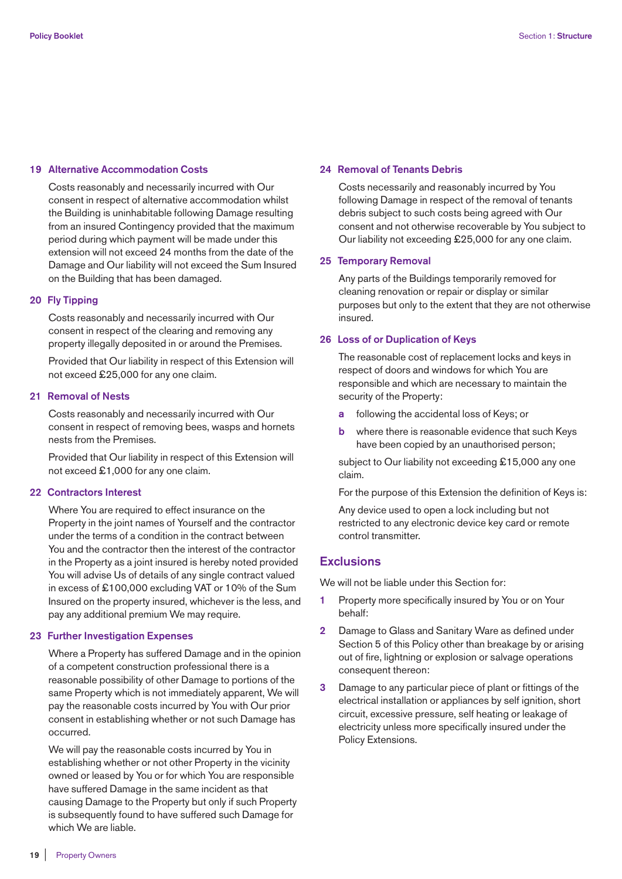### 19 Alternative Accommodation Costs

Costs reasonably and necessarily incurred with Our consent in respect of alternative accommodation whilst the Building is uninhabitable following Damage resulting from an insured Contingency provided that the maximum period during which payment will be made under this extension will not exceed 24 months from the date of the Damage and Our liability will not exceed the Sum Insured on the Building that has been damaged.

### 20 Fly Tipping

Costs reasonably and necessarily incurred with Our consent in respect of the clearing and removing any property illegally deposited in or around the Premises.

Provided that Our liability in respect of this Extension will not exceed £25,000 for any one claim.

### 21 Removal of Nests

Costs reasonably and necessarily incurred with Our consent in respect of removing bees, wasps and hornets nests from the Premises.

Provided that Our liability in respect of this Extension will not exceed £1,000 for any one claim.

### 22 Contractors Interest

Where You are required to effect insurance on the Property in the joint names of Yourself and the contractor under the terms of a condition in the contract between You and the contractor then the interest of the contractor in the Property as a joint insured is hereby noted provided You will advise Us of details of any single contract valued in excess of £100,000 excluding VAT or 10% of the Sum Insured on the property insured, whichever is the less, and pay any additional premium We may require.

### 23 Further Investigation Expenses

Where a Property has suffered Damage and in the opinion of a competent construction professional there is a reasonable possibility of other Damage to portions of the same Property which is not immediately apparent, We will pay the reasonable costs incurred by You with Our prior consent in establishing whether or not such Damage has occurred.

We will pay the reasonable costs incurred by You in establishing whether or not other Property in the vicinity owned or leased by You or for which You are responsible have suffered Damage in the same incident as that causing Damage to the Property but only if such Property is subsequently found to have suffered such Damage for which We are liable.

### 24 Removal of Tenants Debris

Costs necessarily and reasonably incurred by You following Damage in respect of the removal of tenants debris subject to such costs being agreed with Our consent and not otherwise recoverable by You subject to Our liability not exceeding £25,000 for any one claim.

### 25 Temporary Removal

Any parts of the Buildings temporarily removed for cleaning renovation or repair or display or similar purposes but only to the extent that they are not otherwise insured.

### 26 Loss of or Duplication of Keys

The reasonable cost of replacement locks and keys in respect of doors and windows for which You are responsible and which are necessary to maintain the security of the Property:

- **a** following the accidental loss of Keys; or
- **b** where there is reasonable evidence that such Keys have been copied by an unauthorised person;

subject to Our liability not exceeding £15,000 any one claim.

For the purpose of this Extension the definition of Keys is:

Any device used to open a lock including but not restricted to any electronic device key card or remote control transmitter.

## Exclusions

We will not be liable under this Section for:

1. Property more specifically insured by You or on Your behalf:
2. Damage to Glass and Sanitary Ware as defined under Section 5 of this Policy other than breakage by or arising out of fire, lightning or explosion or salvage operations consequent thereon:
3. Damage to any particular piece of plant or fittings of the electrical installation or appliances by self ignition, short circuit, excessive pressure, self heating or leakage of electricity unless more specifically insured under the Policy Extensions.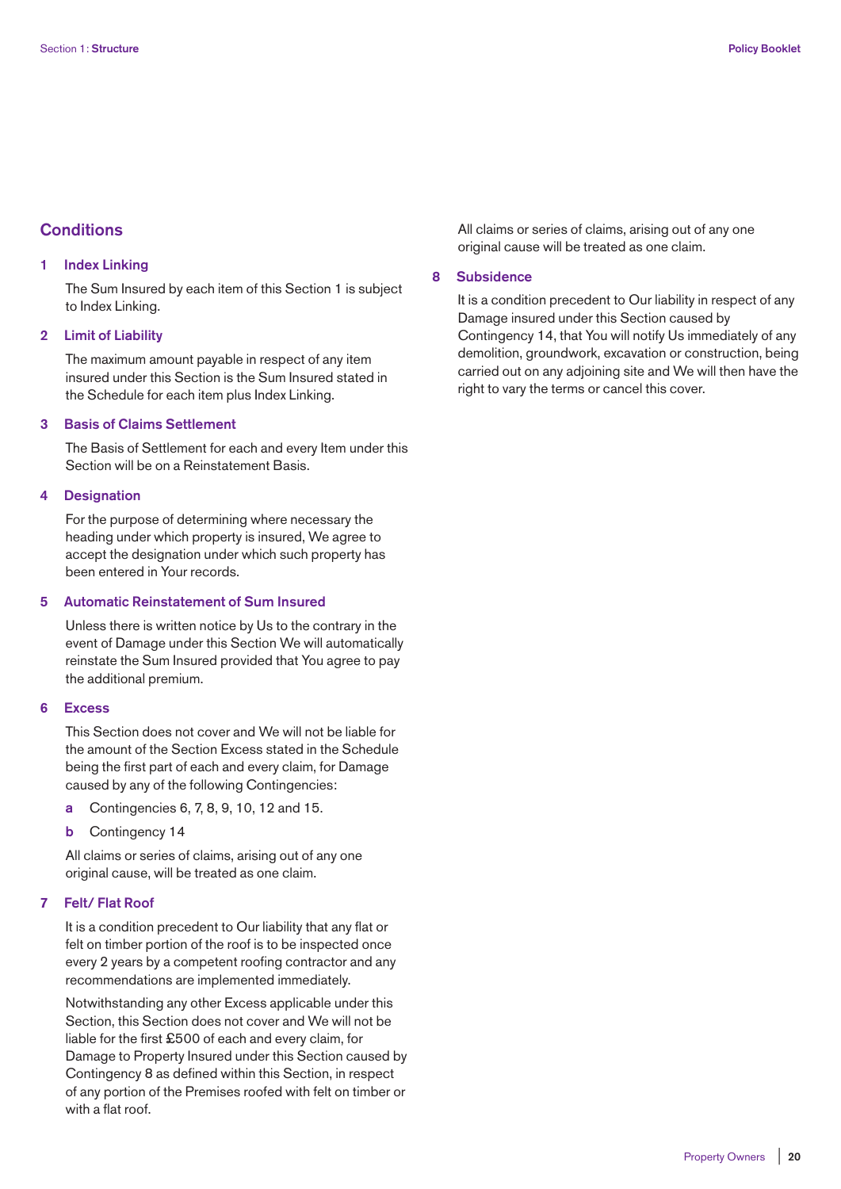## Conditions

### 1 Index Linking

The Sum Insured by each item of this Section 1 is subject to Index Linking.

### 2 Limit of Liability

The maximum amount payable in respect of any item insured under this Section is the Sum Insured stated in the Schedule for each item plus Index Linking.

### 3 Basis of Claims Settlement

The Basis of Settlement for each and every Item under this Section will be on a Reinstatement Basis.

### 4 Designation

For the purpose of determining where necessary the heading under which property is insured, We agree to accept the designation under which such property has been entered in Your records.

### 5 Automatic Reinstatement of Sum Insured

Unless there is written notice by Us to the contrary in the event of Damage under this Section We will automatically reinstate the Sum Insured provided that You agree to pay the additional premium.

### 6 Excess

This Section does not cover and We will not be liable for the amount of the Section Excess stated in the Schedule being the first part of each and every claim, for Damage caused by any of the following Contingencies:

- **a** Contingencies 6, 7, 8, 9, 10, 12 and 15.
- **b** Contingency 14

All claims or series of claims, arising out of any one original cause, will be treated as one claim.

### 7 Felt/ Flat Roof

It is a condition precedent to Our liability that any flat or felt on timber portion of the roof is to be inspected once every 2 years by a competent roofing contractor and any recommendations are implemented immediately.

Notwithstanding any other Excess applicable under this Section, this Section does not cover and We will not be liable for the first £500 of each and every claim, for Damage to Property Insured under this Section caused by Contingency 8 as defined within this Section, in respect of any portion of the Premises roofed with felt on timber or with a flat roof.

All claims or series of claims, arising out of any one original cause will be treated as one claim.

### 8 Subsidence

It is a condition precedent to Our liability in respect of any Damage insured under this Section caused by Contingency 14, that You will notify Us immediately of any demolition, groundwork, excavation or construction, being carried out on any adjoining site and We will then have the right to vary the terms or cancel this cover.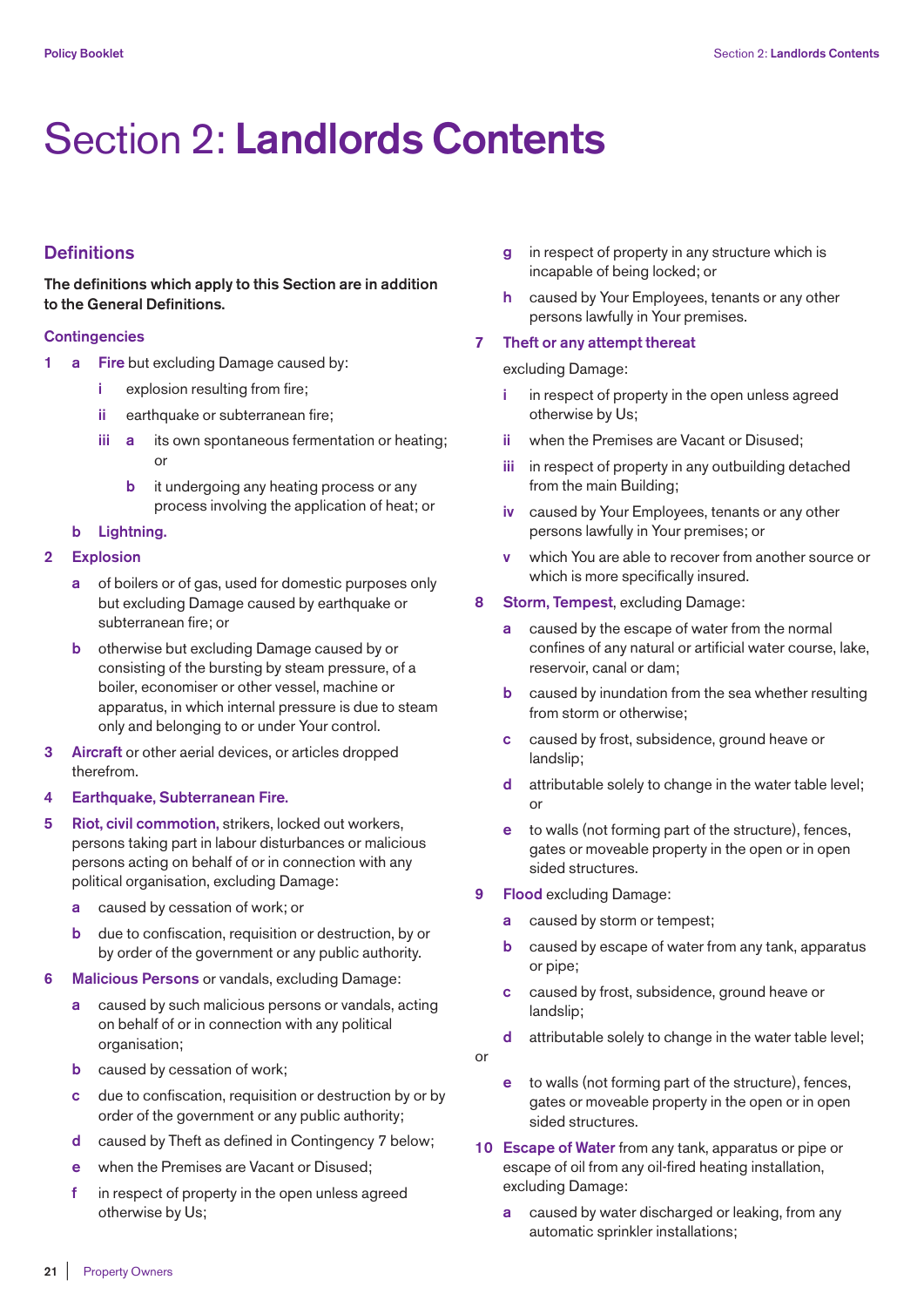# Section 2: **Landlords Contents**

## Definitions

**The definitions which apply to this Section are in addition to the General Definitions.**

### Contingencies

1. a. **Fire** but excluding Damage caused by:
   - i. explosion resulting from fire;
   - ii. earthquake or subterranean fire;
   - iii. a. its own spontaneous fermentation or heating; or
     - b. it undergoing any heating process or any process involving the application of heat; or

   b. **Lightning.**

2. **Explosion**
   - a. of boilers or of gas, used for domestic purposes only but excluding Damage caused by earthquake or subterranean fire; or
   - b. otherwise but excluding Damage caused by or consisting of the bursting by steam pressure, of a boiler, economiser or other vessel, machine or apparatus, in which internal pressure is due to steam only and belonging to or under Your control.

3. **Aircraft** or other aerial devices, or articles dropped therefrom.

4. **Earthquake, Subterranean Fire.**

5. **Riot, civil commotion,** strikers, locked out workers, persons taking part in labour disturbances or malicious persons acting on behalf of or in connection with any political organisation, excluding Damage:
   - a. caused by cessation of work; or
   - b. due to confiscation, requisition or destruction, by or by order of the government or any public authority.

6. **Malicious Persons** or vandals, excluding Damage:
   - a. caused by such malicious persons or vandals, acting on behalf of or in connection with any political organisation;
   - b. caused by cessation of work;
   - c. due to confiscation, requisition or destruction by or by order of the government or any public authority;
   - d. caused by Theft as defined in Contingency 7 below;
   - e. when the Premises are Vacant or Disused;
   - f. in respect of property in the open unless agreed otherwise by Us;
   - g. in respect of property in any structure which is incapable of being locked; or
   - h. caused by Your Employees, tenants or any other persons lawfully in Your premises.

7. **Theft or any attempt thereat**

   excluding Damage:
   - i. in respect of property in the open unless agreed otherwise by Us;
   - ii. when the Premises are Vacant or Disused;
   - iii. in respect of property in any outbuilding detached from the main Building;
   - iv. caused by Your Employees, tenants or any other persons lawfully in Your premises; or
   - v. which You are able to recover from another source or which is more specifically insured.

8. **Storm, Tempest**, excluding Damage:
   - a. caused by the escape of water from the normal confines of any natural or artificial water course, lake, reservoir, canal or dam;
   - b. caused by inundation from the sea whether resulting from storm or otherwise;
   - c. caused by frost, subsidence, ground heave or landslip;
   - d. attributable solely to change in the water table level; or
   - e. to walls (not forming part of the structure), fences, gates or moveable property in the open or in open sided structures.

9. **Flood** excluding Damage:
   - a. caused by storm or tempest;
   - b. caused by escape of water from any tank, apparatus or pipe;
   - c. caused by frost, subsidence, ground heave or landslip;
   - d. attributable solely to change in the water table level;

   or
   - e. to walls (not forming part of the structure), fences, gates or moveable property in the open or in open sided structures.

10. **Escape of Water** from any tank, apparatus or pipe or escape of oil from any oil-fired heating installation, excluding Damage:
    - a. caused by water discharged or leaking, from any automatic sprinkler installations;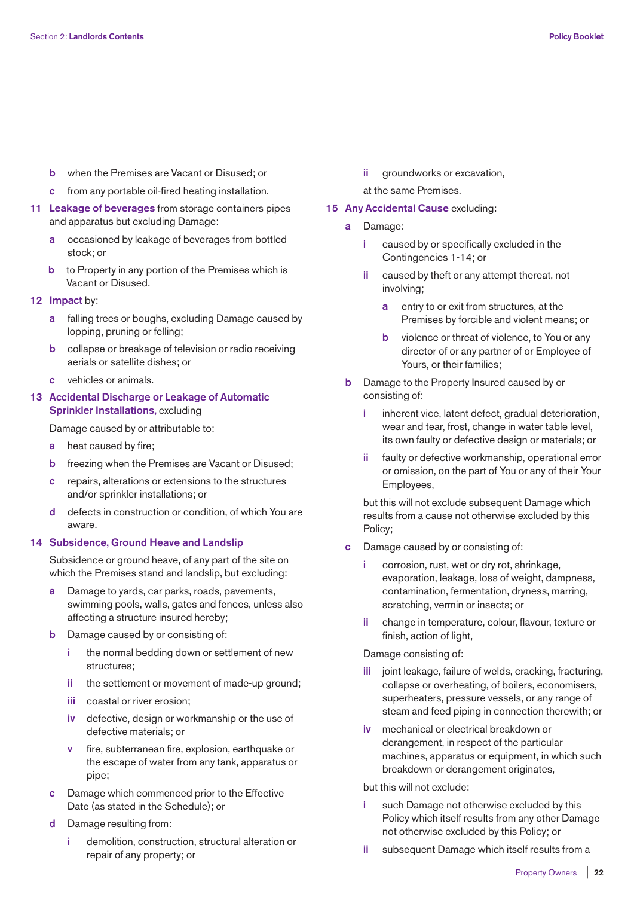- **b** when the Premises are Vacant or Disused; or
- **c** from any portable oil-fired heating installation.

**11 Leakage of beverages** from storage containers pipes and apparatus but excluding Damage:

- **a** occasioned by leakage of beverages from bottled stock; or
- **b** to Property in any portion of the Premises which is Vacant or Disused.

**12 Impact** by:

- **a** falling trees or boughs, excluding Damage caused by lopping, pruning or felling;
- **b** collapse or breakage of television or radio receiving aerials or satellite dishes; or
- **c** vehicles or animals.

**13 Accidental Discharge or Leakage of Automatic Sprinkler Installations,** excluding

Damage caused by or attributable to:

- **a** heat caused by fire;
- **b** freezing when the Premises are Vacant or Disused;
- **c** repairs, alterations or extensions to the structures and/or sprinkler installations; or
- **d** defects in construction or condition, of which You are aware.

**14 Subsidence, Ground Heave and Landslip**

Subsidence or ground heave, of any part of the site on which the Premises stand and landslip, but excluding:

- **a** Damage to yards, car parks, roads, pavements, swimming pools, walls, gates and fences, unless also affecting a structure insured hereby;
- **b** Damage caused by or consisting of:
  - **i** the normal bedding down or settlement of new structures;
  - **ii** the settlement or movement of made-up ground;
  - **iii** coastal or river erosion;
  - **iv** defective, design or workmanship or the use of defective materials; or
  - **v** fire, subterranean fire, explosion, earthquake or the escape of water from any tank, apparatus or pipe;
- **c** Damage which commenced prior to the Effective Date (as stated in the Schedule); or
- **d** Damage resulting from:
  - **i** demolition, construction, structural alteration or repair of any property; or
  - **ii** groundworks or excavation,

  at the same Premises.

**15 Any Accidental Cause** excluding:

- **a** Damage:
  - **i** caused by or specifically excluded in the Contingencies 1-14; or
  - **ii** caused by theft or any attempt thereat, not involving;
    - **a** entry to or exit from structures, at the Premises by forcible and violent means; or
    - **b** violence or threat of violence, to You or any director of or any partner of or Employee of Yours, or their families;
- **b** Damage to the Property Insured caused by or consisting of:
  - **i** inherent vice, latent defect, gradual deterioration, wear and tear, frost, change in water table level, its own faulty or defective design or materials; or
  - **ii** faulty or defective workmanship, operational error or omission, on the part of You or any of their Your Employees,

  but this will not exclude subsequent Damage which results from a cause not otherwise excluded by this Policy;
- **c** Damage caused by or consisting of:
  - **i** corrosion, rust, wet or dry rot, shrinkage, evaporation, leakage, loss of weight, dampness, contamination, fermentation, dryness, marring, scratching, vermin or insects; or
  - **ii** change in temperature, colour, flavour, texture or finish, action of light,

  Damage consisting of:

  - **iii** joint leakage, failure of welds, cracking, fracturing, collapse or overheating, of boilers, economisers, superheaters, pressure vessels, or any range of steam and feed piping in connection therewith; or
  - **iv** mechanical or electrical breakdown or derangement, in respect of the particular machines, apparatus or equipment, in which such breakdown or derangement originates,

  but this will not exclude:

  - **i** such Damage not otherwise excluded by this Policy which itself results from any other Damage not otherwise excluded by this Policy; or
  - **ii** subsequent Damage which itself results from a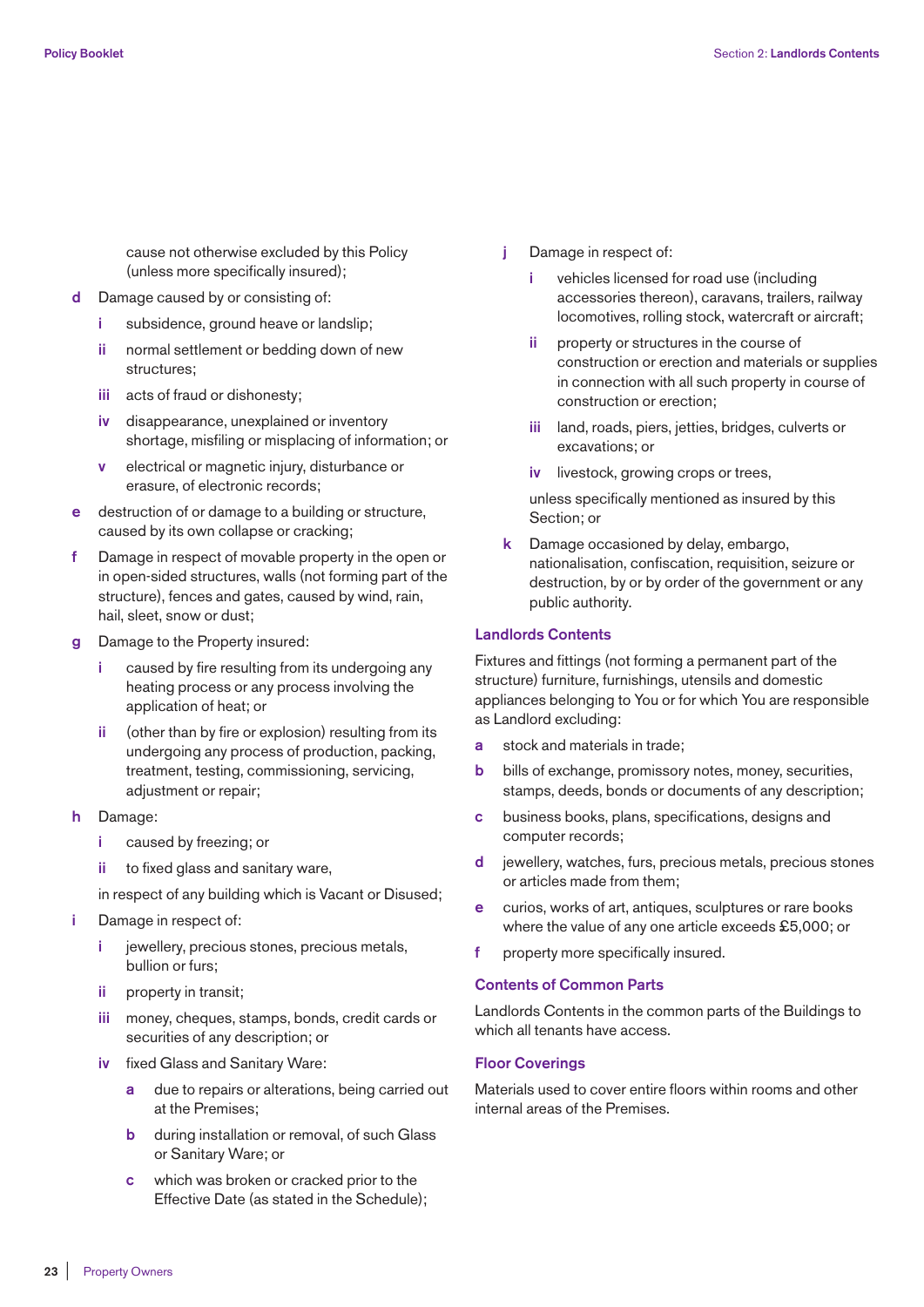cause not otherwise excluded by this Policy (unless more specifically insured);

- **d** Damage caused by or consisting of:
  - **i** subsidence, ground heave or landslip;
  - **ii** normal settlement or bedding down of new structures;
  - **iii** acts of fraud or dishonesty;
  - **iv** disappearance, unexplained or inventory shortage, misfiling or misplacing of information; or
  - **v** electrical or magnetic injury, disturbance or erasure, of electronic records;
- **e** destruction of or damage to a building or structure, caused by its own collapse or cracking;
- **f** Damage in respect of movable property in the open or in open-sided structures, walls (not forming part of the structure), fences and gates, caused by wind, rain, hail, sleet, snow or dust;
- **g** Damage to the Property insured:
  - **i** caused by fire resulting from its undergoing any heating process or any process involving the application of heat; or
  - **ii** (other than by fire or explosion) resulting from its undergoing any process of production, packing, treatment, testing, commissioning, servicing, adjustment or repair;
- **h** Damage:
  - **i** caused by freezing; or
  - **ii** to fixed glass and sanitary ware,

  in respect of any building which is Vacant or Disused;
- **i** Damage in respect of:
  - **i** jewellery, precious stones, precious metals, bullion or furs;
  - **ii** property in transit;
  - **iii** money, cheques, stamps, bonds, credit cards or securities of any description; or
  - **iv** fixed Glass and Sanitary Ware:
    - **a** due to repairs or alterations, being carried out at the Premises;
    - **b** during installation or removal, of such Glass or Sanitary Ware; or
    - **c** which was broken or cracked prior to the Effective Date (as stated in the Schedule);
- **j** Damage in respect of:
  - **i** vehicles licensed for road use (including accessories thereon), caravans, trailers, railway locomotives, rolling stock, watercraft or aircraft;
  - **ii** property or structures in the course of construction or erection and materials or supplies in connection with all such property in course of construction or erection;
  - **iii** land, roads, piers, jetties, bridges, culverts or excavations; or
  - **iv** livestock, growing crops or trees,

  unless specifically mentioned as insured by this Section; or
- **k** Damage occasioned by delay, embargo, nationalisation, confiscation, requisition, seizure or destruction, by or by order of the government or any public authority.

### Landlords Contents

Fixtures and fittings (not forming a permanent part of the structure) furniture, furnishings, utensils and domestic appliances belonging to You or for which You are responsible as Landlord excluding:

- **a** stock and materials in trade;
- **b** bills of exchange, promissory notes, money, securities, stamps, deeds, bonds or documents of any description;
- **c** business books, plans, specifications, designs and computer records;
- **d** jewellery, watches, furs, precious metals, precious stones or articles made from them;
- **e** curios, works of art, antiques, sculptures or rare books where the value of any one article exceeds £5,000; or
- **f** property more specifically insured.

### Contents of Common Parts

Landlords Contents in the common parts of the Buildings to which all tenants have access.

### Floor Coverings

Materials used to cover entire floors within rooms and other internal areas of the Premises.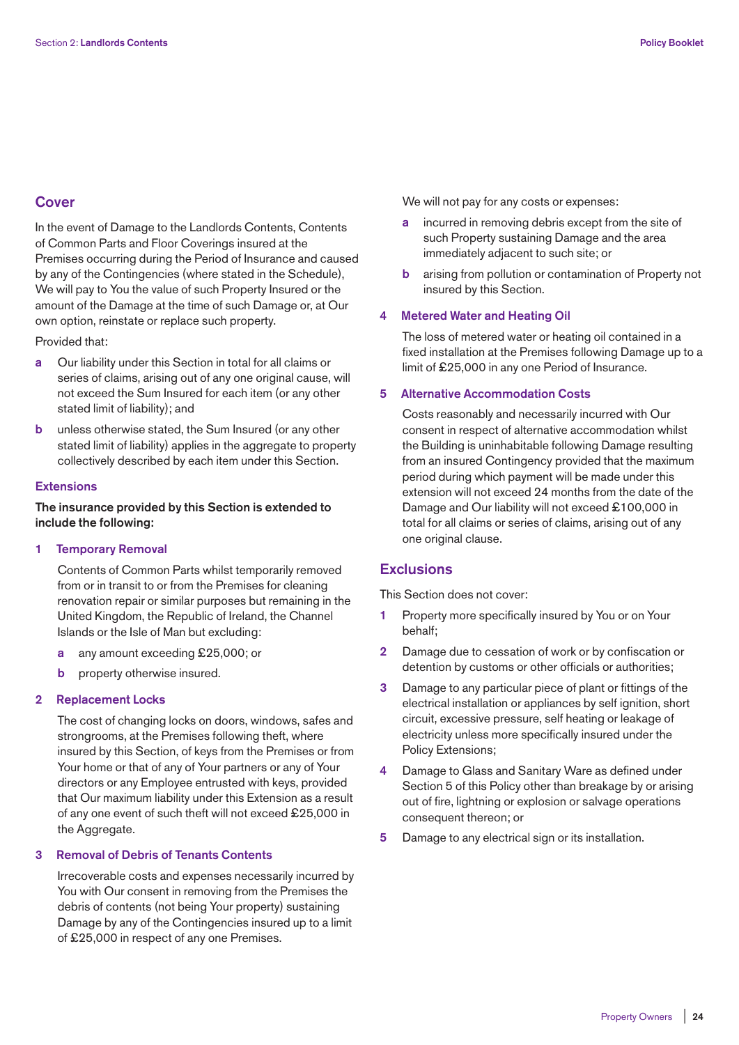## Cover

In the event of Damage to the Landlords Contents, Contents of Common Parts and Floor Coverings insured at the Premises occurring during the Period of Insurance and caused by any of the Contingencies (where stated in the Schedule), We will pay to You the value of such Property Insured or the amount of the Damage at the time of such Damage or, at Our own option, reinstate or replace such property.

Provided that:

- **a** Our liability under this Section in total for all claims or series of claims, arising out of any one original cause, will not exceed the Sum Insured for each item (or any other stated limit of liability); and
- **b** unless otherwise stated, the Sum Insured (or any other stated limit of liability) applies in the aggregate to property collectively described by each item under this Section.

### Extensions

**The insurance provided by this Section is extended to include the following:**

**1 Temporary Removal**

Contents of Common Parts whilst temporarily removed from or in transit to or from the Premises for cleaning renovation repair or similar purposes but remaining in the United Kingdom, the Republic of Ireland, the Channel Islands or the Isle of Man but excluding:

- **a** any amount exceeding £25,000; or
- **b** property otherwise insured.

**2 Replacement Locks**

The cost of changing locks on doors, windows, safes and strongrooms, at the Premises following theft, where insured by this Section, of keys from the Premises or from Your home or that of any of Your partners or any of Your directors or any Employee entrusted with keys, provided that Our maximum liability under this Extension as a result of any one event of such theft will not exceed £25,000 in the Aggregate.

**3 Removal of Debris of Tenants Contents**

Irrecoverable costs and expenses necessarily incurred by You with Our consent in removing from the Premises the debris of contents (not being Your property) sustaining Damage by any of the Contingencies insured up to a limit of £25,000 in respect of any one Premises.

We will not pay for any costs or expenses:

- **a** incurred in removing debris except from the site of such Property sustaining Damage and the area immediately adjacent to such site; or
- **b** arising from pollution or contamination of Property not insured by this Section.

**4 Metered Water and Heating Oil**

The loss of metered water or heating oil contained in a fixed installation at the Premises following Damage up to a limit of £25,000 in any one Period of Insurance.

**5 Alternative Accommodation Costs**

Costs reasonably and necessarily incurred with Our consent in respect of alternative accommodation whilst the Building is uninhabitable following Damage resulting from an insured Contingency provided that the maximum period during which payment will be made under this extension will not exceed 24 months from the date of the Damage and Our liability will not exceed £100,000 in total for all claims or series of claims, arising out of any one original clause.

## Exclusions

This Section does not cover:

1. Property more specifically insured by You or on Your behalf;
2. Damage due to cessation of work or by confiscation or detention by customs or other officials or authorities;
3. Damage to any particular piece of plant or fittings of the electrical installation or appliances by self ignition, short circuit, excessive pressure, self heating or leakage of electricity unless more specifically insured under the Policy Extensions;
4. Damage to Glass and Sanitary Ware as defined under Section 5 of this Policy other than breakage by or arising out of fire, lightning or explosion or salvage operations consequent thereon; or
5. Damage to any electrical sign or its installation.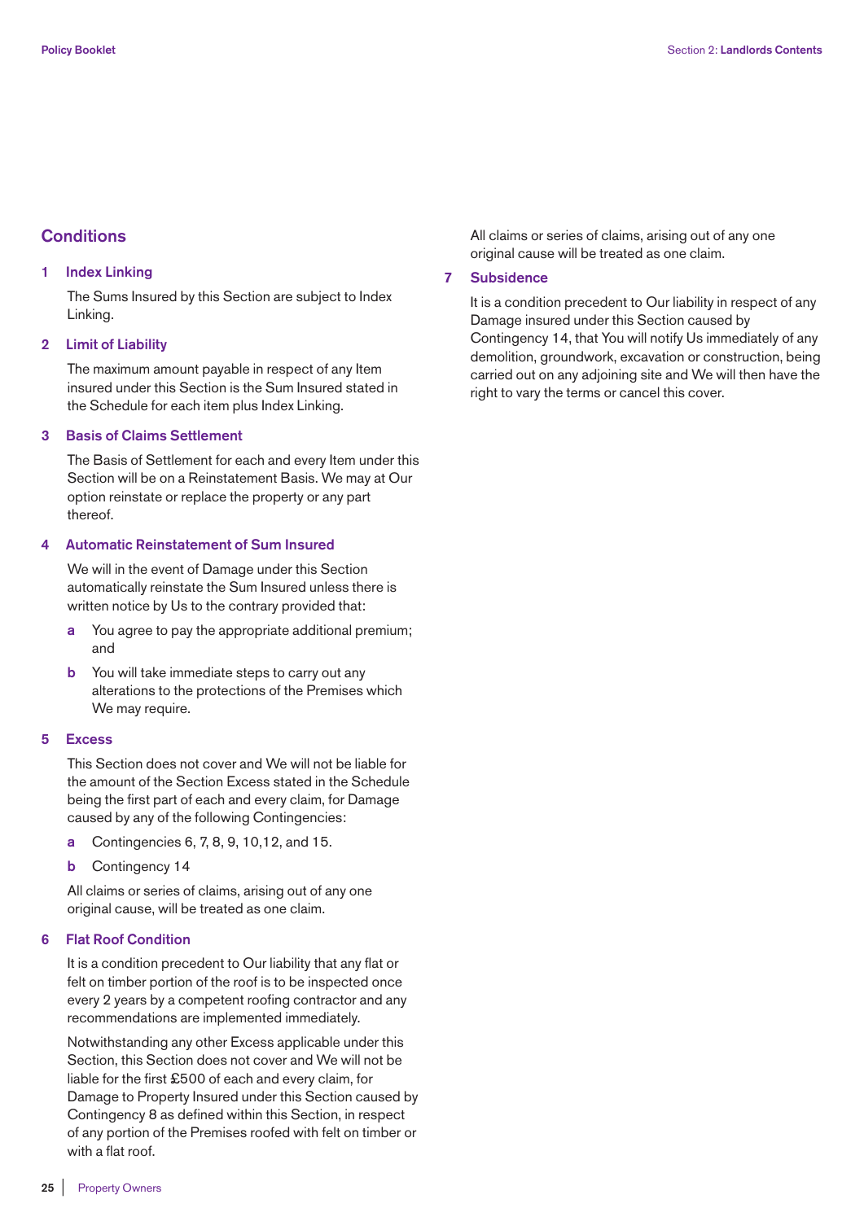## Conditions

### 1 Index Linking

The Sums Insured by this Section are subject to Index Linking.

### 2 Limit of Liability

The maximum amount payable in respect of any Item insured under this Section is the Sum Insured stated in the Schedule for each item plus Index Linking.

### 3 Basis of Claims Settlement

The Basis of Settlement for each and every Item under this Section will be on a Reinstatement Basis. We may at Our option reinstate or replace the property or any part thereof.

### 4 Automatic Reinstatement of Sum Insured

We will in the event of Damage under this Section automatically reinstate the Sum Insured unless there is written notice by Us to the contrary provided that:

- **a** You agree to pay the appropriate additional premium; and
- **b** You will take immediate steps to carry out any alterations to the protections of the Premises which We may require.

### 5 Excess

This Section does not cover and We will not be liable for the amount of the Section Excess stated in the Schedule being the first part of each and every claim, for Damage caused by any of the following Contingencies:

- **a** Contingencies 6, 7, 8, 9, 10,12, and 15.
- **b** Contingency 14

All claims or series of claims, arising out of any one original cause, will be treated as one claim.

### 6 Flat Roof Condition

It is a condition precedent to Our liability that any flat or felt on timber portion of the roof is to be inspected once every 2 years by a competent roofing contractor and any recommendations are implemented immediately.

Notwithstanding any other Excess applicable under this Section, this Section does not cover and We will not be liable for the first £500 of each and every claim, for Damage to Property Insured under this Section caused by Contingency 8 as defined within this Section, in respect of any portion of the Premises roofed with felt on timber or with a flat roof.

All claims or series of claims, arising out of any one original cause will be treated as one claim.

### 7 Subsidence

It is a condition precedent to Our liability in respect of any Damage insured under this Section caused by Contingency 14, that You will notify Us immediately of any demolition, groundwork, excavation or construction, being carried out on any adjoining site and We will then have the right to vary the terms or cancel this cover.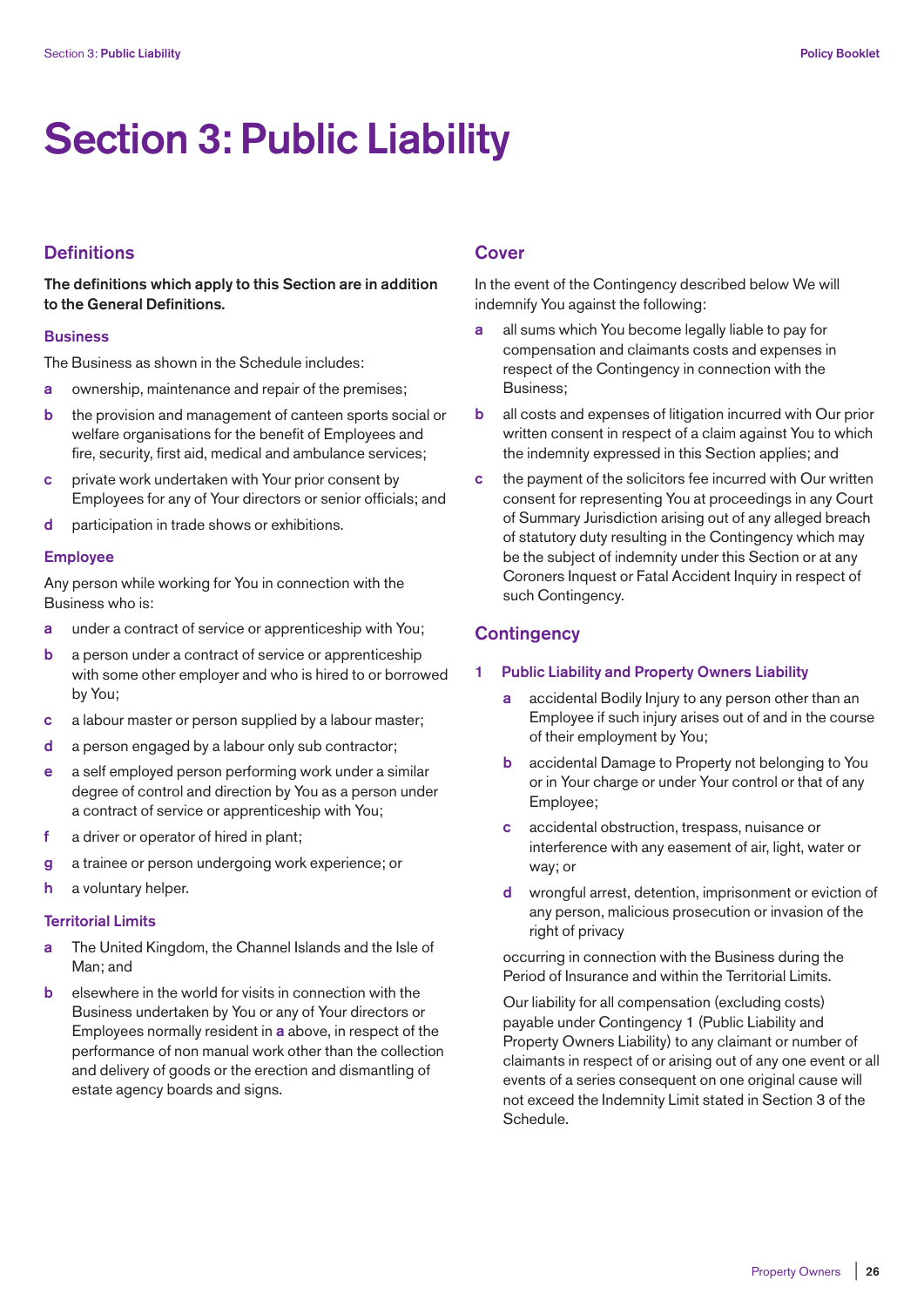# Section 3: Public Liability

## Definitions

**The definitions which apply to this Section are in addition to the General Definitions.**

### Business

The Business as shown in the Schedule includes:

- **a** ownership, maintenance and repair of the premises;
- **b** the provision and management of canteen sports social or welfare organisations for the benefit of Employees and fire, security, first aid, medical and ambulance services;
- **c** private work undertaken with Your prior consent by Employees for any of Your directors or senior officials; and
- **d** participation in trade shows or exhibitions.

### Employee

Any person while working for You in connection with the Business who is:

- **a** under a contract of service or apprenticeship with You;
- **b** a person under a contract of service or apprenticeship with some other employer and who is hired to or borrowed by You;
- **c** a labour master or person supplied by a labour master;
- **d** a person engaged by a labour only sub contractor;
- **e** a self employed person performing work under a similar degree of control and direction by You as a person under a contract of service or apprenticeship with You;
- **f** a driver or operator of hired in plant;
- **g** a trainee or person undergoing work experience; or
- **h** a voluntary helper.

### Territorial Limits

- **a** The United Kingdom, the Channel Islands and the Isle of Man; and
- **b** elsewhere in the world for visits in connection with the Business undertaken by You or any of Your directors or Employees normally resident in **a** above, in respect of the performance of non manual work other than the collection and delivery of goods or the erection and dismantling of estate agency boards and signs.

## Cover

In the event of the Contingency described below We will indemnify You against the following:

- **a** all sums which You become legally liable to pay for compensation and claimants costs and expenses in respect of the Contingency in connection with the Business;
- **b** all costs and expenses of litigation incurred with Our prior written consent in respect of a claim against You to which the indemnity expressed in this Section applies; and
- **c** the payment of the solicitors fee incurred with Our written consent for representing You at proceedings in any Court of Summary Jurisdiction arising out of any alleged breach of statutory duty resulting in the Contingency which may be the subject of indemnity under this Section or at any Coroners Inquest or Fatal Accident Inquiry in respect of such Contingency.

## Contingency

### 1 Public Liability and Property Owners Liability

- **a** accidental Bodily Injury to any person other than an Employee if such injury arises out of and in the course of their employment by You;
- **b** accidental Damage to Property not belonging to You or in Your charge or under Your control or that of any Employee;
- **c** accidental obstruction, trespass, nuisance or interference with any easement of air, light, water or way; or
- **d** wrongful arrest, detention, imprisonment or eviction of any person, malicious prosecution or invasion of the right of privacy

occurring in connection with the Business during the Period of Insurance and within the Territorial Limits.

Our liability for all compensation (excluding costs) payable under Contingency 1 (Public Liability and Property Owners Liability) to any claimant or number of claimants in respect of or arising out of any one event or all events of a series consequent on one original cause will not exceed the Indemnity Limit stated in Section 3 of the Schedule.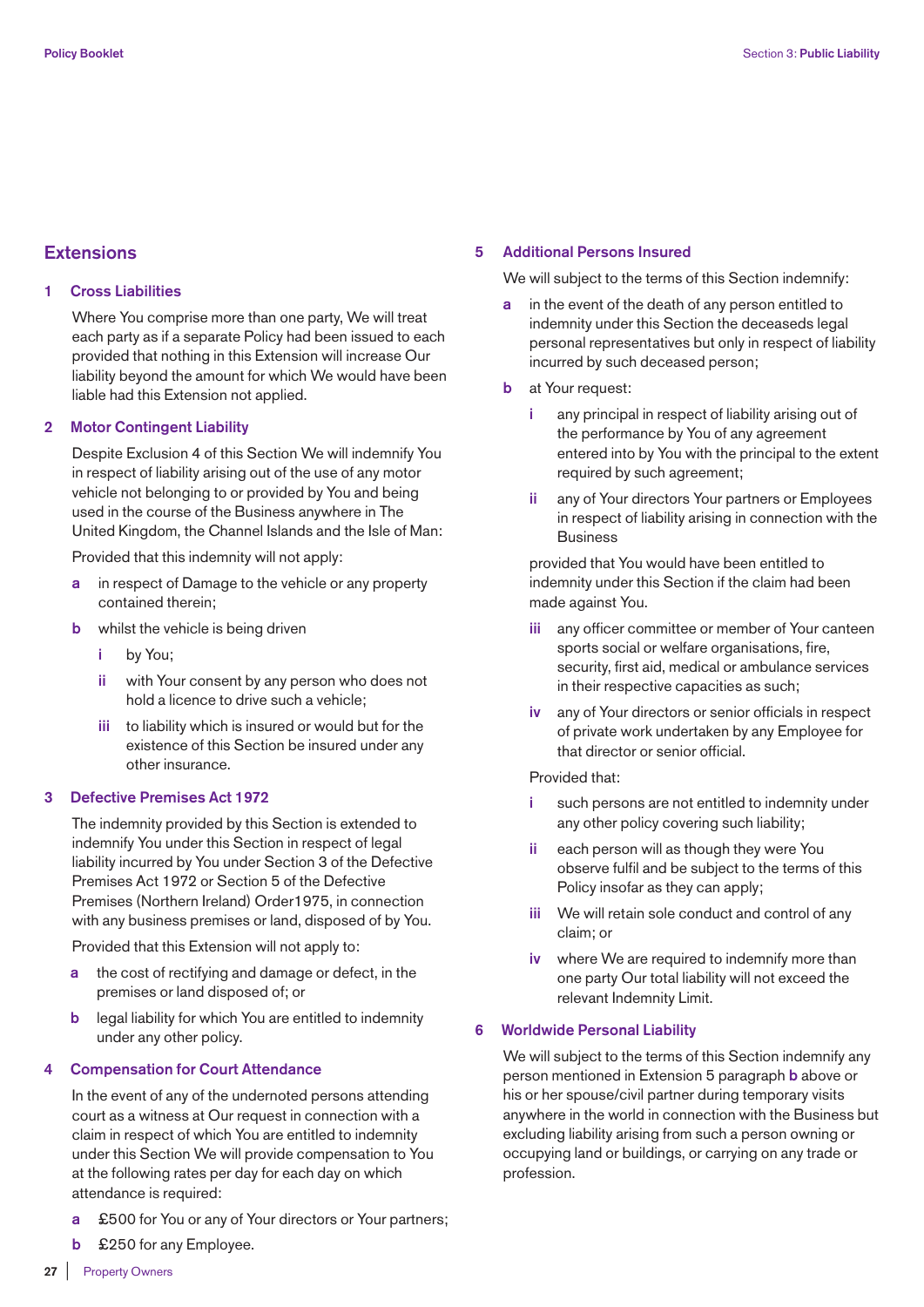## Extensions

### 1 Cross Liabilities

Where You comprise more than one party, We will treat each party as if a separate Policy had been issued to each provided that nothing in this Extension will increase Our liability beyond the amount for which We would have been liable had this Extension not applied.

### 2 Motor Contingent Liability

Despite Exclusion 4 of this Section We will indemnify You in respect of liability arising out of the use of any motor vehicle not belonging to or provided by You and being used in the course of the Business anywhere in The United Kingdom, the Channel Islands and the Isle of Man:

Provided that this indemnity will not apply:

- **a** in respect of Damage to the vehicle or any property contained therein;
- **b** whilst the vehicle is being driven
  - **i** by You;
  - **ii** with Your consent by any person who does not hold a licence to drive such a vehicle;
  - **iii** to liability which is insured or would but for the existence of this Section be insured under any other insurance.

### 3 Defective Premises Act 1972

The indemnity provided by this Section is extended to indemnify You under this Section in respect of legal liability incurred by You under Section 3 of the Defective Premises Act 1972 or Section 5 of the Defective Premises (Northern Ireland) Order1975, in connection with any business premises or land, disposed of by You.

Provided that this Extension will not apply to:

- **a** the cost of rectifying and damage or defect, in the premises or land disposed of; or
- **b** legal liability for which You are entitled to indemnity under any other policy.

### 4 Compensation for Court Attendance

In the event of any of the undernoted persons attending court as a witness at Our request in connection with a claim in respect of which You are entitled to indemnity under this Section We will provide compensation to You at the following rates per day for each day on which attendance is required:

- **a** £500 for You or any of Your directors or Your partners;
- **b** £250 for any Employee.

### 5 Additional Persons Insured

We will subject to the terms of this Section indemnify:

- **a** in the event of the death of any person entitled to indemnity under this Section the deceaseds legal personal representatives but only in respect of liability incurred by such deceased person;
- **b** at Your request:
  - **i** any principal in respect of liability arising out of the performance by You of any agreement entered into by You with the principal to the extent required by such agreement;
  - **ii** any of Your directors Your partners or Employees in respect of liability arising in connection with the Business

  provided that You would have been entitled to indemnity under this Section if the claim had been made against You.

  - **iii** any officer committee or member of Your canteen sports social or welfare organisations, fire, security, first aid, medical or ambulance services in their respective capacities as such;
  - **iv** any of Your directors or senior officials in respect of private work undertaken by any Employee for that director or senior official.

  Provided that:

  - **i** such persons are not entitled to indemnity under any other policy covering such liability;
  - **ii** each person will as though they were You observe fulfil and be subject to the terms of this Policy insofar as they can apply;
  - **iii** We will retain sole conduct and control of any claim; or
  - **iv** where We are required to indemnify more than one party Our total liability will not exceed the relevant Indemnity Limit.

### 6 Worldwide Personal Liability

We will subject to the terms of this Section indemnify any person mentioned in Extension 5 paragraph **b** above or his or her spouse/civil partner during temporary visits anywhere in the world in connection with the Business but excluding liability arising from such a person owning or occupying land or buildings, or carrying on any trade or profession.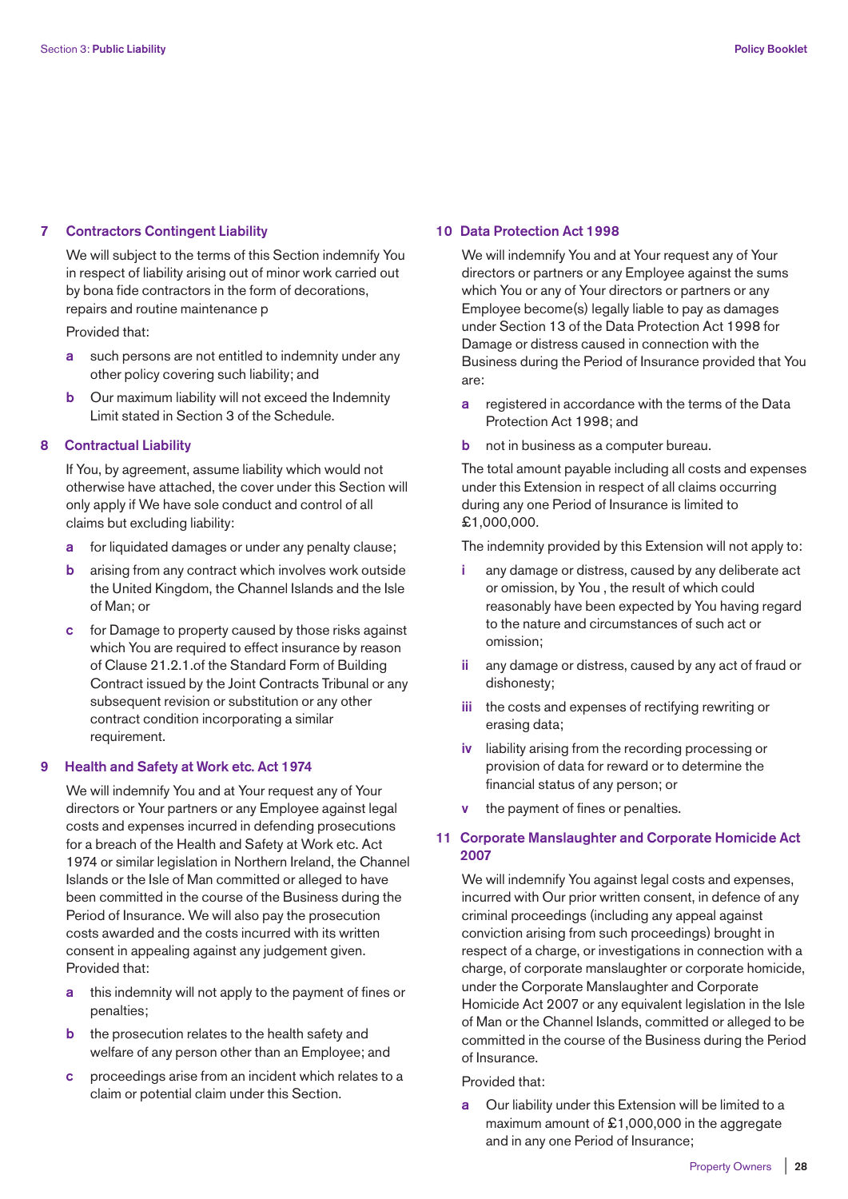## 7 Contractors Contingent Liability

We will subject to the terms of this Section indemnify You in respect of liability arising out of minor work carried out by bona fide contractors in the form of decorations, repairs and routine maintenance p

Provided that:

- **a** such persons are not entitled to indemnity under any other policy covering such liability; and
- **b** Our maximum liability will not exceed the Indemnity Limit stated in Section 3 of the Schedule.

## 8 Contractual Liability

If You, by agreement, assume liability which would not otherwise have attached, the cover under this Section will only apply if We have sole conduct and control of all claims but excluding liability:

- **a** for liquidated damages or under any penalty clause;
- **b** arising from any contract which involves work outside the United Kingdom, the Channel Islands and the Isle of Man; or
- **c** for Damage to property caused by those risks against which You are required to effect insurance by reason of Clause 21.2.1.of the Standard Form of Building Contract issued by the Joint Contracts Tribunal or any subsequent revision or substitution or any other contract condition incorporating a similar requirement.

## 9 Health and Safety at Work etc. Act 1974

We will indemnify You and at Your request any of Your directors or Your partners or any Employee against legal costs and expenses incurred in defending prosecutions for a breach of the Health and Safety at Work etc. Act 1974 or similar legislation in Northern Ireland, the Channel Islands or the Isle of Man committed or alleged to have been committed in the course of the Business during the Period of Insurance. We will also pay the prosecution costs awarded and the costs incurred with its written consent in appealing against any judgement given. Provided that:

- **a** this indemnity will not apply to the payment of fines or penalties;
- **b** the prosecution relates to the health safety and welfare of any person other than an Employee; and
- **c** proceedings arise from an incident which relates to a claim or potential claim under this Section.

## 10 Data Protection Act 1998

We will indemnify You and at Your request any of Your directors or partners or any Employee against the sums which You or any of Your directors or partners or any Employee become(s) legally liable to pay as damages under Section 13 of the Data Protection Act 1998 for Damage or distress caused in connection with the Business during the Period of Insurance provided that You are:

- **a** registered in accordance with the terms of the Data Protection Act 1998; and
- **b** not in business as a computer bureau.

The total amount payable including all costs and expenses under this Extension in respect of all claims occurring during any one Period of Insurance is limited to £1,000,000.

The indemnity provided by this Extension will not apply to:

- **i** any damage or distress, caused by any deliberate act or omission, by You , the result of which could reasonably have been expected by You having regard to the nature and circumstances of such act or omission;
- **ii** any damage or distress, caused by any act of fraud or dishonesty;
- **iii** the costs and expenses of rectifying rewriting or erasing data;
- **iv** liability arising from the recording processing or provision of data for reward or to determine the financial status of any person; or
- **v** the payment of fines or penalties.

## 11 Corporate Manslaughter and Corporate Homicide Act 2007

We will indemnify You against legal costs and expenses, incurred with Our prior written consent, in defence of any criminal proceedings (including any appeal against conviction arising from such proceedings) brought in respect of a charge, or investigations in connection with a charge, of corporate manslaughter or corporate homicide, under the Corporate Manslaughter and Corporate Homicide Act 2007 or any equivalent legislation in the Isle of Man or the Channel Islands, committed or alleged to be committed in the course of the Business during the Period of Insurance.

Provided that:

- **a** Our liability under this Extension will be limited to a maximum amount of £1,000,000 in the aggregate and in any one Period of Insurance;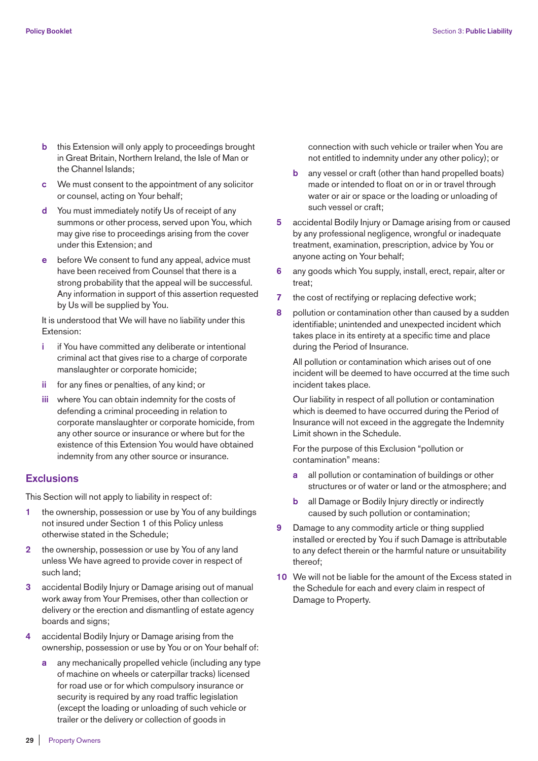b this Extension will only apply to proceedings brought in Great Britain, Northern Ireland, the Isle of Man or the Channel Islands;

c We must consent to the appointment of any solicitor or counsel, acting on Your behalf;

d You must immediately notify Us of receipt of any summons or other process, served upon You, which may give rise to proceedings arising from the cover under this Extension; and

e before We consent to fund any appeal, advice must have been received from Counsel that there is a strong probability that the appeal will be successful. Any information in support of this assertion requested by Us will be supplied by You.

It is understood that We will have no liability under this Extension:

i if You have committed any deliberate or intentional criminal act that gives rise to a charge of corporate manslaughter or corporate homicide;

ii for any fines or penalties, of any kind; or

iii where You can obtain indemnity for the costs of defending a criminal proceeding in relation to corporate manslaughter or corporate homicide, from any other source or insurance or where but for the existence of this Extension You would have obtained indemnity from any other source or insurance.

## Exclusions

This Section will not apply to liability in respect of:

1 the ownership, possession or use by You of any buildings not insured under Section 1 of this Policy unless otherwise stated in the Schedule;

2 the ownership, possession or use by You of any land unless We have agreed to provide cover in respect of such land;

3 accidental Bodily Injury or Damage arising out of manual work away from Your Premises, other than collection or delivery or the erection and dismantling of estate agency boards and signs;

4 accidental Bodily Injury or Damage arising from the ownership, possession or use by You or on Your behalf of:

   a any mechanically propelled vehicle (including any type of machine on wheels or caterpillar tracks) licensed for road use or for which compulsory insurance or security is required by any road traffic legislation (except the loading or unloading of such vehicle or trailer or the delivery or collection of goods in connection with such vehicle or trailer when You are not entitled to indemnity under any other policy); or

   b any vessel or craft (other than hand propelled boats) made or intended to float on or in or travel through water or air or space or the loading or unloading of such vessel or craft;

5 accidental Bodily Injury or Damage arising from or caused by any professional negligence, wrongful or inadequate treatment, examination, prescription, advice by You or anyone acting on Your behalf;

6 any goods which You supply, install, erect, repair, alter or treat;

7 the cost of rectifying or replacing defective work;

8 pollution or contamination other than caused by a sudden identifiable; unintended and unexpected incident which takes place in its entirety at a specific time and place during the Period of Insurance.

   All pollution or contamination which arises out of one incident will be deemed to have occurred at the time such incident takes place.

   Our liability in respect of all pollution or contamination which is deemed to have occurred during the Period of Insurance will not exceed in the aggregate the Indemnity Limit shown in the Schedule.

   For the purpose of this Exclusion "pollution or contamination" means:

   a all pollution or contamination of buildings or other structures or of water or land or the atmosphere; and

   b all Damage or Bodily Injury directly or indirectly caused by such pollution or contamination;

9 Damage to any commodity article or thing supplied installed or erected by You if such Damage is attributable to any defect therein or the harmful nature or unsuitability thereof;

10 We will not be liable for the amount of the Excess stated in the Schedule for each and every claim in respect of Damage to Property.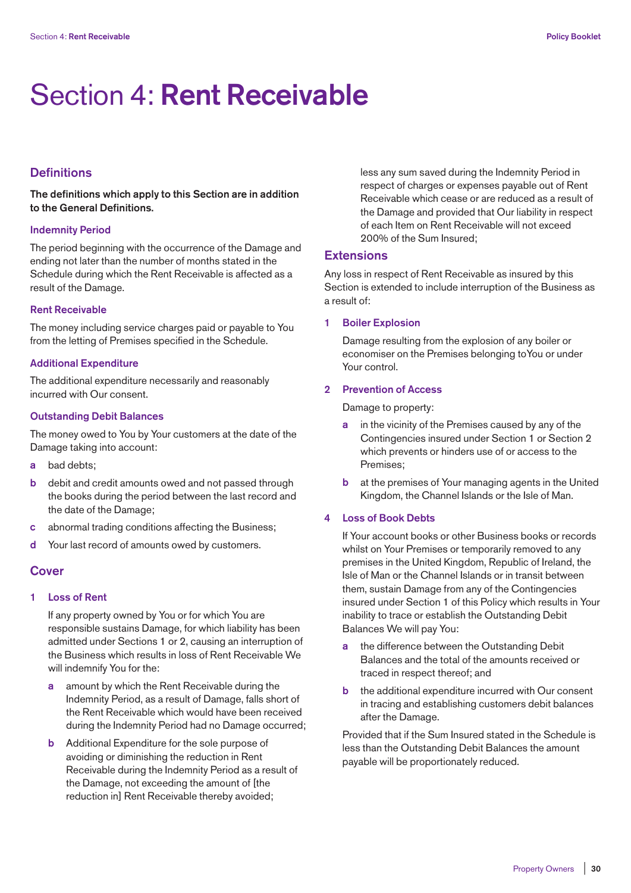# Section 4: **Rent Receivable**

## Definitions

**The definitions which apply to this Section are in addition to the General Definitions.**

### Indemnity Period

The period beginning with the occurrence of the Damage and ending not later than the number of months stated in the Schedule during which the Rent Receivable is affected as a result of the Damage.

### Rent Receivable

The money including service charges paid or payable to You from the letting of Premises specified in the Schedule.

### Additional Expenditure

The additional expenditure necessarily and reasonably incurred with Our consent.

### Outstanding Debit Balances

The money owed to You by Your customers at the date of the Damage taking into account:

- **a** bad debts;
- **b** debit and credit amounts owed and not passed through the books during the period between the last record and the date of the Damage;
- **c** abnormal trading conditions affecting the Business;
- **d** Your last record of amounts owed by customers.

## Cover

### 1 Loss of Rent

If any property owned by You or for which You are responsible sustains Damage, for which liability has been admitted under Sections 1 or 2, causing an interruption of the Business which results in loss of Rent Receivable We will indemnify You for the:

- **a** amount by which the Rent Receivable during the Indemnity Period, as a result of Damage, falls short of the Rent Receivable which would have been received during the Indemnity Period had no Damage occurred;
- **b** Additional Expenditure for the sole purpose of avoiding or diminishing the reduction in Rent Receivable during the Indemnity Period as a result of the Damage, not exceeding the amount of [the reduction in] Rent Receivable thereby avoided;

less any sum saved during the Indemnity Period in respect of charges or expenses payable out of Rent Receivable which cease or are reduced as a result of the Damage and provided that Our liability in respect of each Item on Rent Receivable will not exceed 200% of the Sum Insured;

## Extensions

Any loss in respect of Rent Receivable as insured by this Section is extended to include interruption of the Business as a result of:

### 1 Boiler Explosion

Damage resulting from the explosion of any boiler or economiser on the Premises belonging toYou or under Your control.

### 2 Prevention of Access

Damage to property:

- **a** in the vicinity of the Premises caused by any of the Contingencies insured under Section 1 or Section 2 which prevents or hinders use of or access to the Premises;
- **b** at the premises of Your managing agents in the United Kingdom, the Channel Islands or the Isle of Man.

### 4 Loss of Book Debts

If Your account books or other Business books or records whilst on Your Premises or temporarily removed to any premises in the United Kingdom, Republic of Ireland, the Isle of Man or the Channel Islands or in transit between them, sustain Damage from any of the Contingencies insured under Section 1 of this Policy which results in Your inability to trace or establish the Outstanding Debit Balances We will pay You:

- **a** the difference between the Outstanding Debit Balances and the total of the amounts received or traced in respect thereof; and
- **b** the additional expenditure incurred with Our consent in tracing and establishing customers debit balances after the Damage.

Provided that if the Sum Insured stated in the Schedule is less than the Outstanding Debit Balances the amount payable will be proportionately reduced.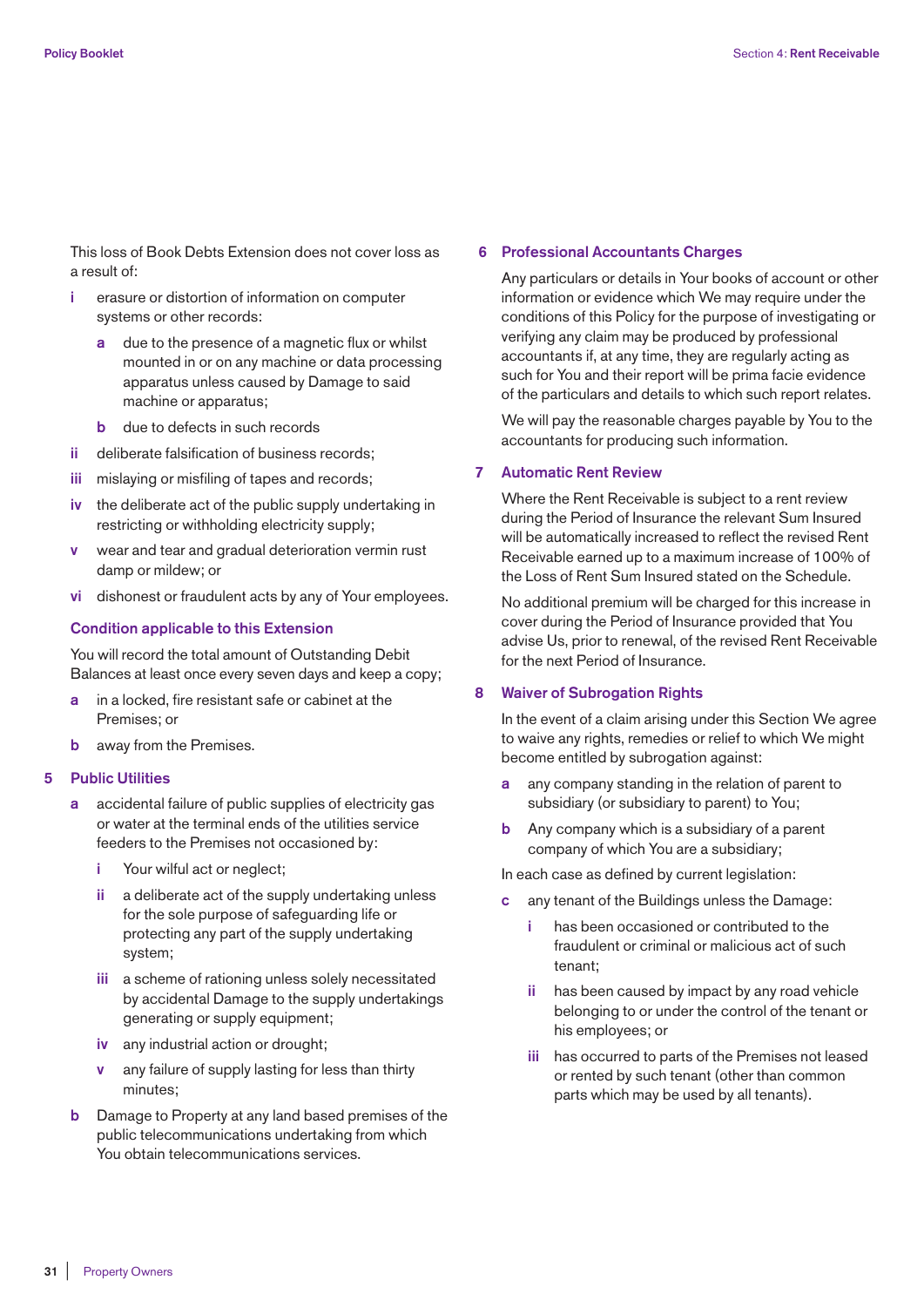This loss of Book Debts Extension does not cover loss as a result of:

- **i** erasure or distortion of information on computer systems or other records:
  - **a** due to the presence of a magnetic flux or whilst mounted in or on any machine or data processing apparatus unless caused by Damage to said machine or apparatus;
  - **b** due to defects in such records
- **ii** deliberate falsification of business records;
- **iii** mislaying or misfiling of tapes and records;
- **iv** the deliberate act of the public supply undertaking in restricting or withholding electricity supply;
- **v** wear and tear and gradual deterioration vermin rust damp or mildew; or
- **vi** dishonest or fraudulent acts by any of Your employees.

### Condition applicable to this Extension

You will record the total amount of Outstanding Debit Balances at least once every seven days and keep a copy;

- **a** in a locked, fire resistant safe or cabinet at the Premises; or
- **b** away from the Premises.

## 5 Public Utilities

- **a** accidental failure of public supplies of electricity gas or water at the terminal ends of the utilities service feeders to the Premises not occasioned by:
  - **i** Your wilful act or neglect;
  - **ii** a deliberate act of the supply undertaking unless for the sole purpose of safeguarding life or protecting any part of the supply undertaking system;
  - **iii** a scheme of rationing unless solely necessitated by accidental Damage to the supply undertakings generating or supply equipment;
  - **iv** any industrial action or drought;
  - **v** any failure of supply lasting for less than thirty minutes;
- **b** Damage to Property at any land based premises of the public telecommunications undertaking from which You obtain telecommunications services.

## 6 Professional Accountants Charges

Any particulars or details in Your books of account or other information or evidence which We may require under the conditions of this Policy for the purpose of investigating or verifying any claim may be produced by professional accountants if, at any time, they are regularly acting as such for You and their report will be prima facie evidence of the particulars and details to which such report relates.

We will pay the reasonable charges payable by You to the accountants for producing such information.

## 7 Automatic Rent Review

Where the Rent Receivable is subject to a rent review during the Period of Insurance the relevant Sum Insured will be automatically increased to reflect the revised Rent Receivable earned up to a maximum increase of 100% of the Loss of Rent Sum Insured stated on the Schedule.

No additional premium will be charged for this increase in cover during the Period of Insurance provided that You advise Us, prior to renewal, of the revised Rent Receivable for the next Period of Insurance.

## 8 Waiver of Subrogation Rights

In the event of a claim arising under this Section We agree to waive any rights, remedies or relief to which We might become entitled by subrogation against:

- **a** any company standing in the relation of parent to subsidiary (or subsidiary to parent) to You;
- **b** Any company which is a subsidiary of a parent company of which You are a subsidiary;

In each case as defined by current legislation:

- **c** any tenant of the Buildings unless the Damage:
  - **i** has been occasioned or contributed to the fraudulent or criminal or malicious act of such tenant;
  - **ii** has been caused by impact by any road vehicle belonging to or under the control of the tenant or his employees; or
  - **iii** has occurred to parts of the Premises not leased or rented by such tenant (other than common parts which may be used by all tenants).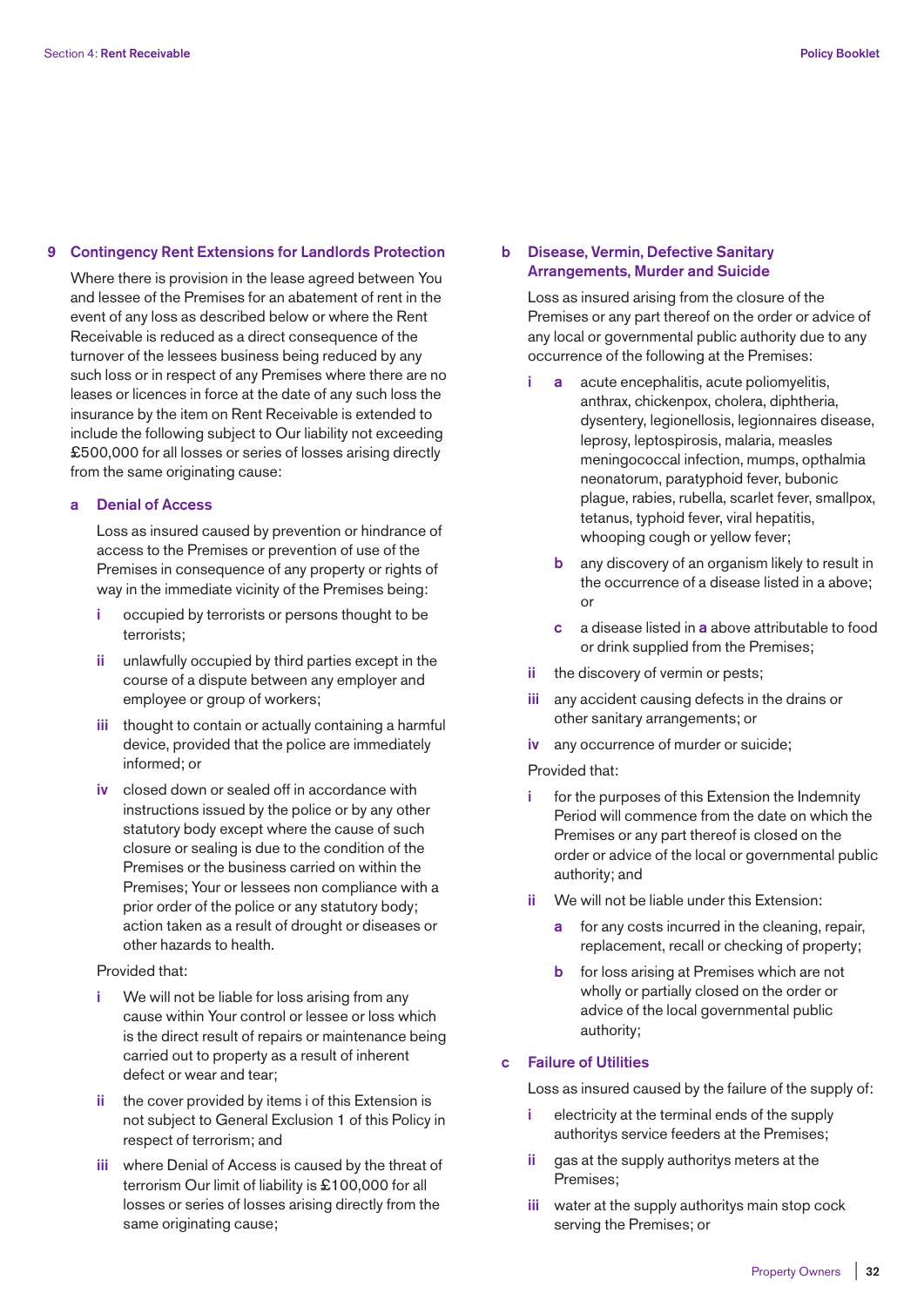## 9 Contingency Rent Extensions for Landlords Protection

Where there is provision in the lease agreed between You and lessee of the Premises for an abatement of rent in the event of any loss as described below or where the Rent Receivable is reduced as a direct consequence of the turnover of the lessees business being reduced by any such loss or in respect of any Premises where there are no leases or licences in force at the date of any such loss the insurance by the item on Rent Receivable is extended to include the following subject to Our liability not exceeding £500,000 for all losses or series of losses arising directly from the same originating cause:

### a Denial of Access

Loss as insured caused by prevention or hindrance of access to the Premises or prevention of use of the Premises in consequence of any property or rights of way in the immediate vicinity of the Premises being:

- **i** occupied by terrorists or persons thought to be terrorists;
- **ii** unlawfully occupied by third parties except in the course of a dispute between any employer and employee or group of workers;
- **iii** thought to contain or actually containing a harmful device, provided that the police are immediately informed; or
- **iv** closed down or sealed off in accordance with instructions issued by the police or by any other statutory body except where the cause of such closure or sealing is due to the condition of the Premises or the business carried on within the Premises; Your or lessees non compliance with a prior order of the police or any statutory body; action taken as a result of drought or diseases or other hazards to health.

Provided that:

- **i** We will not be liable for loss arising from any cause within Your control or lessee or loss which is the direct result of repairs or maintenance being carried out to property as a result of inherent defect or wear and tear;
- **ii** the cover provided by items i of this Extension is not subject to General Exclusion 1 of this Policy in respect of terrorism; and
- **iii** where Denial of Access is caused by the threat of terrorism Our limit of liability is £100,000 for all losses or series of losses arising directly from the same originating cause;

### b Disease, Vermin, Defective Sanitary Arrangements, Murder and Suicide

Loss as insured arising from the closure of the Premises or any part thereof on the order or advice of any local or governmental public authority due to any occurrence of the following at the Premises:

- **i**
  - **a** acute encephalitis, acute poliomyelitis, anthrax, chickenpox, cholera, diphtheria, dysentery, legionellosis, legionnaires disease, leprosy, leptospirosis, malaria, measles meningococcal infection, mumps, opthalmia neonatorum, paratyphoid fever, bubonic plague, rabies, rubella, scarlet fever, smallpox, tetanus, typhoid fever, viral hepatitis, whooping cough or yellow fever;
  - **b** any discovery of an organism likely to result in the occurrence of a disease listed in a above; or
  - **c** a disease listed in **a** above attributable to food or drink supplied from the Premises;
- **ii** the discovery of vermin or pests;
- **iii** any accident causing defects in the drains or other sanitary arrangements; or
- **iv** any occurrence of murder or suicide;

Provided that:

- **i** for the purposes of this Extension the Indemnity Period will commence from the date on which the Premises or any part thereof is closed on the order or advice of the local or governmental public authority; and
- **ii** We will not be liable under this Extension:
  - **a** for any costs incurred in the cleaning, repair, replacement, recall or checking of property;
  - **b** for loss arising at Premises which are not wholly or partially closed on the order or advice of the local governmental public authority;

### c Failure of Utilities

Loss as insured caused by the failure of the supply of:

- **i** electricity at the terminal ends of the supply authoritys service feeders at the Premises;
- **ii** gas at the supply authoritys meters at the Premises;
- **iii** water at the supply authoritys main stop cock serving the Premises; or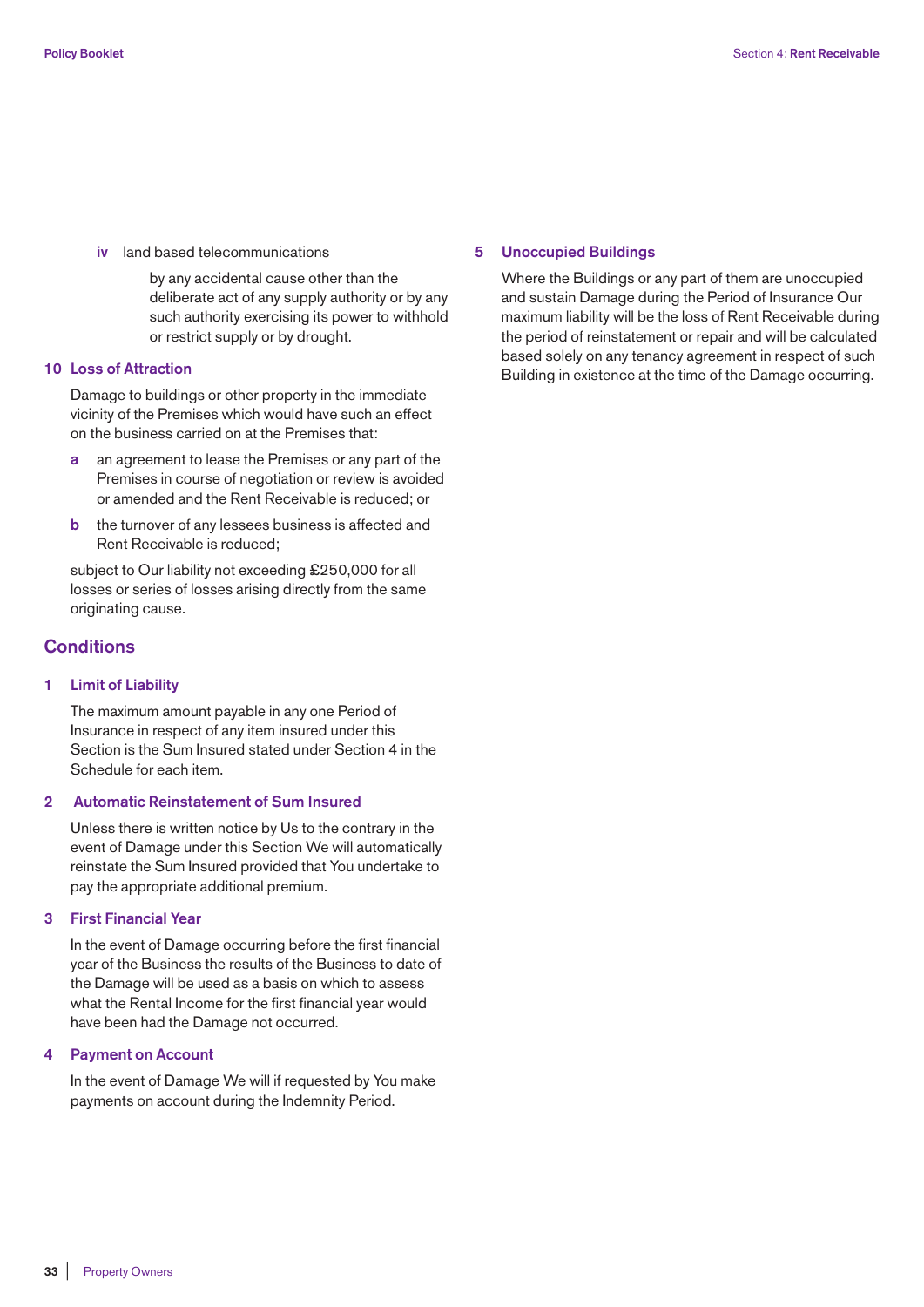iv land based telecommunications

by any accidental cause other than the deliberate act of any supply authority or by any such authority exercising its power to withhold or restrict supply or by drought.

**10 Loss of Attraction**

Damage to buildings or other property in the immediate vicinity of the Premises which would have such an effect on the business carried on at the Premises that:

a an agreement to lease the Premises or any part of the Premises in course of negotiation or review is avoided or amended and the Rent Receivable is reduced; or

b the turnover of any lessees business is affected and Rent Receivable is reduced;

subject to Our liability not exceeding £250,000 for all losses or series of losses arising directly from the same originating cause.

## Conditions

**1 Limit of Liability**

The maximum amount payable in any one Period of Insurance in respect of any item insured under this Section is the Sum Insured stated under Section 4 in the Schedule for each item.

**2 Automatic Reinstatement of Sum Insured**

Unless there is written notice by Us to the contrary in the event of Damage under this Section We will automatically reinstate the Sum Insured provided that You undertake to pay the appropriate additional premium.

**3 First Financial Year**

In the event of Damage occurring before the first financial year of the Business the results of the Business to date of the Damage will be used as a basis on which to assess what the Rental Income for the first financial year would have been had the Damage not occurred.

**4 Payment on Account**

In the event of Damage We will if requested by You make payments on account during the Indemnity Period.

**5 Unoccupied Buildings**

Where the Buildings or any part of them are unoccupied and sustain Damage during the Period of Insurance Our maximum liability will be the loss of Rent Receivable during the period of reinstatement or repair and will be calculated based solely on any tenancy agreement in respect of such Building in existence at the time of the Damage occurring.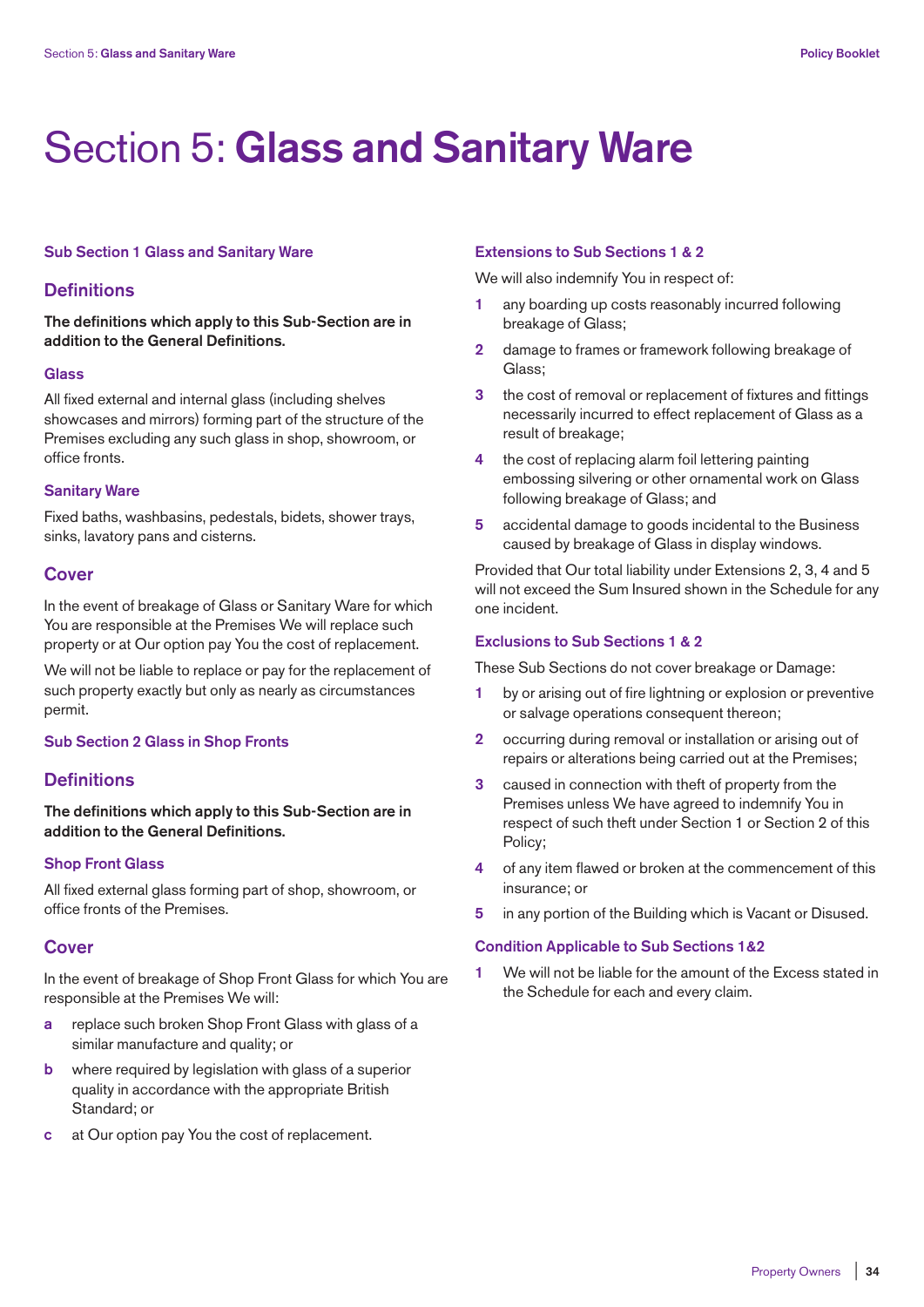# Section 5: **Glass and Sanitary Ware**

### Sub Section 1 Glass and Sanitary Ware

## Definitions

**The definitions which apply to this Sub-Section are in addition to the General Definitions.**

### Glass

All fixed external and internal glass (including shelves showcases and mirrors) forming part of the structure of the Premises excluding any such glass in shop, showroom, or office fronts.

### Sanitary Ware

Fixed baths, washbasins, pedestals, bidets, shower trays, sinks, lavatory pans and cisterns.

## Cover

In the event of breakage of Glass or Sanitary Ware for which You are responsible at the Premises We will replace such property or at Our option pay You the cost of replacement.

We will not be liable to replace or pay for the replacement of such property exactly but only as nearly as circumstances permit.

### Sub Section 2 Glass in Shop Fronts

## Definitions

**The definitions which apply to this Sub-Section are in addition to the General Definitions.**

### Shop Front Glass

All fixed external glass forming part of shop, showroom, or office fronts of the Premises.

## Cover

In the event of breakage of Shop Front Glass for which You are responsible at the Premises We will:

a replace such broken Shop Front Glass with glass of a similar manufacture and quality; or

b where required by legislation with glass of a superior quality in accordance with the appropriate British Standard; or

c at Our option pay You the cost of replacement.

### Extensions to Sub Sections 1 & 2

We will also indemnify You in respect of:

1. any boarding up costs reasonably incurred following breakage of Glass;
2. damage to frames or framework following breakage of Glass;
3. the cost of removal or replacement of fixtures and fittings necessarily incurred to effect replacement of Glass as a result of breakage;
4. the cost of replacing alarm foil lettering painting embossing silvering or other ornamental work on Glass following breakage of Glass; and
5. accidental damage to goods incidental to the Business caused by breakage of Glass in display windows.

Provided that Our total liability under Extensions 2, 3, 4 and 5 will not exceed the Sum Insured shown in the Schedule for any one incident.

### Exclusions to Sub Sections 1 & 2

These Sub Sections do not cover breakage or Damage:

1. by or arising out of fire lightning or explosion or preventive or salvage operations consequent thereon;
2. occurring during removal or installation or arising out of repairs or alterations being carried out at the Premises;
3. caused in connection with theft of property from the Premises unless We have agreed to indemnify You in respect of such theft under Section 1 or Section 2 of this Policy;
4. of any item flawed or broken at the commencement of this insurance; or
5. in any portion of the Building which is Vacant or Disused.

### Condition Applicable to Sub Sections 1&2

1. We will not be liable for the amount of the Excess stated in the Schedule for each and every claim.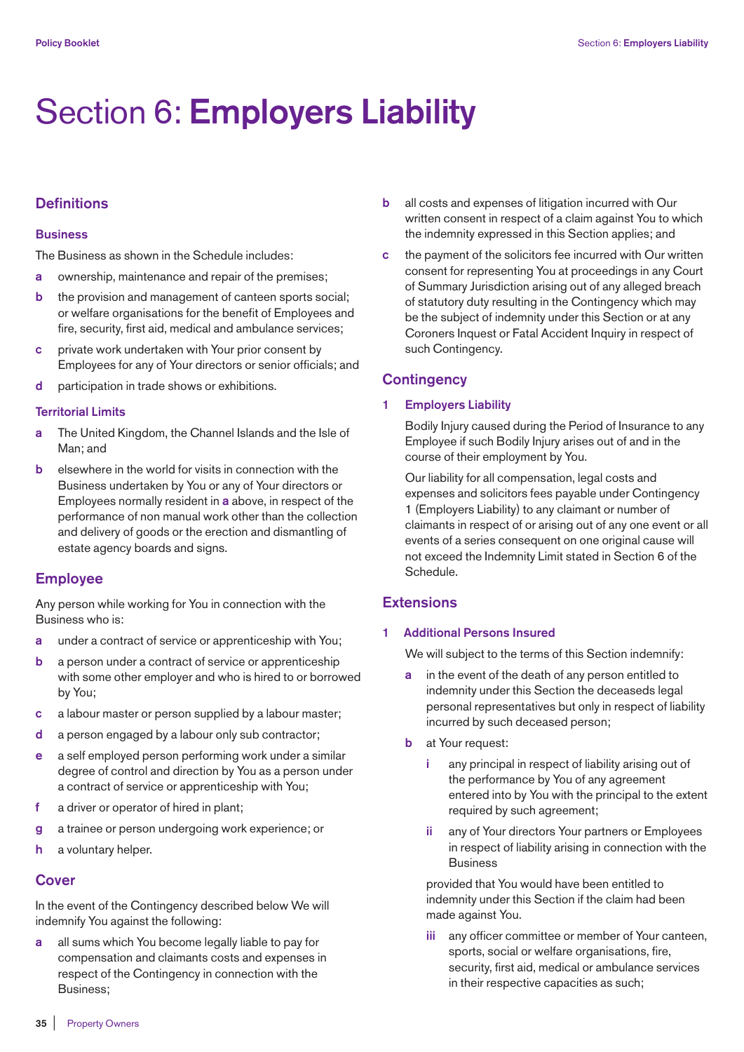# Section 6: **Employers Liability**

## Definitions

### Business

The Business as shown in the Schedule includes:

- **a** ownership, maintenance and repair of the premises;
- **b** the provision and management of canteen sports social; or welfare organisations for the benefit of Employees and fire, security, first aid, medical and ambulance services;
- **c** private work undertaken with Your prior consent by Employees for any of Your directors or senior officials; and
- **d** participation in trade shows or exhibitions.

### Territorial Limits

- **a** The United Kingdom, the Channel Islands and the Isle of Man; and
- **b** elsewhere in the world for visits in connection with the Business undertaken by You or any of Your directors or Employees normally resident in **a** above, in respect of the performance of non manual work other than the collection and delivery of goods or the erection and dismantling of estate agency boards and signs.

## Employee

Any person while working for You in connection with the Business who is:

- **a** under a contract of service or apprenticeship with You;
- **b** a person under a contract of service or apprenticeship with some other employer and who is hired to or borrowed by You;
- **c** a labour master or person supplied by a labour master;
- **d** a person engaged by a labour only sub contractor;
- **e** a self employed person performing work under a similar degree of control and direction by You as a person under a contract of service or apprenticeship with You;
- **f** a driver or operator of hired in plant;
- **g** a trainee or person undergoing work experience; or
- **h** a voluntary helper.

## Cover

In the event of the Contingency described below We will indemnify You against the following:

- **a** all sums which You become legally liable to pay for compensation and claimants costs and expenses in respect of the Contingency in connection with the Business;
- **b** all costs and expenses of litigation incurred with Our written consent in respect of a claim against You to which the indemnity expressed in this Section applies; and
- **c** the payment of the solicitors fee incurred with Our written consent for representing You at proceedings in any Court of Summary Jurisdiction arising out of any alleged breach of statutory duty resulting in the Contingency which may be the subject of indemnity under this Section or at any Coroners Inquest or Fatal Accident Inquiry in respect of such Contingency.

## Contingency

### 1 Employers Liability

Bodily Injury caused during the Period of Insurance to any Employee if such Bodily Injury arises out of and in the course of their employment by You.

Our liability for all compensation, legal costs and expenses and solicitors fees payable under Contingency 1 (Employers Liability) to any claimant or number of claimants in respect of or arising out of any one event or all events of a series consequent on one original cause will not exceed the Indemnity Limit stated in Section 6 of the Schedule.

## Extensions

### 1 Additional Persons Insured

We will subject to the terms of this Section indemnify:

- **a** in the event of the death of any person entitled to indemnity under this Section the deceaseds legal personal representatives but only in respect of liability incurred by such deceased person;
- **b** at Your request:
  - **i** any principal in respect of liability arising out of the performance by You of any agreement entered into by You with the principal to the extent required by such agreement;
  - **ii** any of Your directors Your partners or Employees in respect of liability arising in connection with the Business

  provided that You would have been entitled to indemnity under this Section if the claim had been made against You.

  - **iii** any officer committee or member of Your canteen, sports, social or welfare organisations, fire, security, first aid, medical or ambulance services in their respective capacities as such;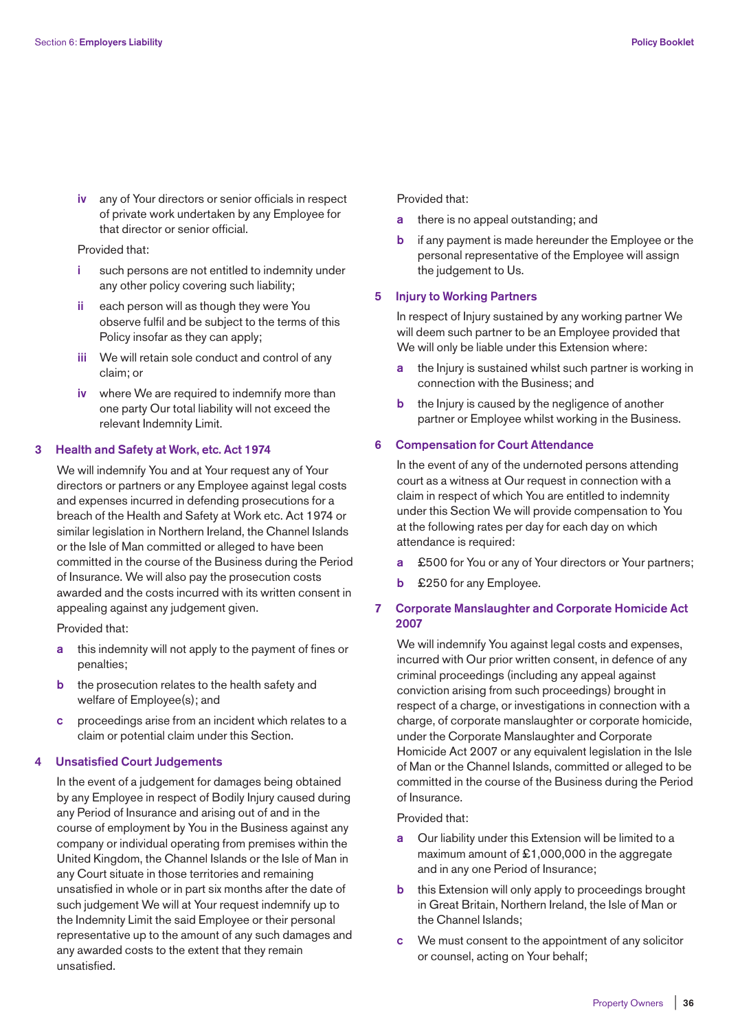iv any of Your directors or senior officials in respect of private work undertaken by any Employee for that director or senior official.

Provided that:

i such persons are not entitled to indemnity under any other policy covering such liability;

ii each person will as though they were You observe fulfil and be subject to the terms of this Policy insofar as they can apply;

iii We will retain sole conduct and control of any claim; or

iv where We are required to indemnify more than one party Our total liability will not exceed the relevant Indemnity Limit.

### 3 Health and Safety at Work, etc. Act 1974

We will indemnify You and at Your request any of Your directors or partners or any Employee against legal costs and expenses incurred in defending prosecutions for a breach of the Health and Safety at Work etc. Act 1974 or similar legislation in Northern Ireland, the Channel Islands or the Isle of Man committed or alleged to have been committed in the course of the Business during the Period of Insurance. We will also pay the prosecution costs awarded and the costs incurred with its written consent in appealing against any judgement given.

Provided that:

a this indemnity will not apply to the payment of fines or penalties;

b the prosecution relates to the health safety and welfare of Employee(s); and

c proceedings arise from an incident which relates to a claim or potential claim under this Section.

### 4 Unsatisfied Court Judgements

In the event of a judgement for damages being obtained by any Employee in respect of Bodily Injury caused during any Period of Insurance and arising out of and in the course of employment by You in the Business against any company or individual operating from premises within the United Kingdom, the Channel Islands or the Isle of Man in any Court situate in those territories and remaining unsatisfied in whole or in part six months after the date of such judgement We will at Your request indemnify up to the Indemnity Limit the said Employee or their personal representative up to the amount of any such damages and any awarded costs to the extent that they remain unsatisfied.

Provided that:

a there is no appeal outstanding; and

b if any payment is made hereunder the Employee or the personal representative of the Employee will assign the judgement to Us.

### 5 Injury to Working Partners

In respect of Injury sustained by any working partner We will deem such partner to be an Employee provided that We will only be liable under this Extension where:

a the Injury is sustained whilst such partner is working in connection with the Business; and

b the Injury is caused by the negligence of another partner or Employee whilst working in the Business.

### 6 Compensation for Court Attendance

In the event of any of the undernoted persons attending court as a witness at Our request in connection with a claim in respect of which You are entitled to indemnity under this Section We will provide compensation to You at the following rates per day for each day on which attendance is required:

a £500 for You or any of Your directors or Your partners;

b £250 for any Employee.

### 7 Corporate Manslaughter and Corporate Homicide Act 2007

We will indemnify You against legal costs and expenses, incurred with Our prior written consent, in defence of any criminal proceedings (including any appeal against conviction arising from such proceedings) brought in respect of a charge, or investigations in connection with a charge, of corporate manslaughter or corporate homicide, under the Corporate Manslaughter and Corporate Homicide Act 2007 or any equivalent legislation in the Isle of Man or the Channel Islands, committed or alleged to be committed in the course of the Business during the Period of Insurance.

Provided that:

a Our liability under this Extension will be limited to a maximum amount of £1,000,000 in the aggregate and in any one Period of Insurance;

b this Extension will only apply to proceedings brought in Great Britain, Northern Ireland, the Isle of Man or the Channel Islands;

c We must consent to the appointment of any solicitor or counsel, acting on Your behalf;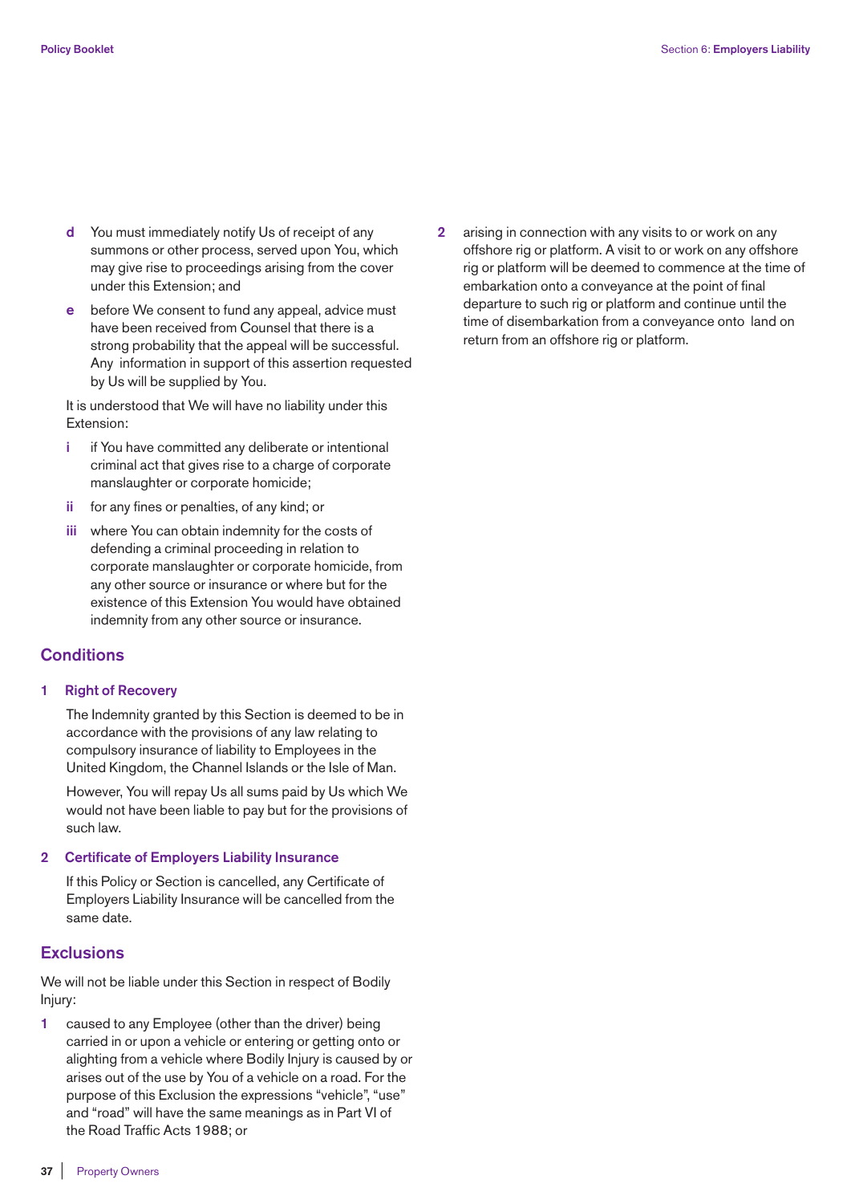d  You must immediately notify Us of receipt of any summons or other process, served upon You, which may give rise to proceedings arising from the cover under this Extension; and

e  before We consent to fund any appeal, advice must have been received from Counsel that there is a strong probability that the appeal will be successful. Any information in support of this assertion requested by Us will be supplied by You.

It is understood that We will have no liability under this Extension:

i  if You have committed any deliberate or intentional criminal act that gives rise to a charge of corporate manslaughter or corporate homicide;

ii  for any fines or penalties, of any kind; or

iii  where You can obtain indemnity for the costs of defending a criminal proceeding in relation to corporate manslaughter or corporate homicide, from any other source or insurance or where but for the existence of this Extension You would have obtained indemnity from any other source or insurance.

## Conditions

### 1 Right of Recovery

The Indemnity granted by this Section is deemed to be in accordance with the provisions of any law relating to compulsory insurance of liability to Employees in the United Kingdom, the Channel Islands or the Isle of Man.

However, You will repay Us all sums paid by Us which We would not have been liable to pay but for the provisions of such law.

### 2 Certificate of Employers Liability Insurance

If this Policy or Section is cancelled, any Certificate of Employers Liability Insurance will be cancelled from the same date.

## Exclusions

We will not be liable under this Section in respect of Bodily Injury:

1  caused to any Employee (other than the driver) being carried in or upon a vehicle or entering or getting onto or alighting from a vehicle where Bodily Injury is caused by or arises out of the use by You of a vehicle on a road. For the purpose of this Exclusion the expressions “vehicle”, “use” and “road” will have the same meanings as in Part VI of the Road Traffic Acts 1988; or

2  arising in connection with any visits to or work on any offshore rig or platform. A visit to or work on any offshore rig or platform will be deemed to commence at the time of embarkation onto a conveyance at the point of final departure to such rig or platform and continue until the time of disembarkation from a conveyance onto land on return from an offshore rig or platform.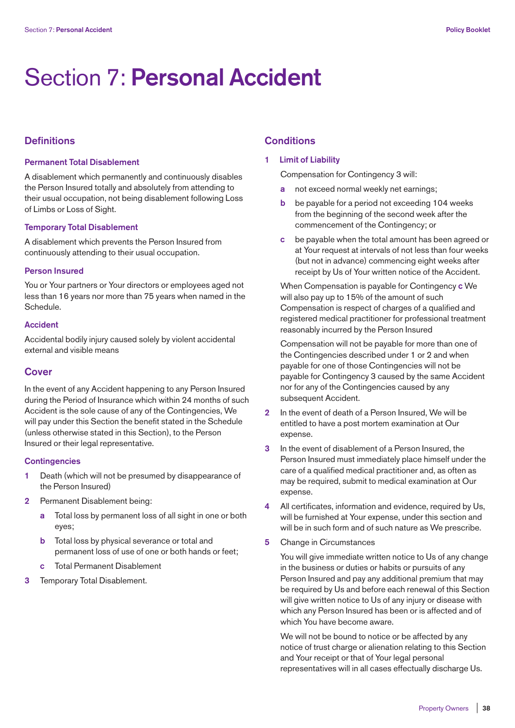# Section 7: **Personal Accident**

## Definitions

### Permanent Total Disablement

A disablement which permanently and continuously disables the Person Insured totally and absolutely from attending to their usual occupation, not being disablement following Loss of Limbs or Loss of Sight.

### Temporary Total Disablement

A disablement which prevents the Person Insured from continuously attending to their usual occupation.

### Person Insured

You or Your partners or Your directors or employees aged not less than 16 years nor more than 75 years when named in the Schedule.

### Accident

Accidental bodily injury caused solely by violent accidental external and visible means

## Cover

In the event of any Accident happening to any Person Insured during the Period of Insurance which within 24 months of such Accident is the sole cause of any of the Contingencies, We will pay under this Section the benefit stated in the Schedule (unless otherwise stated in this Section), to the Person Insured or their legal representative.

### Contingencies

1. Death (which will not be presumed by disappearance of the Person Insured)
2. Permanent Disablement being:
   - **a** Total loss by permanent loss of all sight in one or both eyes;
   - **b** Total loss by physical severance or total and permanent loss of use of one or both hands or feet;
   - **c** Total Permanent Disablement
3. Temporary Total Disablement.

## Conditions

1. **Limit of Liability**

   Compensation for Contingency 3 will:

   - **a** not exceed normal weekly net earnings;
   - **b** be payable for a period not exceeding 104 weeks from the beginning of the second week after the commencement of the Contingency; or
   - **c** be payable when the total amount has been agreed or at Your request at intervals of not less than four weeks (but not in advance) commencing eight weeks after receipt by Us of Your written notice of the Accident.

   When Compensation is payable for Contingency **c** We will also pay up to 15% of the amount of such Compensation is respect of charges of a qualified and registered medical practitioner for professional treatment reasonably incurred by the Person Insured

   Compensation will not be payable for more than one of the Contingencies described under 1 or 2 and when payable for one of those Contingencies will not be payable for Contingency 3 caused by the same Accident nor for any of the Contingencies caused by any subsequent Accident.

2. In the event of death of a Person Insured, We will be entitled to have a post mortem examination at Our expense.
3. In the event of disablement of a Person Insured, the Person Insured must immediately place himself under the care of a qualified medical practitioner and, as often as may be required, submit to medical examination at Our expense.
4. All certificates, information and evidence, required by Us, will be furnished at Your expense, under this section and will be in such form and of such nature as We prescribe.
5. Change in Circumstances

   You will give immediate written notice to Us of any change in the business or duties or habits or pursuits of any Person Insured and pay any additional premium that may be required by Us and before each renewal of this Section will give written notice to Us of any injury or disease with which any Person Insured has been or is affected and of which You have become aware.

   We will not be bound to notice or be affected by any notice of trust charge or alienation relating to this Section and Your receipt or that of Your legal personal representatives will in all cases effectually discharge Us.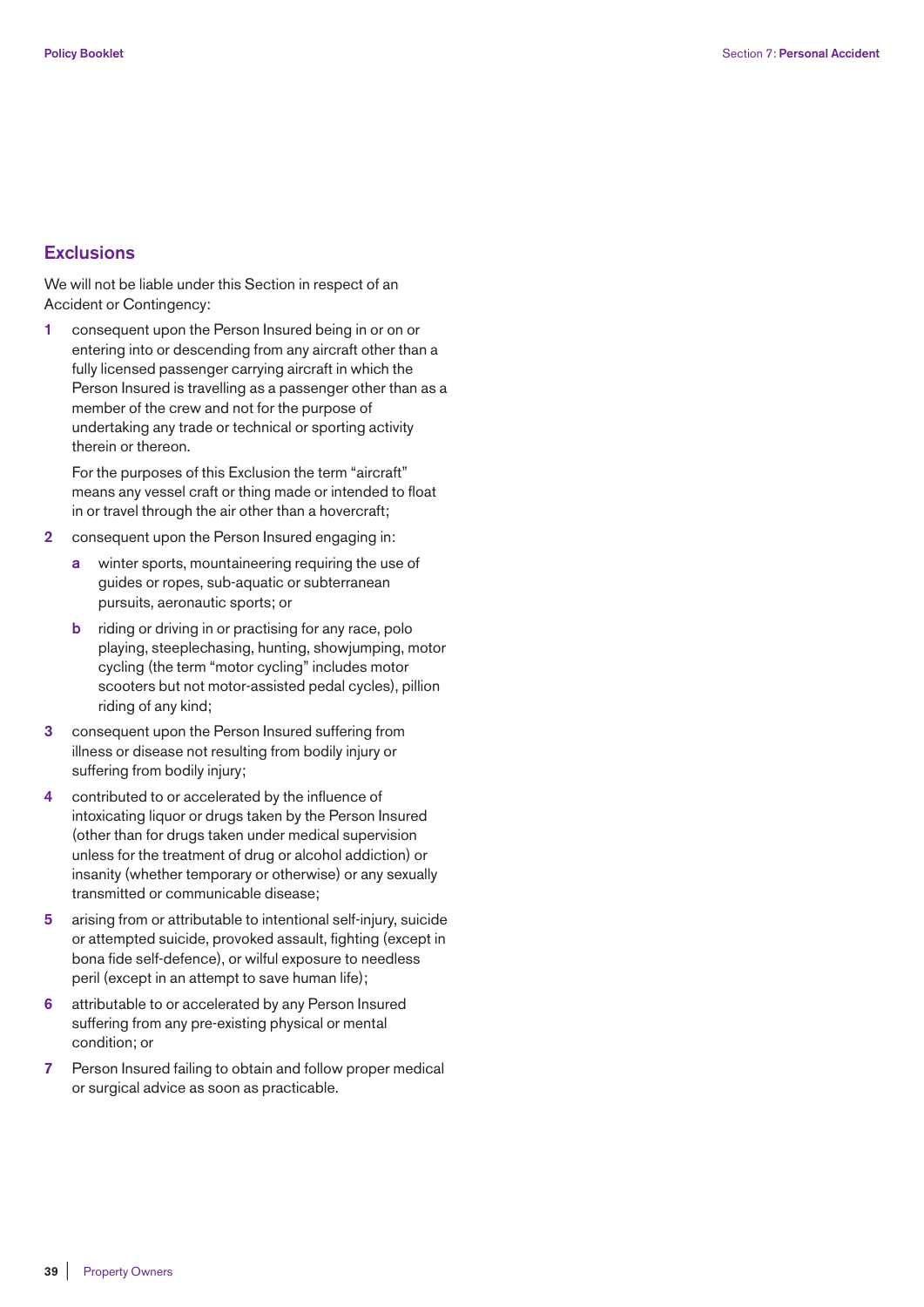## Exclusions

We will not be liable under this Section in respect of an Accident or Contingency:

1. consequent upon the Person Insured being in or on or entering into or descending from any aircraft other than a fully licensed passenger carrying aircraft in which the Person Insured is travelling as a passenger other than as a member of the crew and not for the purpose of undertaking any trade or technical or sporting activity therein or thereon.

   For the purposes of this Exclusion the term "aircraft" means any vessel craft or thing made or intended to float in or travel through the air other than a hovercraft;

2. consequent upon the Person Insured engaging in:

   a. winter sports, mountaineering requiring the use of guides or ropes, sub-aquatic or subterranean pursuits, aeronautic sports; or

   b. riding or driving in or practising for any race, polo playing, steeplechasing, hunting, showjumping, motor cycling (the term "motor cycling" includes motor scooters but not motor-assisted pedal cycles), pillion riding of any kind;

3. consequent upon the Person Insured suffering from illness or disease not resulting from bodily injury or suffering from bodily injury;

4. contributed to or accelerated by the influence of intoxicating liquor or drugs taken by the Person Insured (other than for drugs taken under medical supervision unless for the treatment of drug or alcohol addiction) or insanity (whether temporary or otherwise) or any sexually transmitted or communicable disease;

5. arising from or attributable to intentional self-injury, suicide or attempted suicide, provoked assault, fighting (except in bona fide self-defence), or wilful exposure to needless peril (except in an attempt to save human life);

6. attributable to or accelerated by any Person Insured suffering from any pre-existing physical or mental condition; or

7. Person Insured failing to obtain and follow proper medical or surgical advice as soon as practicable.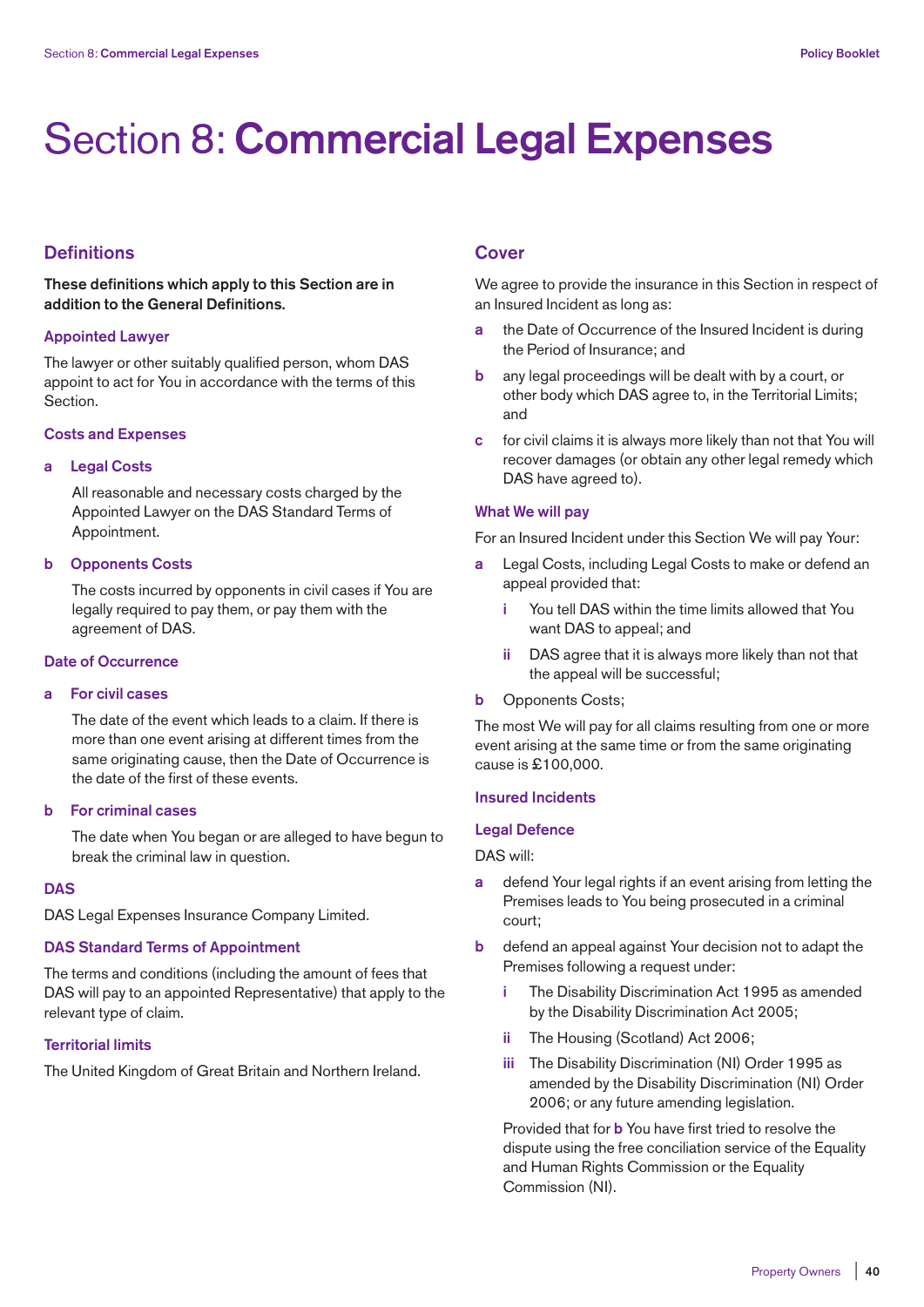# Section 8: **Commercial Legal Expenses**

## Definitions

**These definitions which apply to this Section are in addition to the General Definitions.**

### Appointed Lawyer

The lawyer or other suitably qualified person, whom DAS appoint to act for You in accordance with the terms of this Section.

### Costs and Expenses

**a Legal Costs**

All reasonable and necessary costs charged by the Appointed Lawyer on the DAS Standard Terms of Appointment.

**b Opponents Costs**

The costs incurred by opponents in civil cases if You are legally required to pay them, or pay them with the agreement of DAS.

### Date of Occurrence

**a For civil cases**

The date of the event which leads to a claim. If there is more than one event arising at different times from the same originating cause, then the Date of Occurrence is the date of the first of these events.

**b For criminal cases**

The date when You began or are alleged to have begun to break the criminal law in question.

### DAS

DAS Legal Expenses Insurance Company Limited.

### DAS Standard Terms of Appointment

The terms and conditions (including the amount of fees that DAS will pay to an appointed Representative) that apply to the relevant type of claim.

### Territorial limits

The United Kingdom of Great Britain and Northern Ireland.

## Cover

We agree to provide the insurance in this Section in respect of an Insured Incident as long as:

- **a** the Date of Occurrence of the Insured Incident is during the Period of Insurance; and
- **b** any legal proceedings will be dealt with by a court, or other body which DAS agree to, in the Territorial Limits; and
- **c** for civil claims it is always more likely than not that You will recover damages (or obtain any other legal remedy which DAS have agreed to).

### What We will pay

For an Insured Incident under this Section We will pay Your:

- **a** Legal Costs, including Legal Costs to make or defend an appeal provided that:
  - **i** You tell DAS within the time limits allowed that You want DAS to appeal; and
  - **ii** DAS agree that it is always more likely than not that the appeal will be successful;
- **b** Opponents Costs;

The most We will pay for all claims resulting from one or more event arising at the same time or from the same originating cause is £100,000.

### Insured Incidents

### Legal Defence

DAS will:

- **a** defend Your legal rights if an event arising from letting the Premises leads to You being prosecuted in a criminal court;
- **b** defend an appeal against Your decision not to adapt the Premises following a request under:
  - **i** The Disability Discrimination Act 1995 as amended by the Disability Discrimination Act 2005;
  - **ii** The Housing (Scotland) Act 2006;
  - **iii** The Disability Discrimination (NI) Order 1995 as amended by the Disability Discrimination (NI) Order 2006; or any future amending legislation.

  Provided that for **b** You have first tried to resolve the dispute using the free conciliation service of the Equality and Human Rights Commission or the Equality Commission (NI).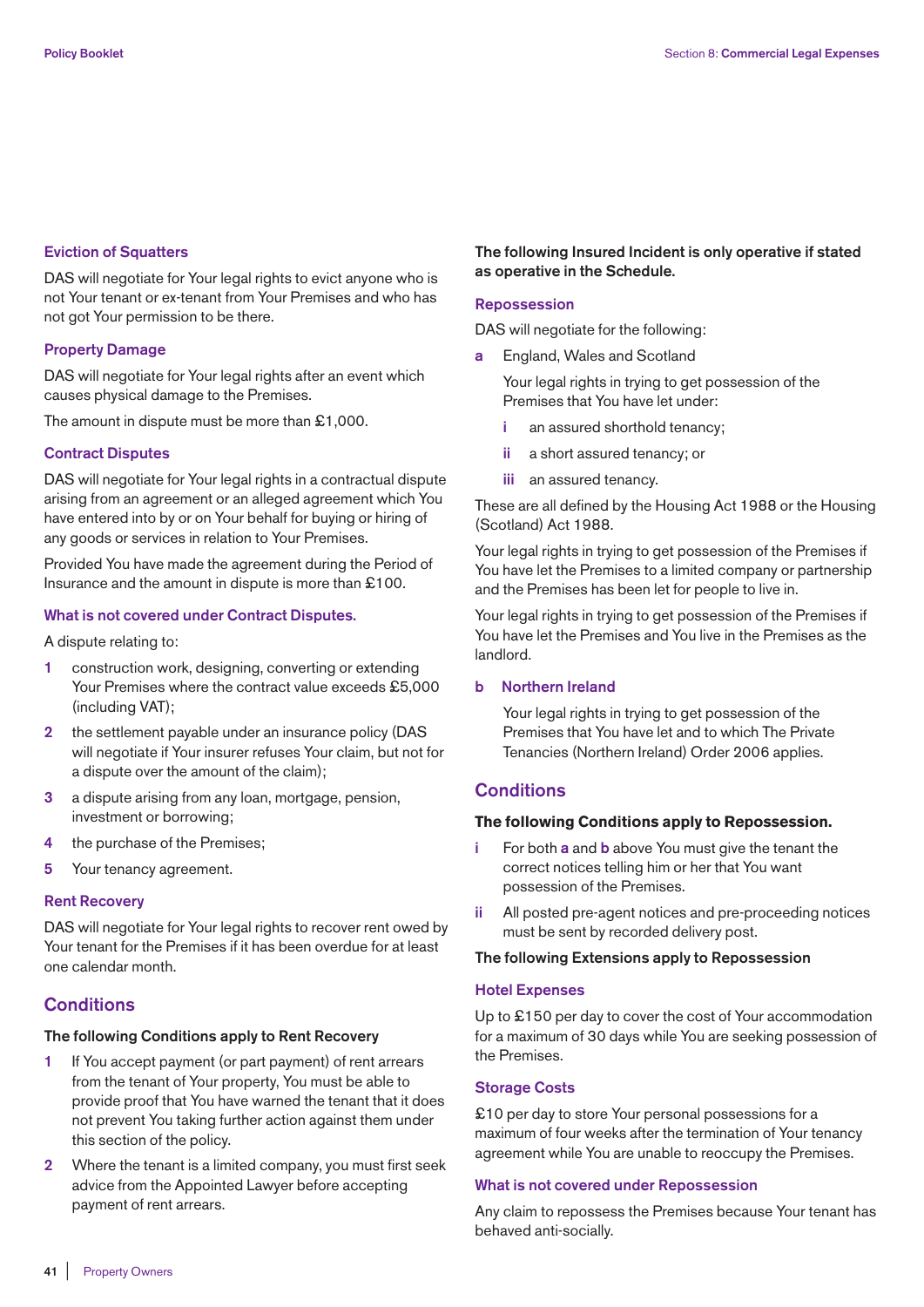### Eviction of Squatters

DAS will negotiate for Your legal rights to evict anyone who is not Your tenant or ex-tenant from Your Premises and who has not got Your permission to be there.

### Property Damage

DAS will negotiate for Your legal rights after an event which causes physical damage to the Premises.

The amount in dispute must be more than £1,000.

### Contract Disputes

DAS will negotiate for Your legal rights in a contractual dispute arising from an agreement or an alleged agreement which You have entered into by or on Your behalf for buying or hiring of any goods or services in relation to Your Premises.

Provided You have made the agreement during the Period of Insurance and the amount in dispute is more than £100.

### What is not covered under Contract Disputes.

A dispute relating to:

1. construction work, designing, converting or extending Your Premises where the contract value exceeds £5,000 (including VAT);
2. the settlement payable under an insurance policy (DAS will negotiate if Your insurer refuses Your claim, but not for a dispute over the amount of the claim);
3. a dispute arising from any loan, mortgage, pension, investment or borrowing;
4. the purchase of the Premises;
5. Your tenancy agreement.

### Rent Recovery

DAS will negotiate for Your legal rights to recover rent owed by Your tenant for the Premises if it has been overdue for at least one calendar month.

## Conditions

**The following Conditions apply to Rent Recovery**

1. If You accept payment (or part payment) of rent arrears from the tenant of Your property, You must be able to provide proof that You have warned the tenant that it does not prevent You taking further action against them under this section of the policy.
2. Where the tenant is a limited company, you must first seek advice from the Appointed Lawyer before accepting payment of rent arrears.

**The following Insured Incident is only operative if stated as operative in the Schedule.**

### Repossession

DAS will negotiate for the following:

**a** England, Wales and Scotland

Your legal rights in trying to get possession of the Premises that You have let under:

- i an assured shorthold tenancy;
- ii a short assured tenancy; or
- iii an assured tenancy.

These are all defined by the Housing Act 1988 or the Housing (Scotland) Act 1988.

Your legal rights in trying to get possession of the Premises if You have let the Premises to a limited company or partnership and the Premises has been let for people to live in.

Your legal rights in trying to get possession of the Premises if You have let the Premises and You live in the Premises as the landlord.

**b** Northern Ireland

Your legal rights in trying to get possession of the Premises that You have let and to which The Private Tenancies (Northern Ireland) Order 2006 applies.

## Conditions

**The following Conditions apply to Repossession.**

- i For both **a** and **b** above You must give the tenant the correct notices telling him or her that You want possession of the Premises.
- ii All posted pre-agent notices and pre-proceeding notices must be sent by recorded delivery post.

**The following Extensions apply to Repossession**

### Hotel Expenses

Up to £150 per day to cover the cost of Your accommodation for a maximum of 30 days while You are seeking possession of the Premises.

### Storage Costs

£10 per day to store Your personal possessions for a maximum of four weeks after the termination of Your tenancy agreement while You are unable to reoccupy the Premises.

### What is not covered under Repossession

Any claim to repossess the Premises because Your tenant has behaved anti-socially.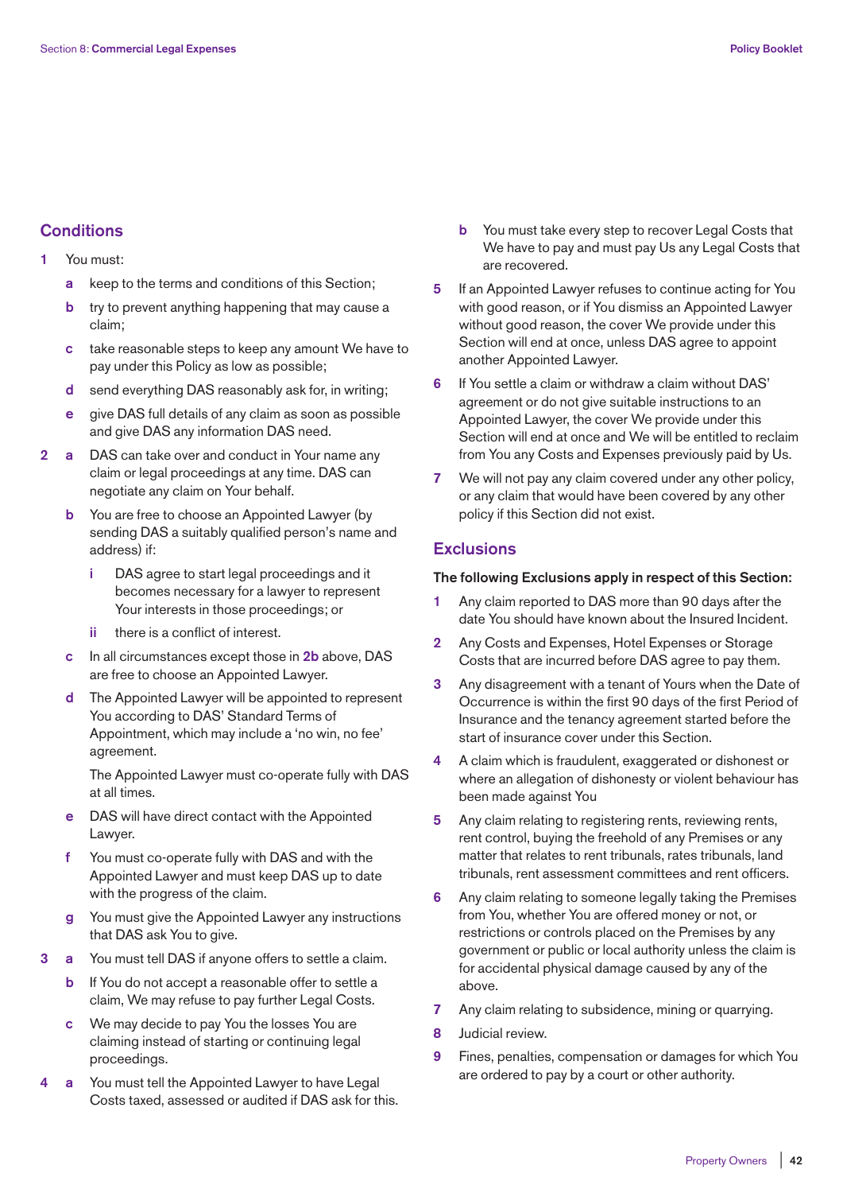## Conditions

1. You must:
   - **a** keep to the terms and conditions of this Section;
   - **b** try to prevent anything happening that may cause a claim;
   - **c** take reasonable steps to keep any amount We have to pay under this Policy as low as possible;
   - **d** send everything DAS reasonably ask for, in writing;
   - **e** give DAS full details of any claim as soon as possible and give DAS any information DAS need.
2. 
   - **a** DAS can take over and conduct in Your name any claim or legal proceedings at any time. DAS can negotiate any claim on Your behalf.
   - **b** You are free to choose an Appointed Lawyer (by sending DAS a suitably qualified person's name and address) if:
     - **i** DAS agree to start legal proceedings and it becomes necessary for a lawyer to represent Your interests in those proceedings; or
     - **ii** there is a conflict of interest.
   - **c** In all circumstances except those in **2b** above, DAS are free to choose an Appointed Lawyer.
   - **d** The Appointed Lawyer will be appointed to represent You according to DAS' Standard Terms of Appointment, which may include a 'no win, no fee' agreement.

     The Appointed Lawyer must co-operate fully with DAS at all times.
   - **e** DAS will have direct contact with the Appointed Lawyer.
   - **f** You must co-operate fully with DAS and with the Appointed Lawyer and must keep DAS up to date with the progress of the claim.
   - **g** You must give the Appointed Lawyer any instructions that DAS ask You to give.
3. 
   - **a** You must tell DAS if anyone offers to settle a claim.
   - **b** If You do not accept a reasonable offer to settle a claim, We may refuse to pay further Legal Costs.
   - **c** We may decide to pay You the losses You are claiming instead of starting or continuing legal proceedings.
4. 
   - **a** You must tell the Appointed Lawyer to have Legal Costs taxed, assessed or audited if DAS ask for this.
   - **b** You must take every step to recover Legal Costs that We have to pay and must pay Us any Legal Costs that are recovered.
5. If an Appointed Lawyer refuses to continue acting for You with good reason, or if You dismiss an Appointed Lawyer without good reason, the cover We provide under this Section will end at once, unless DAS agree to appoint another Appointed Lawyer.
6. If You settle a claim or withdraw a claim without DAS' agreement or do not give suitable instructions to an Appointed Lawyer, the cover We provide under this Section will end at once and We will be entitled to reclaim from You any Costs and Expenses previously paid by Us.
7. We will not pay any claim covered under any other policy, or any claim that would have been covered by any other policy if this Section did not exist.

## Exclusions

**The following Exclusions apply in respect of this Section:**

1. Any claim reported to DAS more than 90 days after the date You should have known about the Insured Incident.
2. Any Costs and Expenses, Hotel Expenses or Storage Costs that are incurred before DAS agree to pay them.
3. Any disagreement with a tenant of Yours when the Date of Occurrence is within the first 90 days of the first Period of Insurance and the tenancy agreement started before the start of insurance cover under this Section.
4. A claim which is fraudulent, exaggerated or dishonest or where an allegation of dishonesty or violent behaviour has been made against You
5. Any claim relating to registering rents, reviewing rents, rent control, buying the freehold of any Premises or any matter that relates to rent tribunals, rates tribunals, land tribunals, rent assessment committees and rent officers.
6. Any claim relating to someone legally taking the Premises from You, whether You are offered money or not, or restrictions or controls placed on the Premises by any government or public or local authority unless the claim is for accidental physical damage caused by any of the above.
7. Any claim relating to subsidence, mining or quarrying.
8. Judicial review.
9. Fines, penalties, compensation or damages for which You are ordered to pay by a court or other authority.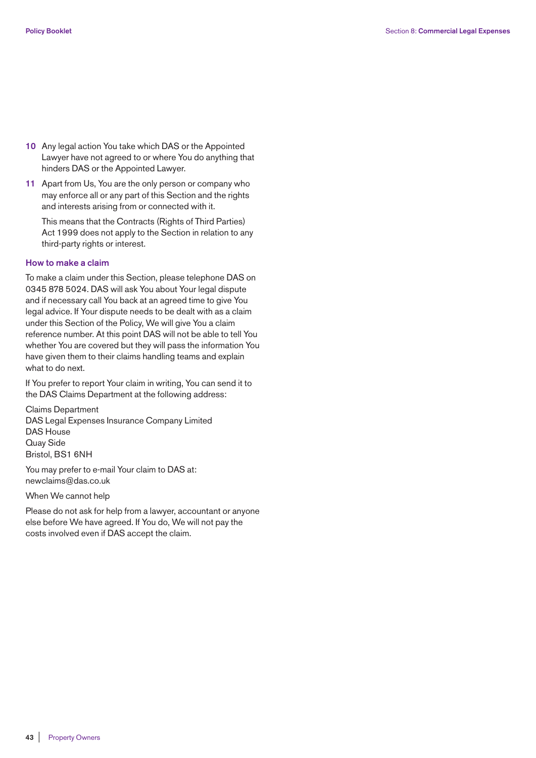10. Any legal action You take which DAS or the Appointed Lawyer have not agreed to or where You do anything that hinders DAS or the Appointed Lawyer.
11. Apart from Us, You are the only person or company who may enforce all or any part of this Section and the rights and interests arising from or connected with it.

    This means that the Contracts (Rights of Third Parties) Act 1999 does not apply to the Section in relation to any third-party rights or interest.

### How to make a claim

To make a claim under this Section, please telephone DAS on 0345 878 5024. DAS will ask You about Your legal dispute and if necessary call You back at an agreed time to give You legal advice. If Your dispute needs to be dealt with as a claim under this Section of the Policy, We will give You a claim reference number. At this point DAS will not be able to tell You whether You are covered but they will pass the information You have given them to their claims handling teams and explain what to do next.

If You prefer to report Your claim in writing, You can send it to the DAS Claims Department at the following address:

Claims Department
DAS Legal Expenses Insurance Company Limited
DAS House
Quay Side
Bristol, BS1 6NH

You may prefer to e-mail Your claim to DAS at:
newclaims@das.co.uk

When We cannot help

Please do not ask for help from a lawyer, accountant or anyone else before We have agreed. If You do, We will not pay the costs involved even if DAS accept the claim.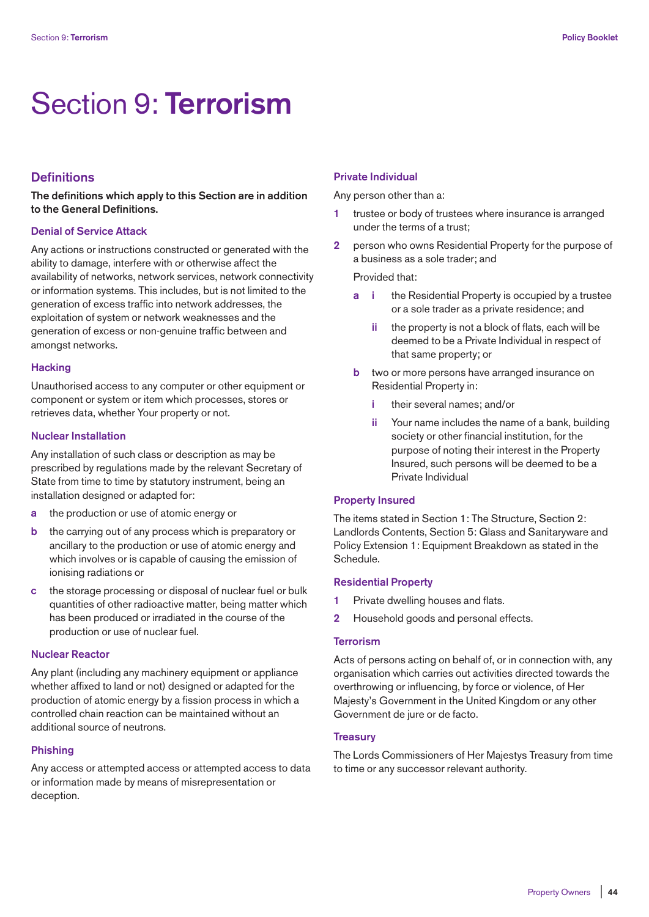# Section 9: **Terrorism**

## Definitions

**The definitions which apply to this Section are in addition to the General Definitions.**

### Denial of Service Attack

Any actions or instructions constructed or generated with the ability to damage, interfere with or otherwise affect the availability of networks, network services, network connectivity or information systems. This includes, but is not limited to the generation of excess traffic into network addresses, the exploitation of system or network weaknesses and the generation of excess or non-genuine traffic between and amongst networks.

### Hacking

Unauthorised access to any computer or other equipment or component or system or item which processes, stores or retrieves data, whether Your property or not.

### Nuclear Installation

Any installation of such class or description as may be prescribed by regulations made by the relevant Secretary of State from time to time by statutory instrument, being an installation designed or adapted for:

- **a** the production or use of atomic energy or
- **b** the carrying out of any process which is preparatory or ancillary to the production or use of atomic energy and which involves or is capable of causing the emission of ionising radiations or
- **c** the storage processing or disposal of nuclear fuel or bulk quantities of other radioactive matter, being matter which has been produced or irradiated in the course of the production or use of nuclear fuel.

### Nuclear Reactor

Any plant (including any machinery equipment or appliance whether affixed to land or not) designed or adapted for the production of atomic energy by a fission process in which a controlled chain reaction can be maintained without an additional source of neutrons.

### Phishing

Any access or attempted access or attempted access to data or information made by means of misrepresentation or deception.

### Private Individual

Any person other than a:

1. trustee or body of trustees where insurance is arranged under the terms of a trust;
2. person who owns Residential Property for the purpose of a business as a sole trader; and

   Provided that:

   - **a** **i** the Residential Property is occupied by a trustee or a sole trader as a private residence; and
     - **ii** the property is not a block of flats, each will be deemed to be a Private Individual in respect of that same property; or
   - **b** two or more persons have arranged insurance on Residential Property in:
     - **i** their several names; and/or
     - **ii** Your name includes the name of a bank, building society or other financial institution, for the purpose of noting their interest in the Property Insured, such persons will be deemed to be a Private Individual

### Property Insured

The items stated in Section 1: The Structure, Section 2: Landlords Contents, Section 5: Glass and Sanitaryware and Policy Extension 1: Equipment Breakdown as stated in the Schedule.

### Residential Property

1. Private dwelling houses and flats.
2. Household goods and personal effects.

### Terrorism

Acts of persons acting on behalf of, or in connection with, any organisation which carries out activities directed towards the overthrowing or influencing, by force or violence, of Her Majesty's Government in the United Kingdom or any other Government de jure or de facto.

### Treasury

The Lords Commissioners of Her Majestys Treasury from time to time or any successor relevant authority.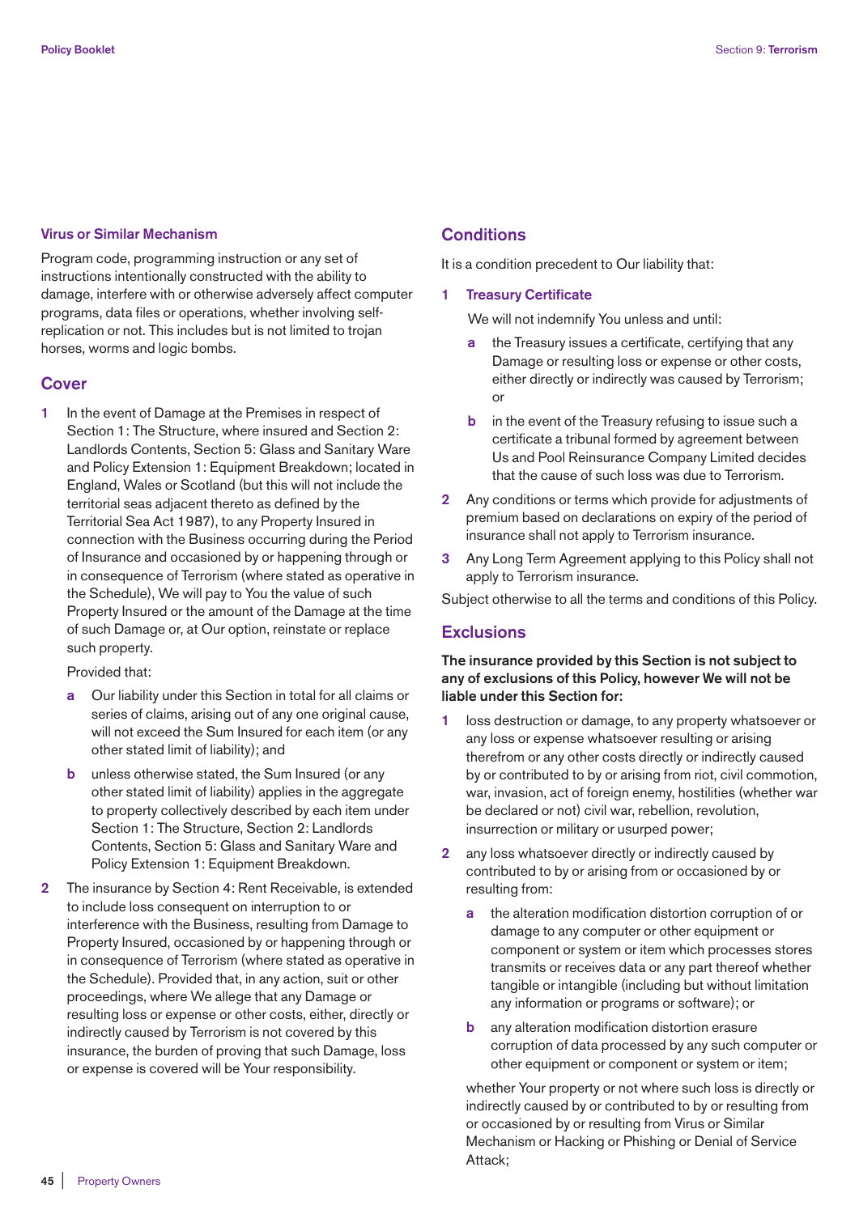### Virus or Similar Mechanism

Program code, programming instruction or any set of instructions intentionally constructed with the ability to damage, interfere with or otherwise adversely affect computer programs, data files or operations, whether involving self-replication or not. This includes but is not limited to trojan horses, worms and logic bombs.

## Cover

1. In the event of Damage at the Premises in respect of Section 1: The Structure, where insured and Section 2: Landlords Contents, Section 5: Glass and Sanitary Ware and Policy Extension 1: Equipment Breakdown; located in England, Wales or Scotland (but this will not include the territorial seas adjacent thereto as defined by the Territorial Sea Act 1987), to any Property Insured in connection with the Business occurring during the Period of Insurance and occasioned by or happening through or in consequence of Terrorism (where stated as operative in the Schedule), We will pay to You the value of such Property Insured or the amount of the Damage at the time of such Damage or, at Our option, reinstate or replace such property.

   Provided that:

   a. Our liability under this Section in total for all claims or series of claims, arising out of any one original cause, will not exceed the Sum Insured for each item (or any other stated limit of liability); and
   b. unless otherwise stated, the Sum Insured (or any other stated limit of liability) applies in the aggregate to property collectively described by each item under Section 1: The Structure, Section 2: Landlords Contents, Section 5: Glass and Sanitary Ware and Policy Extension 1: Equipment Breakdown.

2. The insurance by Section 4: Rent Receivable, is extended to include loss consequent on interruption to or interference with the Business, resulting from Damage to Property Insured, occasioned by or happening through or in consequence of Terrorism (where stated as operative in the Schedule). Provided that, in any action, suit or other proceedings, where We allege that any Damage or resulting loss or expense or other costs, either, directly or indirectly caused by Terrorism is not covered by this insurance, the burden of proving that such Damage, loss or expense is covered will be Your responsibility.

## Conditions

It is a condition precedent to Our liability that:

1. **Treasury Certificate**

   We will not indemnify You unless and until:

   a. the Treasury issues a certificate, certifying that any Damage or resulting loss or expense or other costs, either directly or indirectly was caused by Terrorism; or
   b. in the event of the Treasury refusing to issue such a certificate a tribunal formed by agreement between Us and Pool Reinsurance Company Limited decides that the cause of such loss was due to Terrorism.

2. Any conditions or terms which provide for adjustments of premium based on declarations on expiry of the period of insurance shall not apply to Terrorism insurance.
3. Any Long Term Agreement applying to this Policy shall not apply to Terrorism insurance.

Subject otherwise to all the terms and conditions of this Policy.

## Exclusions

**The insurance provided by this Section is not subject to any of exclusions of this Policy, however We will not be liable under this Section for:**

1. loss destruction or damage, to any property whatsoever or any loss or expense whatsoever resulting or arising therefrom or any other costs directly or indirectly caused by or contributed to by or arising from riot, civil commotion, war, invasion, act of foreign enemy, hostilities (whether war be declared or not) civil war, rebellion, revolution, insurrection or military or usurped power;
2. any loss whatsoever directly or indirectly caused by contributed to by or arising from or occasioned by or resulting from:

   a. the alteration modification distortion corruption of or damage to any computer or other equipment or component or system or item which processes stores transmits or receives data or any part thereof whether tangible or intangible (including but without limitation any information or programs or software); or
   b. any alteration modification distortion erasure corruption of data processed by any such computer or other equipment or component or system or item;

   whether Your property or not where such loss is directly or indirectly caused by or contributed to by or resulting from or occasioned by or resulting from Virus or Similar Mechanism or Hacking or Phishing or Denial of Service Attack;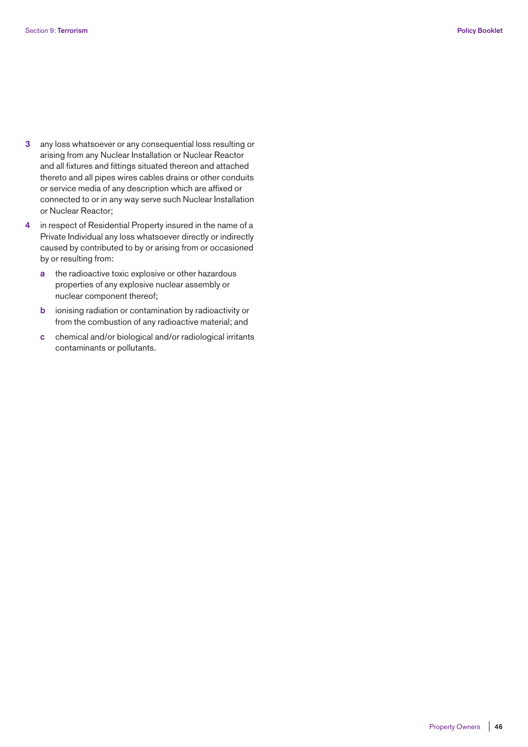3. any loss whatsoever or any consequential loss resulting or arising from any Nuclear Installation or Nuclear Reactor and all fixtures and fittings situated thereon and attached thereto and all pipes wires cables drains or other conduits or service media of any description which are affixed or connected to or in any way serve such Nuclear Installation or Nuclear Reactor;
4. in respect of Residential Property insured in the name of a Private Individual any loss whatsoever directly or indirectly caused by contributed to by or arising from or occasioned by or resulting from:
   - **a** the radioactive toxic explosive or other hazardous properties of any explosive nuclear assembly or nuclear component thereof;
   - **b** ionising radiation or contamination by radioactivity or from the combustion of any radioactive material; and
   - **c** chemical and/or biological and/or radiological irritants contaminants or pollutants.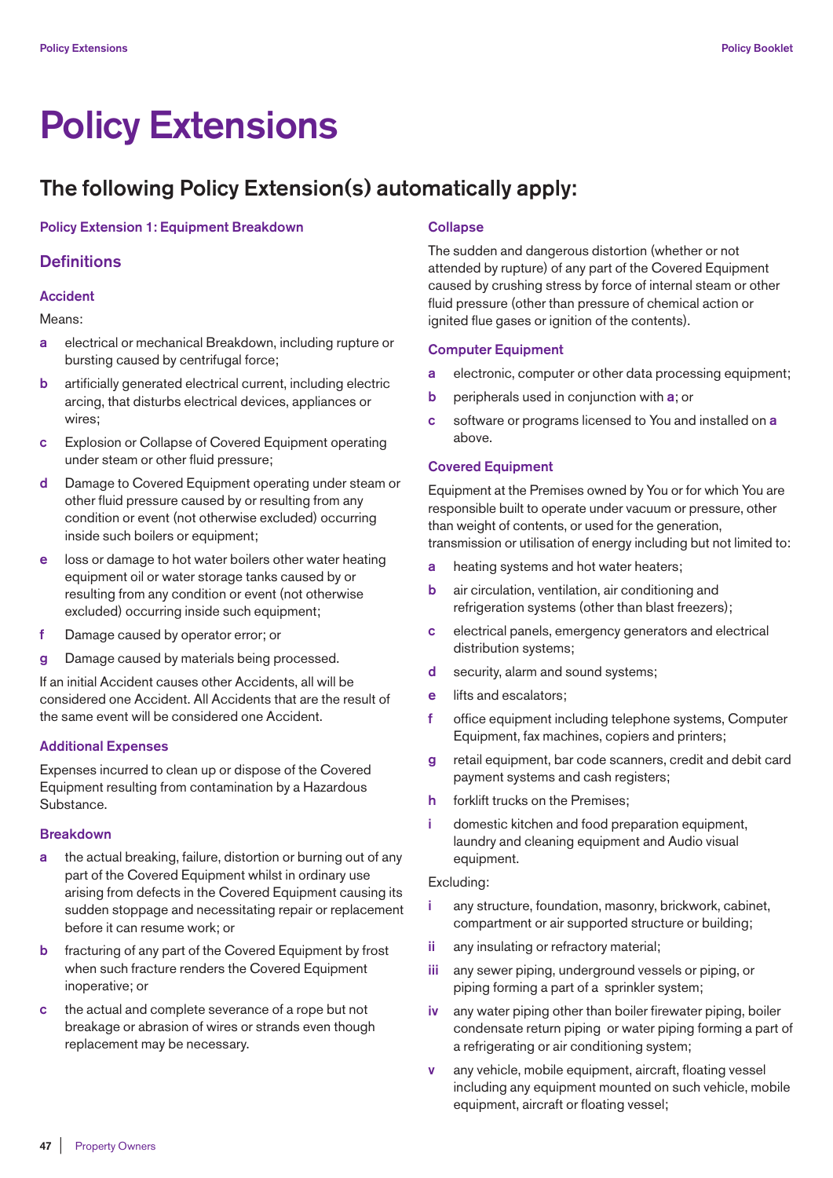# Policy Extensions

## The following Policy Extension(s) automatically apply:

**Policy Extension 1: Equipment Breakdown**

### Definitions

#### Accident

Means:

- **a** electrical or mechanical Breakdown, including rupture or bursting caused by centrifugal force;
- **b** artificially generated electrical current, including electric arcing, that disturbs electrical devices, appliances or wires;
- **c** Explosion or Collapse of Covered Equipment operating under steam or other fluid pressure;
- **d** Damage to Covered Equipment operating under steam or other fluid pressure caused by or resulting from any condition or event (not otherwise excluded) occurring inside such boilers or equipment;
- **e** loss or damage to hot water boilers other water heating equipment oil or water storage tanks caused by or resulting from any condition or event (not otherwise excluded) occurring inside such equipment;
- **f** Damage caused by operator error; or
- **g** Damage caused by materials being processed.

If an initial Accident causes other Accidents, all will be considered one Accident. All Accidents that are the result of the same event will be considered one Accident.

#### Additional Expenses

Expenses incurred to clean up or dispose of the Covered Equipment resulting from contamination by a Hazardous Substance.

#### Breakdown

- **a** the actual breaking, failure, distortion or burning out of any part of the Covered Equipment whilst in ordinary use arising from defects in the Covered Equipment causing its sudden stoppage and necessitating repair or replacement before it can resume work; or
- **b** fracturing of any part of the Covered Equipment by frost when such fracture renders the Covered Equipment inoperative; or
- **c** the actual and complete severance of a rope but not breakage or abrasion of wires or strands even though replacement may be necessary.

#### Collapse

The sudden and dangerous distortion (whether or not attended by rupture) of any part of the Covered Equipment caused by crushing stress by force of internal steam or other fluid pressure (other than pressure of chemical action or ignited flue gases or ignition of the contents).

#### Computer Equipment

- **a** electronic, computer or other data processing equipment;
- **b** peripherals used in conjunction with **a**; or
- **c** software or programs licensed to You and installed on **a** above.

#### Covered Equipment

Equipment at the Premises owned by You or for which You are responsible built to operate under vacuum or pressure, other than weight of contents, or used for the generation, transmission or utilisation of energy including but not limited to:

- **a** heating systems and hot water heaters;
- **b** air circulation, ventilation, air conditioning and refrigeration systems (other than blast freezers);
- **c** electrical panels, emergency generators and electrical distribution systems;
- **d** security, alarm and sound systems;
- **e** lifts and escalators;
- **f** office equipment including telephone systems, Computer Equipment, fax machines, copiers and printers;
- **g** retail equipment, bar code scanners, credit and debit card payment systems and cash registers;
- **h** forklift trucks on the Premises;
- **i** domestic kitchen and food preparation equipment, laundry and cleaning equipment and Audio visual equipment.

Excluding:

- **i** any structure, foundation, masonry, brickwork, cabinet, compartment or air supported structure or building;
- **ii** any insulating or refractory material;
- **iii** any sewer piping, underground vessels or piping, or piping forming a part of a sprinkler system;
- **iv** any water piping other than boiler firewater piping, boiler condensate return piping or water piping forming a part of a refrigerating or air conditioning system;
- **v** any vehicle, mobile equipment, aircraft, floating vessel including any equipment mounted on such vehicle, mobile equipment, aircraft or floating vessel;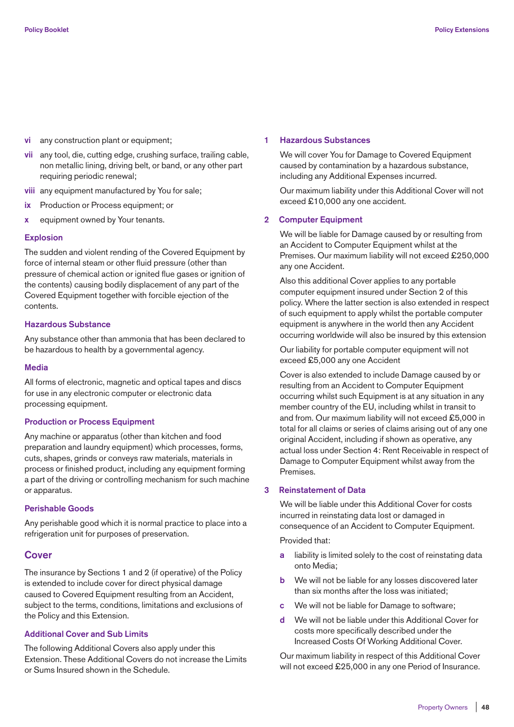- **vi** any construction plant or equipment;
- **vii** any tool, die, cutting edge, crushing surface, trailing cable, non metallic lining, driving belt, or band, or any other part requiring periodic renewal;
- **viii** any equipment manufactured by You for sale;
- **ix** Production or Process equipment; or
- **x** equipment owned by Your tenants.

### Explosion

The sudden and violent rending of the Covered Equipment by force of internal steam or other fluid pressure (other than pressure of chemical action or ignited flue gases or ignition of the contents) causing bodily displacement of any part of the Covered Equipment together with forcible ejection of the contents.

### Hazardous Substance

Any substance other than ammonia that has been declared to be hazardous to health by a governmental agency.

### Media

All forms of electronic, magnetic and optical tapes and discs for use in any electronic computer or electronic data processing equipment.

### Production or Process Equipment

Any machine or apparatus (other than kitchen and food preparation and laundry equipment) which processes, forms, cuts, shapes, grinds or conveys raw materials, materials in process or finished product, including any equipment forming a part of the driving or controlling mechanism for such machine or apparatus.

### Perishable Goods

Any perishable good which it is normal practice to place into a refrigeration unit for purposes of preservation.

## Cover

The insurance by Sections 1 and 2 (if operative) of the Policy is extended to include cover for direct physical damage caused to Covered Equipment resulting from an Accident, subject to the terms, conditions, limitations and exclusions of the Policy and this Extension.

### Additional Cover and Sub Limits

The following Additional Covers also apply under this Extension. These Additional Covers do not increase the Limits or Sums Insured shown in the Schedule.

### 1 Hazardous Substances

We will cover You for Damage to Covered Equipment caused by contamination by a hazardous substance, including any Additional Expenses incurred.

Our maximum liability under this Additional Cover will not exceed £10,000 any one accident.

### 2 Computer Equipment

We will be liable for Damage caused by or resulting from an Accident to Computer Equipment whilst at the Premises. Our maximum liability will not exceed £250,000 any one Accident.

Also this additional Cover applies to any portable computer equipment insured under Section 2 of this policy. Where the latter section is also extended in respect of such equipment to apply whilst the portable computer equipment is anywhere in the world then any Accident occurring worldwide will also be insured by this extension

Our liability for portable computer equipment will not exceed £5,000 any one Accident

Cover is also extended to include Damage caused by or resulting from an Accident to Computer Equipment occurring whilst such Equipment is at any situation in any member country of the EU, including whilst in transit to and from. Our maximum liability will not exceed £5,000 in total for all claims or series of claims arising out of any one original Accident, including if shown as operative, any actual loss under Section 4: Rent Receivable in respect of Damage to Computer Equipment whilst away from the Premises.

### 3 Reinstatement of Data

We will be liable under this Additional Cover for costs incurred in reinstating data lost or damaged in consequence of an Accident to Computer Equipment.

Provided that:

- **a** liability is limited solely to the cost of reinstating data onto Media;
- **b** We will not be liable for any losses discovered later than six months after the loss was initiated;
- **c** We will not be liable for Damage to software;
- **d** We will not be liable under this Additional Cover for costs more specifically described under the Increased Costs Of Working Additional Cover.

Our maximum liability in respect of this Additional Cover will not exceed £25,000 in any one Period of Insurance.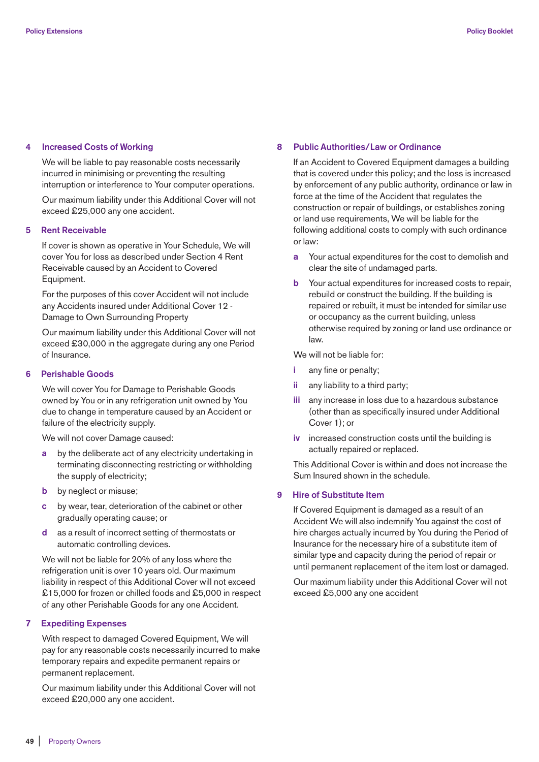### 4 Increased Costs of Working

We will be liable to pay reasonable costs necessarily incurred in minimising or preventing the resulting interruption or interference to Your computer operations.

Our maximum liability under this Additional Cover will not exceed £25,000 any one accident.

### 5 Rent Receivable

If cover is shown as operative in Your Schedule, We will cover You for loss as described under Section 4 Rent Receivable caused by an Accident to Covered Equipment.

For the purposes of this cover Accident will not include any Accidents insured under Additional Cover 12 - Damage to Own Surrounding Property

Our maximum liability under this Additional Cover will not exceed £30,000 in the aggregate during any one Period of Insurance.

### 6 Perishable Goods

We will cover You for Damage to Perishable Goods owned by You or in any refrigeration unit owned by You due to change in temperature caused by an Accident or failure of the electricity supply.

We will not cover Damage caused:

- **a** by the deliberate act of any electricity undertaking in terminating disconnecting restricting or withholding the supply of electricity;
- **b** by neglect or misuse;
- **c** by wear, tear, deterioration of the cabinet or other gradually operating cause; or
- **d** as a result of incorrect setting of thermostats or automatic controlling devices.

We will not be liable for 20% of any loss where the refrigeration unit is over 10 years old. Our maximum liability in respect of this Additional Cover will not exceed £15,000 for frozen or chilled foods and £5,000 in respect of any other Perishable Goods for any one Accident.

### 7 Expediting Expenses

With respect to damaged Covered Equipment, We will pay for any reasonable costs necessarily incurred to make temporary repairs and expedite permanent repairs or permanent replacement.

Our maximum liability under this Additional Cover will not exceed £20,000 any one accident.

### 8 Public Authorities/Law or Ordinance

If an Accident to Covered Equipment damages a building that is covered under this policy; and the loss is increased by enforcement of any public authority, ordinance or law in force at the time of the Accident that regulates the construction or repair of buildings, or establishes zoning or land use requirements, We will be liable for the following additional costs to comply with such ordinance or law:

- **a** Your actual expenditures for the cost to demolish and clear the site of undamaged parts.
- **b** Your actual expenditures for increased costs to repair, rebuild or construct the building. If the building is repaired or rebuilt, it must be intended for similar use or occupancy as the current building, unless otherwise required by zoning or land use ordinance or law.

We will not be liable for:

- **i** any fine or penalty;
- **ii** any liability to a third party;
- **iii** any increase in loss due to a hazardous substance (other than as specifically insured under Additional Cover 1); or
- **iv** increased construction costs until the building is actually repaired or replaced.

This Additional Cover is within and does not increase the Sum Insured shown in the schedule.

### 9 Hire of Substitute Item

If Covered Equipment is damaged as a result of an Accident We will also indemnify You against the cost of hire charges actually incurred by You during the Period of Insurance for the necessary hire of a substitute item of similar type and capacity during the period of repair or until permanent replacement of the item lost or damaged.

Our maximum liability under this Additional Cover will not exceed £5,000 any one accident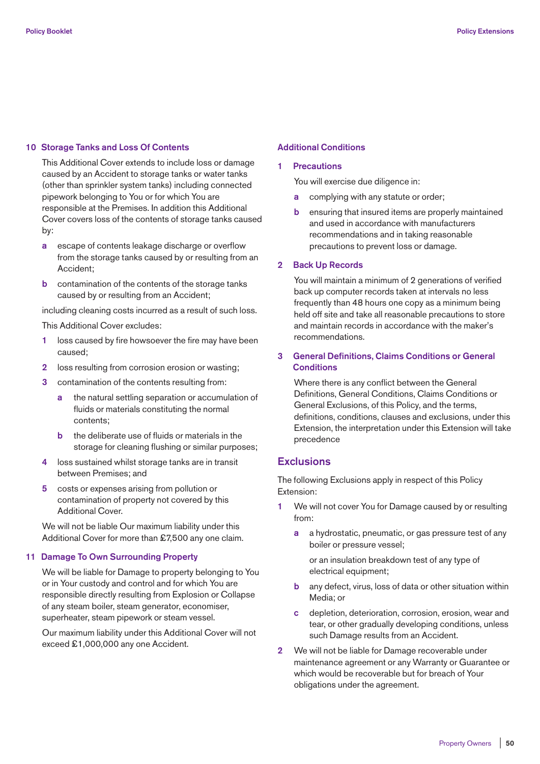### 10 Storage Tanks and Loss Of Contents

This Additional Cover extends to include loss or damage caused by an Accident to storage tanks or water tanks (other than sprinkler system tanks) including connected pipework belonging to You or for which You are responsible at the Premises. In addition this Additional Cover covers loss of the contents of storage tanks caused by:

- **a** escape of contents leakage discharge or overflow from the storage tanks caused by or resulting from an Accident;
- **b** contamination of the contents of the storage tanks caused by or resulting from an Accident;

including cleaning costs incurred as a result of such loss.

This Additional Cover excludes:

1. loss caused by fire howsoever the fire may have been caused;
2. loss resulting from corrosion erosion or wasting;
3. contamination of the contents resulting from:
   - **a** the natural settling separation or accumulation of fluids or materials constituting the normal contents;
   - **b** the deliberate use of fluids or materials in the storage for cleaning flushing or similar purposes;
4. loss sustained whilst storage tanks are in transit between Premises; and
5. costs or expenses arising from pollution or contamination of property not covered by this Additional Cover.

We will not be liable Our maximum liability under this Additional Cover for more than £7,500 any one claim.

### 11 Damage To Own Surrounding Property

We will be liable for Damage to property belonging to You or in Your custody and control and for which You are responsible directly resulting from Explosion or Collapse of any steam boiler, steam generator, economiser, superheater, steam pipework or steam vessel.

Our maximum liability under this Additional Cover will not exceed £1,000,000 any one Accident.

## Additional Conditions

### 1 Precautions

You will exercise due diligence in:

- **a** complying with any statute or order;
- **b** ensuring that insured items are properly maintained and used in accordance with manufacturers recommendations and in taking reasonable precautions to prevent loss or damage.

### 2 Back Up Records

You will maintain a minimum of 2 generations of verified back up computer records taken at intervals no less frequently than 48 hours one copy as a minimum being held off site and take all reasonable precautions to store and maintain records in accordance with the maker's recommendations.

### 3 General Definitions, Claims Conditions or General Conditions

Where there is any conflict between the General Definitions, General Conditions, Claims Conditions or General Exclusions, of this Policy, and the terms, definitions, conditions, clauses and exclusions, under this Extension, the interpretation under this Extension will take precedence

## Exclusions

The following Exclusions apply in respect of this Policy Extension:

1. We will not cover You for Damage caused by or resulting from:
   - **a** a hydrostatic, pneumatic, or gas pressure test of any boiler or pressure vessel;

     or an insulation breakdown test of any type of electrical equipment;
   - **b** any defect, virus, loss of data or other situation within Media; or
   - **c** depletion, deterioration, corrosion, erosion, wear and tear, or other gradually developing conditions, unless such Damage results from an Accident.
2. We will not be liable for Damage recoverable under maintenance agreement or any Warranty or Guarantee or which would be recoverable but for breach of Your obligations under the agreement.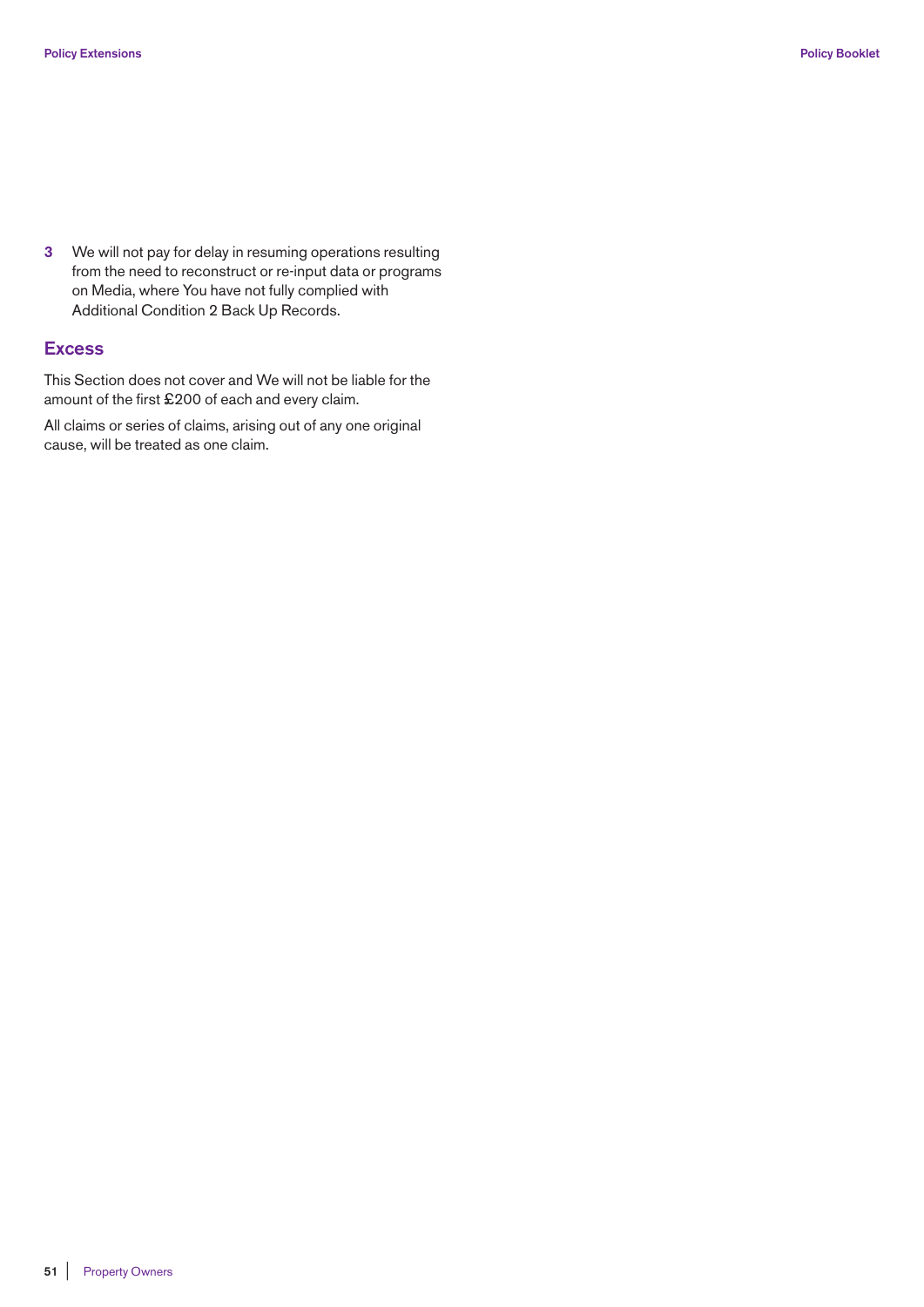3 We will not pay for delay in resuming operations resulting from the need to reconstruct or re-input data or programs on Media, where You have not fully complied with Additional Condition 2 Back Up Records.

## Excess

This Section does not cover and We will not be liable for the amount of the first £200 of each and every claim.

All claims or series of claims, arising out of any one original cause, will be treated as one claim.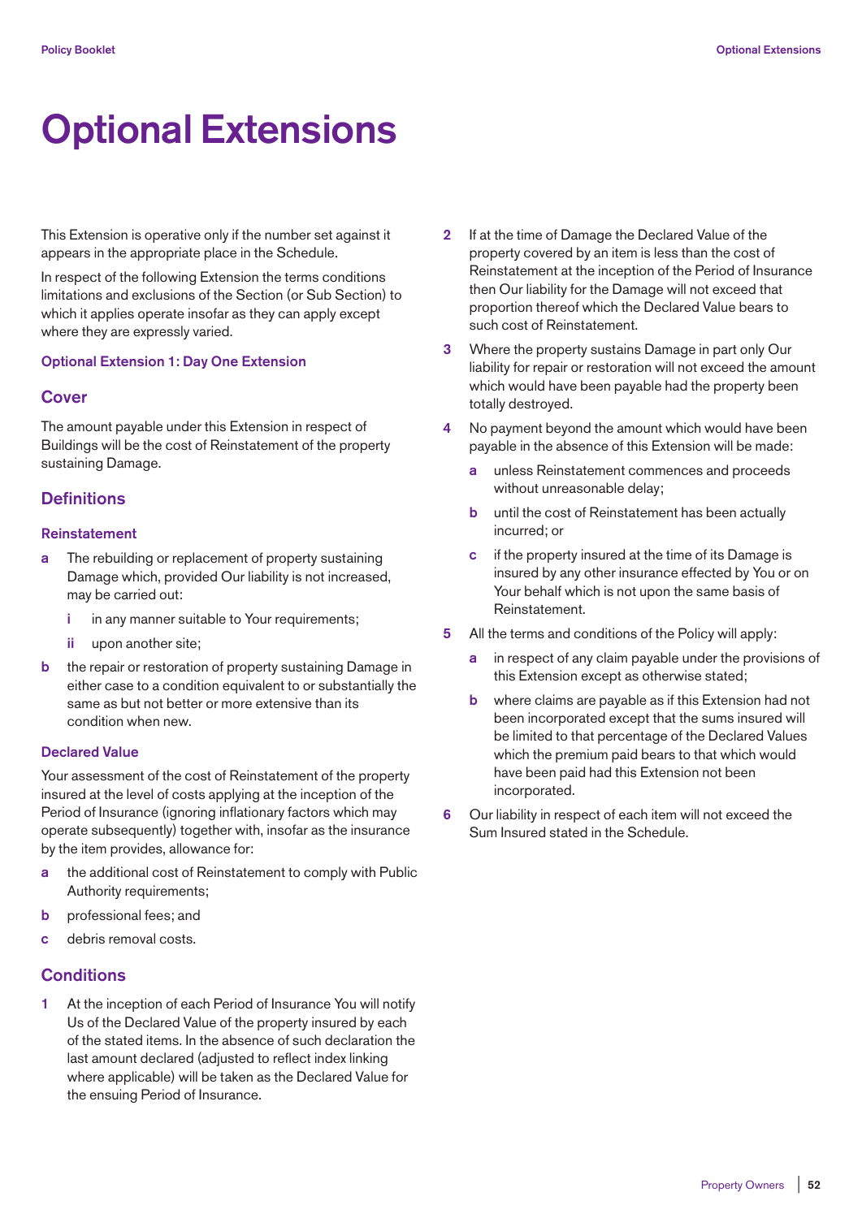# Optional Extensions

This Extension is operative only if the number set against it appears in the appropriate place in the Schedule.

In respect of the following Extension the terms conditions limitations and exclusions of the Section (or Sub Section) to which it applies operate insofar as they can apply except where they are expressly varied.

### Optional Extension 1: Day One Extension

## Cover

The amount payable under this Extension in respect of Buildings will be the cost of Reinstatement of the property sustaining Damage.

## Definitions

### Reinstatement

- **a** The rebuilding or replacement of property sustaining Damage which, provided Our liability is not increased, may be carried out:
  - **i** in any manner suitable to Your requirements;
  - **ii** upon another site;
- **b** the repair or restoration of property sustaining Damage in either case to a condition equivalent to or substantially the same as but not better or more extensive than its condition when new.

### Declared Value

Your assessment of the cost of Reinstatement of the property insured at the level of costs applying at the inception of the Period of Insurance (ignoring inflationary factors which may operate subsequently) together with, insofar as the insurance by the item provides, allowance for:

- **a** the additional cost of Reinstatement to comply with Public Authority requirements;
- **b** professional fees; and
- **c** debris removal costs.

## Conditions

1. At the inception of each Period of Insurance You will notify Us of the Declared Value of the property insured by each of the stated items. In the absence of such declaration the last amount declared (adjusted to reflect index linking where applicable) will be taken as the Declared Value for the ensuing Period of Insurance.
2. If at the time of Damage the Declared Value of the property covered by an item is less than the cost of Reinstatement at the inception of the Period of Insurance then Our liability for the Damage will not exceed that proportion thereof which the Declared Value bears to such cost of Reinstatement.
3. Where the property sustains Damage in part only Our liability for repair or restoration will not exceed the amount which would have been payable had the property been totally destroyed.
4. No payment beyond the amount which would have been payable in the absence of this Extension will be made:
   - **a** unless Reinstatement commences and proceeds without unreasonable delay;
   - **b** until the cost of Reinstatement has been actually incurred; or
   - **c** if the property insured at the time of its Damage is insured by any other insurance effected by You or on Your behalf which is not upon the same basis of Reinstatement.
5. All the terms and conditions of the Policy will apply:
   - **a** in respect of any claim payable under the provisions of this Extension except as otherwise stated;
   - **b** where claims are payable as if this Extension had not been incorporated except that the sums insured will be limited to that percentage of the Declared Values which the premium paid bears to that which would have been paid had this Extension not been incorporated.
6. Our liability in respect of each item will not exceed the Sum Insured stated in the Schedule.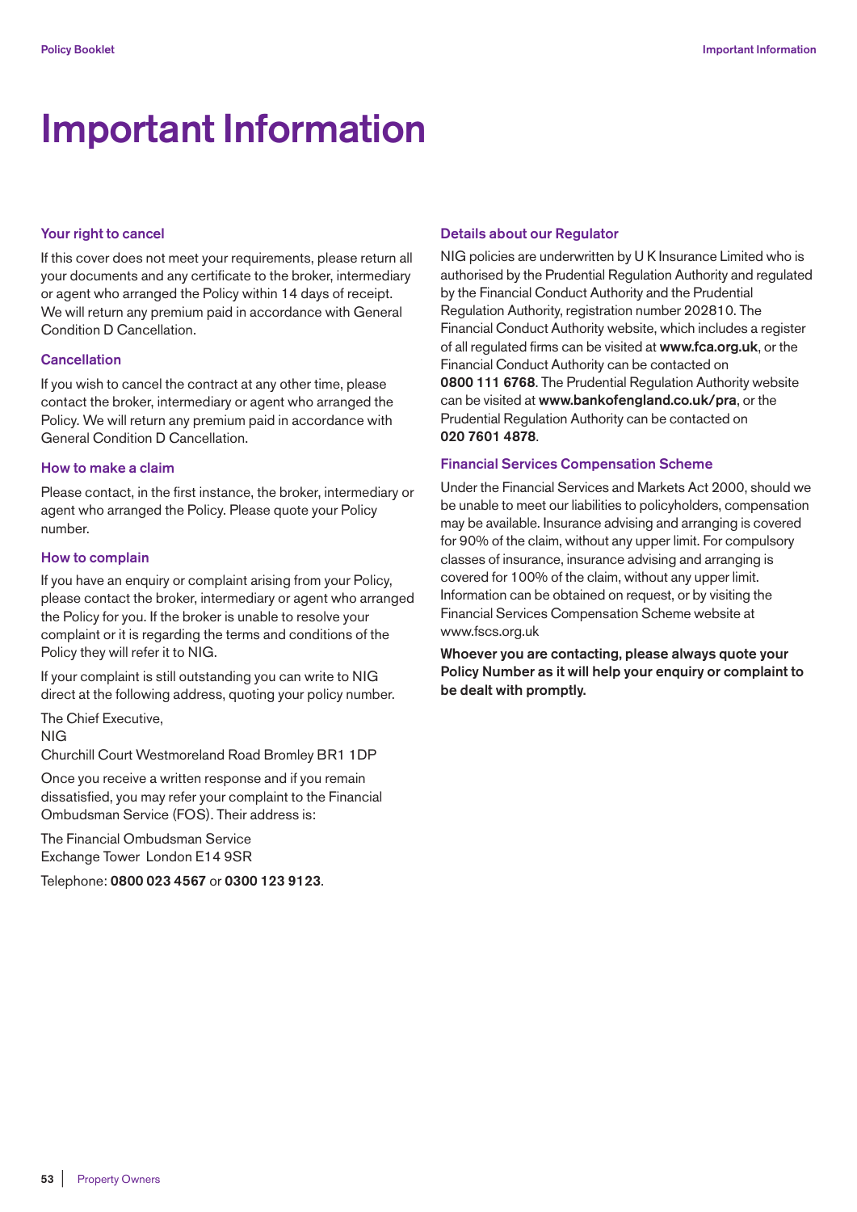# Important Information

### Your right to cancel

If this cover does not meet your requirements, please return all your documents and any certificate to the broker, intermediary or agent who arranged the Policy within 14 days of receipt. We will return any premium paid in accordance with General Condition D Cancellation.

### Cancellation

If you wish to cancel the contract at any other time, please contact the broker, intermediary or agent who arranged the Policy. We will return any premium paid in accordance with General Condition D Cancellation.

### How to make a claim

Please contact, in the first instance, the broker, intermediary or agent who arranged the Policy. Please quote your Policy number.

### How to complain

If you have an enquiry or complaint arising from your Policy, please contact the broker, intermediary or agent who arranged the Policy for you. If the broker is unable to resolve your complaint or it is regarding the terms and conditions of the Policy they will refer it to NIG.

If your complaint is still outstanding you can write to NIG direct at the following address, quoting your policy number.

The Chief Executive,
NIG
Churchill Court Westmoreland Road Bromley BR1 1DP

Once you receive a written response and if you remain dissatisfied, you may refer your complaint to the Financial Ombudsman Service (FOS). Their address is:

The Financial Ombudsman Service
Exchange Tower London E14 9SR

Telephone: **0800 023 4567** or **0300 123 9123**.

### Details about our Regulator

NIG policies are underwritten by U K Insurance Limited who is authorised by the Prudential Regulation Authority and regulated by the Financial Conduct Authority and the Prudential Regulation Authority, registration number 202810. The Financial Conduct Authority website, which includes a register of all regulated firms can be visited at **www.fca.org.uk**, or the Financial Conduct Authority can be contacted on **0800 111 6768**. The Prudential Regulation Authority website can be visited at **www.bankofengland.co.uk/pra**, or the Prudential Regulation Authority can be contacted on **020 7601 4878**.

### Financial Services Compensation Scheme

Under the Financial Services and Markets Act 2000, should we be unable to meet our liabilities to policyholders, compensation may be available. Insurance advising and arranging is covered for 90% of the claim, without any upper limit. For compulsory classes of insurance, insurance advising and arranging is covered for 100% of the claim, without any upper limit. Information can be obtained on request, or by visiting the Financial Services Compensation Scheme website at www.fscs.org.uk

**Whoever you are contacting, please always quote your Policy Number as it will help your enquiry or complaint to be dealt with promptly.**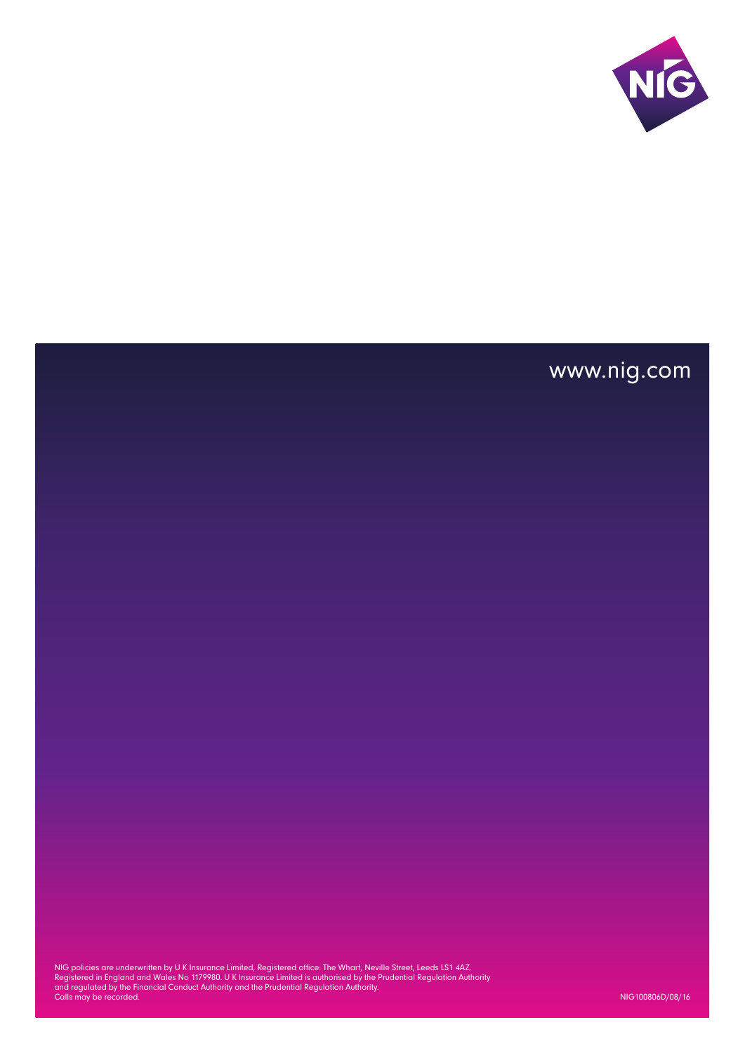www.nig.com

NIG policies are underwritten by U K Insurance Limited, Registered office: The Wharf, Neville Street, Leeds LS1 4AZ.
Registered in England and Wales No 1179980. U K Insurance Limited is authorised by the Prudential Regulation Authority and regulated by the Financial Conduct Authority and the Prudential Regulation Authority.
Calls may be recorded.

NIG100806D/08/16